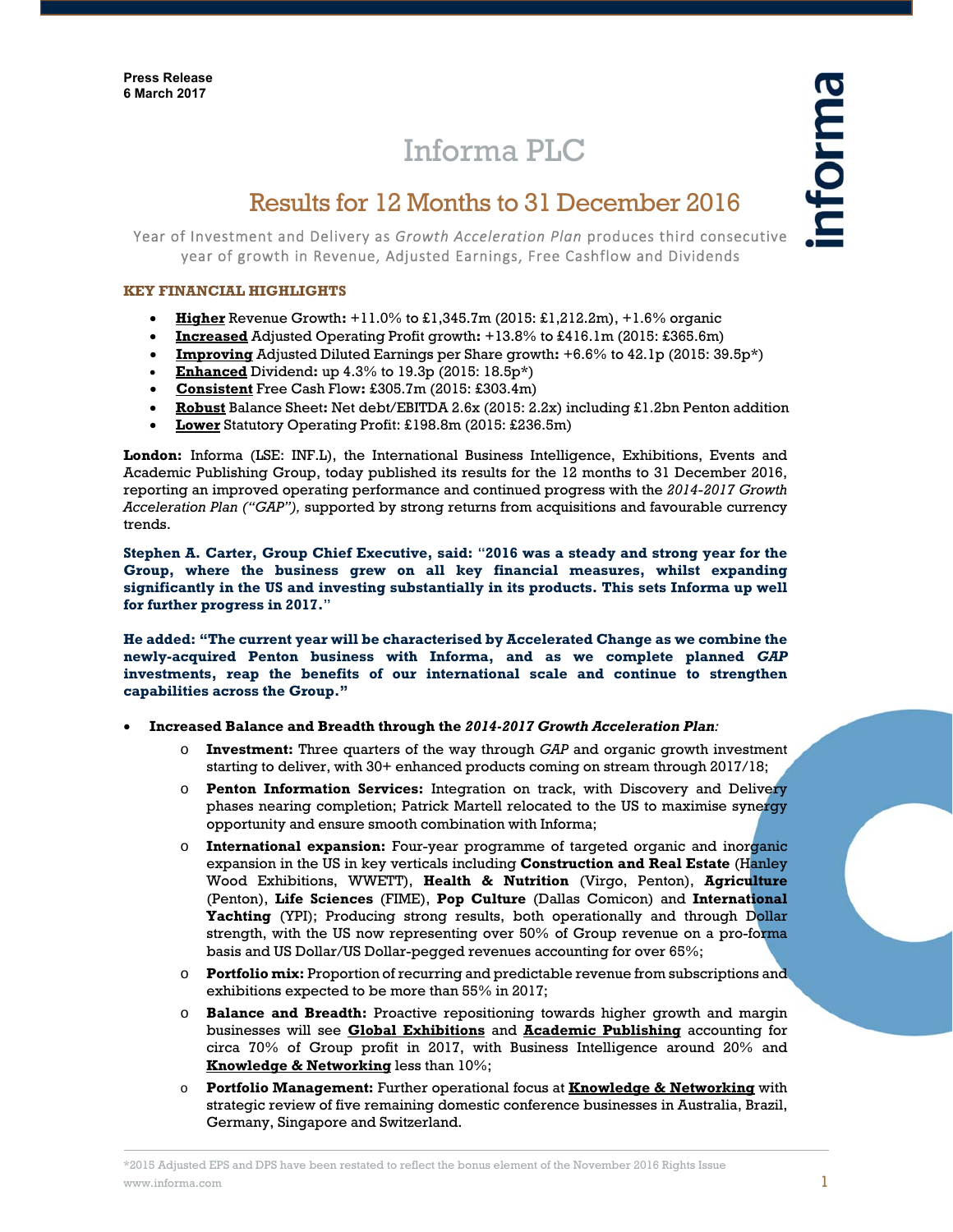**Press Release**
**6 March 2017**

# Informa PLC

## Results for 12 Months to 31 December 2016

Year of Investment and Delivery as *Growth Acceleration Plan* produces third consecutive year of growth in Revenue, Adjusted Earnings, Free Cashflow and Dividends

### KEY FINANCIAL HIGHLIGHTS

- **Higher** Revenue Growth**:** +11.0% to £1,345.7m (2015: £1,212.2m), +1.6% organic
- **Increased** Adjusted Operating Profit growth**:** +13.8% to £416.1m (2015: £365.6m)
- **Improving** Adjusted Diluted Earnings per Share growth**:** +6.6% to 42.1p (2015: 39.5p*)
- **Enhanced** Dividend**:** up 4.3% to 19.3p (2015: 18.5p*)
- **Consistent** Free Cash Flow**:** £305.7m (2015: £303.4m)
- **Robust** Balance Sheet**:** Net debt/EBITDA 2.6x (2015: 2.2x) including £1.2bn Penton addition
- **Lower** Statutory Operating Profit: £198.8m (2015: £236.5m)

**London:** Informa (LSE: INF.L), the International Business Intelligence, Exhibitions, Events and Academic Publishing Group, today published its results for the 12 months to 31 December 2016, reporting an improved operating performance and continued progress with the *2014-2017 Growth Acceleration Plan ("GAP"),* supported by strong returns from acquisitions and favourable currency trends.

**Stephen A. Carter, Group Chief Executive, said: "2016 was a steady and strong year for the Group, where the business grew on all key financial measures, whilst expanding significantly in the US and investing substantially in its products. This sets Informa up well for further progress in 2017."**

**He added: "The current year will be characterised by Accelerated Change as we combine the newly-acquired Penton business with Informa, and as we complete planned *GAP* investments, reap the benefits of our international scale and continue to strengthen capabilities across the Group."**

- **Increased Balance and Breadth through the *2014-2017 Growth Acceleration Plan:***
  - **Investment:** Three quarters of the way through *GAP* and organic growth investment starting to deliver, with 30+ enhanced products coming on stream through 2017/18;
  - **Penton Information Services:** Integration on track, with Discovery and Delivery phases nearing completion; Patrick Martell relocated to the US to maximise synergy opportunity and ensure smooth combination with Informa;
  - **International expansion:** Four-year programme of targeted organic and inorganic expansion in the US in key verticals including **Construction and Real Estate** (Hanley Wood Exhibitions, WWETT), **Health & Nutrition** (Virgo, Penton), **Agriculture** (Penton), **Life Sciences** (FIME), **Pop Culture** (Dallas Comicon) and **International Yachting** (YPI); Producing strong results, both operationally and through Dollar strength, with the US now representing over 50% of Group revenue on a pro-forma basis and US Dollar/US Dollar-pegged revenues accounting for over 65%;
  - **Portfolio mix:** Proportion of recurring and predictable revenue from subscriptions and exhibitions expected to be more than 55% in 2017;
  - **Balance and Breadth:** Proactive repositioning towards higher growth and margin businesses will see **Global Exhibitions** and **Academic Publishing** accounting for circa 70% of Group profit in 2017, with Business Intelligence around 20% and **Knowledge & Networking** less than 10%;
  - **Portfolio Management:** Further operational focus at **Knowledge & Networking** with strategic review of five remaining domestic conference businesses in Australia, Brazil, Germany, Singapore and Switzerland.

*2015 Adjusted EPS and DPS have been restated to reflect the bonus element of the November 2016 Rights Issue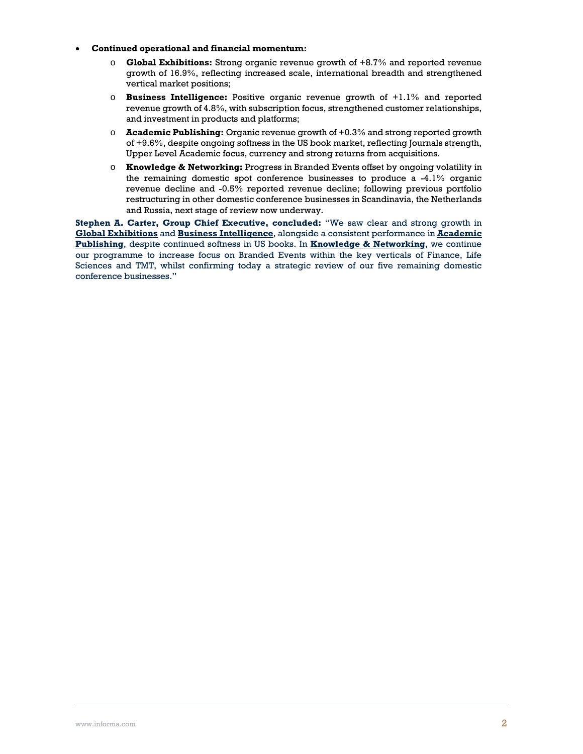- **Continued operational and financial momentum:**
  - **Global Exhibitions:** Strong organic revenue growth of +8.7% and reported revenue growth of 16.9%, reflecting increased scale, international breadth and strengthened vertical market positions;
  - **Business Intelligence:** Positive organic revenue growth of +1.1% and reported revenue growth of 4.8%, with subscription focus, strengthened customer relationships, and investment in products and platforms;
  - **Academic Publishing:** Organic revenue growth of +0.3% and strong reported growth of +9.6%, despite ongoing softness in the US book market, reflecting Journals strength, Upper Level Academic focus, currency and strong returns from acquisitions.
  - **Knowledge & Networking:** Progress in Branded Events offset by ongoing volatility in the remaining domestic spot conference businesses to produce a -4.1% organic revenue decline and -0.5% reported revenue decline; following previous portfolio restructuring in other domestic conference businesses in Scandinavia, the Netherlands and Russia, next stage of review now underway.

**Stephen A. Carter, Group Chief Executive, concluded:** "We saw clear and strong growth in **Global Exhibitions** and **Business Intelligence**, alongside a consistent performance in **Academic Publishing**, despite continued softness in US books. In **Knowledge & Networking**, we continue our programme to increase focus on Branded Events within the key verticals of Finance, Life Sciences and TMT, whilst confirming today a strategic review of our five remaining domestic conference businesses."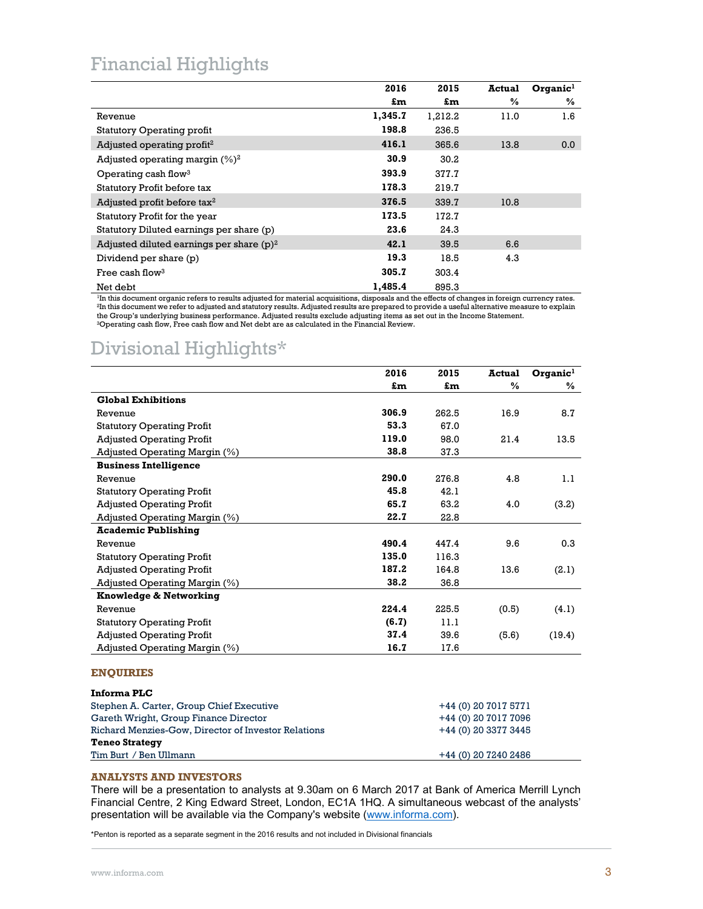# Financial Highlights

| | 2016 £m | 2015 £m | Actual % | Organic[1] % |
|---|---|---|---|---|
| Revenue | **1,345.7** | 1,212.2 | 11.0 | 1.6 |
| Statutory Operating profit | **198.8** | 236.5 | | |
| Adjusted operating profit[2] | **416.1** | 365.6 | 13.8 | 0.0 |
| Adjusted operating margin (%)[2] | **30.9** | 30.2 | | |
| Operating cash flow[3] | **393.9** | 377.7 | | |
| Statutory Profit before tax | **178.3** | 219.7 | | |
| Adjusted profit before tax[2] | **376.5** | 339.7 | 10.8 | |
| Statutory Profit for the year | **173.5** | 172.7 | | |
| Statutory Diluted earnings per share (p) | **23.6** | 24.3 | | |
| Adjusted diluted earnings per share (p)[2] | **42.1** | 39.5 | 6.6 | |
| Dividend per share (p) | **19.3** | 18.5 | 4.3 | |
| Free cash flow[3] | **305.7** | 303.4 | | |
| Net debt | **1,485.4** | 895.3 | | |

[1]In this document organic refers to results adjusted for material acquisitions, disposals and the effects of changes in foreign currency rates.
[2]In this document we refer to adjusted and statutory results. Adjusted results are prepared to provide a useful alternative measure to explain the Group's underlying business performance. Adjusted results exclude adjusting items as set out in the Income Statement.
[3]Operating cash flow, Free cash flow and Net debt are as calculated in the Financial Review.

# Divisional Highlights*

| | 2016 £m | 2015 £m | Actual % | Organic[1] % |
|---|---|---|---|---|
| **Global Exhibitions** | | | | |
| Revenue | **306.9** | 262.5 | 16.9 | 8.7 |
| Statutory Operating Profit | **53.3** | 67.0 | | |
| Adjusted Operating Profit | **119.0** | 98.0 | 21.4 | 13.5 |
| Adjusted Operating Margin (%) | **38.8** | 37.3 | | |
| **Business Intelligence** | | | | |
| Revenue | **290.0** | 276.8 | 4.8 | 1.1 |
| Statutory Operating Profit | **45.8** | 42.1 | | |
| Adjusted Operating Profit | **65.7** | 63.2 | 4.0 | (3.2) |
| Adjusted Operating Margin (%) | **22.7** | 22.8 | | |
| **Academic Publishing** | | | | |
| Revenue | **490.4** | 447.4 | 9.6 | 0.3 |
| Statutory Operating Profit | **135.0** | 116.3 | | |
| Adjusted Operating Profit | **187.2** | 164.8 | 13.6 | (2.1) |
| Adjusted Operating Margin (%) | **38.2** | 36.8 | | |
| **Knowledge & Networking** | | | | |
| Revenue | **224.4** | 225.5 | (0.5) | (4.1) |
| Statutory Operating Profit | **(6.7)** | 11.1 | | |
| Adjusted Operating Profit | **37.4** | 39.6 | (5.6) | (19.4) |
| Adjusted Operating Margin (%) | **16.7** | 17.6 | | |

## ENQUIRIES

| **Informa PLC** | |
|---|---|
| Stephen A. Carter, Group Chief Executive | +44 (0) 20 7017 5771 |
| Gareth Wright, Group Finance Director | +44 (0) 20 7017 7096 |
| Richard Menzies-Gow, Director of Investor Relations | +44 (0) 20 3377 3445 |
| **Teneo Strategy** | |
| Tim Burt / Ben Ullmann | +44 (0) 20 7240 2486 |

## ANALYSTS AND INVESTORS

There will be a presentation to analysts at 9.30am on 6 March 2017 at Bank of America Merrill Lynch Financial Centre, 2 King Edward Street, London, EC1A 1HQ. A simultaneous webcast of the analysts' presentation will be available via the Company's website (www.informa.com).

*Penton is reported as a separate segment in the 2016 results and not included in Divisional financials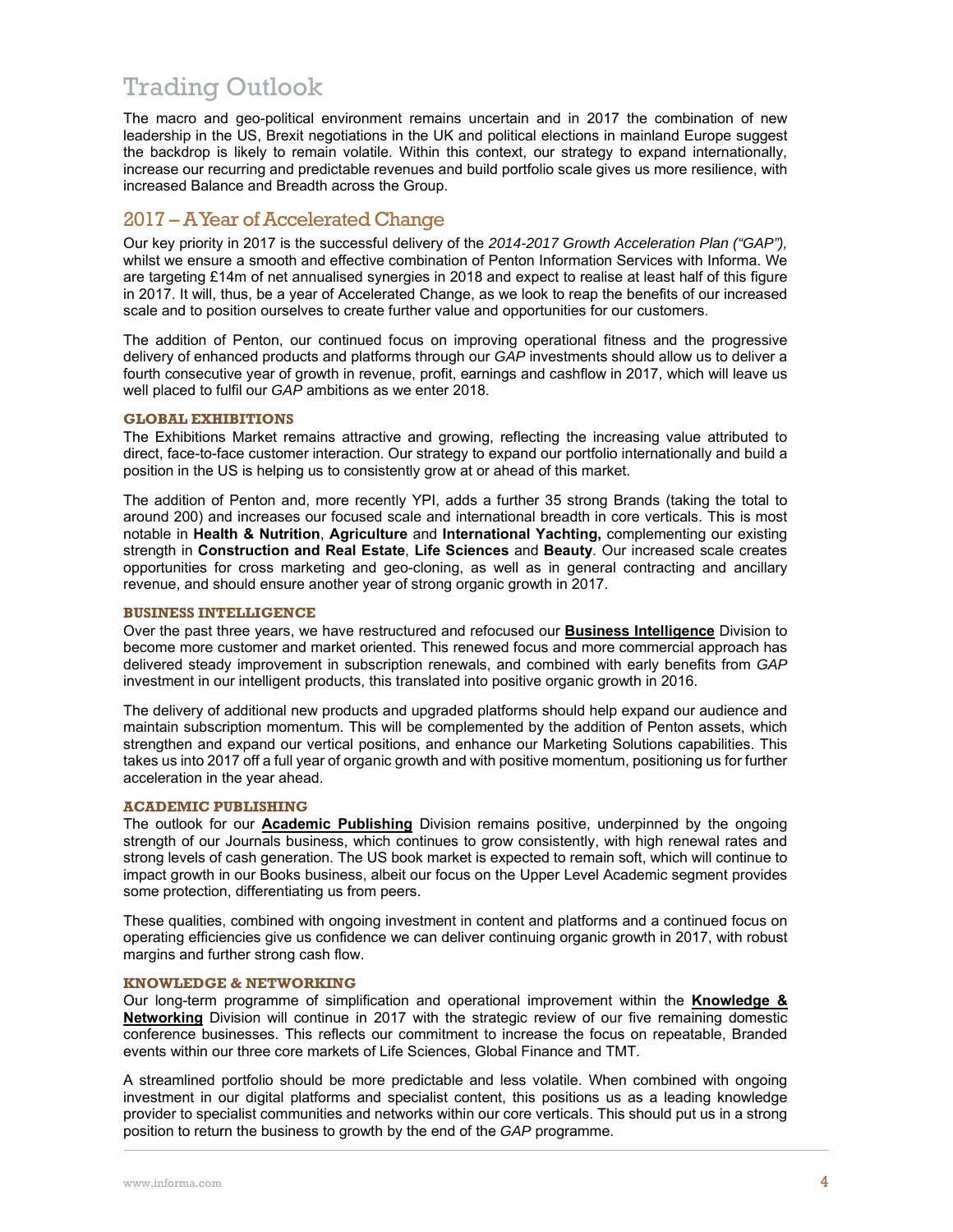# Trading Outlook

The macro and geo-political environment remains uncertain and in 2017 the combination of new leadership in the US, Brexit negotiations in the UK and political elections in mainland Europe suggest the backdrop is likely to remain volatile. Within this context, our strategy to expand internationally, increase our recurring and predictable revenues and build portfolio scale gives us more resilience, with increased Balance and Breadth across the Group.

## 2017 – A Year of Accelerated Change

Our key priority in 2017 is the successful delivery of the *2014-2017 Growth Acceleration Plan ("GAP"),* whilst we ensure a smooth and effective combination of Penton Information Services with Informa. We are targeting £14m of net annualised synergies in 2018 and expect to realise at least half of this figure in 2017. It will, thus, be a year of Accelerated Change, as we look to reap the benefits of our increased scale and to position ourselves to create further value and opportunities for our customers.

The addition of Penton, our continued focus on improving operational fitness and the progressive delivery of enhanced products and platforms through our *GAP* investments should allow us to deliver a fourth consecutive year of growth in revenue, profit, earnings and cashflow in 2017, which will leave us well placed to fulfil our *GAP* ambitions as we enter 2018.

### GLOBAL EXHIBITIONS

The Exhibitions Market remains attractive and growing, reflecting the increasing value attributed to direct, face-to-face customer interaction. Our strategy to expand our portfolio internationally and build a position in the US is helping us to consistently grow at or ahead of this market.

The addition of Penton and, more recently YPI, adds a further 35 strong Brands (taking the total to around 200) and increases our focused scale and international breadth in core verticals. This is most notable in **Health & Nutrition**, **Agriculture** and **International Yachting,** complementing our existing strength in **Construction and Real Estate**, **Life Sciences** and **Beauty**. Our increased scale creates opportunities for cross marketing and geo-cloning, as well as in general contracting and ancillary revenue, and should ensure another year of strong organic growth in 2017.

### BUSINESS INTELLIGENCE

Over the past three years, we have restructured and refocused our **Business Intelligence** Division to become more customer and market oriented. This renewed focus and more commercial approach has delivered steady improvement in subscription renewals, and combined with early benefits from *GAP* investment in our intelligent products, this translated into positive organic growth in 2016.

The delivery of additional new products and upgraded platforms should help expand our audience and maintain subscription momentum. This will be complemented by the addition of Penton assets, which strengthen and expand our vertical positions, and enhance our Marketing Solutions capabilities. This takes us into 2017 off a full year of organic growth and with positive momentum, positioning us for further acceleration in the year ahead.

### ACADEMIC PUBLISHING

The outlook for our **Academic Publishing** Division remains positive, underpinned by the ongoing strength of our Journals business, which continues to grow consistently, with high renewal rates and strong levels of cash generation. The US book market is expected to remain soft, which will continue to impact growth in our Books business, albeit our focus on the Upper Level Academic segment provides some protection, differentiating us from peers.

These qualities, combined with ongoing investment in content and platforms and a continued focus on operating efficiencies give us confidence we can deliver continuing organic growth in 2017, with robust margins and further strong cash flow.

### KNOWLEDGE & NETWORKING

Our long-term programme of simplification and operational improvement within the **Knowledge & Networking** Division will continue in 2017 with the strategic review of our five remaining domestic conference businesses. This reflects our commitment to increase the focus on repeatable, Branded events within our three core markets of Life Sciences, Global Finance and TMT.

A streamlined portfolio should be more predictable and less volatile. When combined with ongoing investment in our digital platforms and specialist content, this positions us as a leading knowledge provider to specialist communities and networks within our core verticals. This should put us in a strong position to return the business to growth by the end of the *GAP* programme.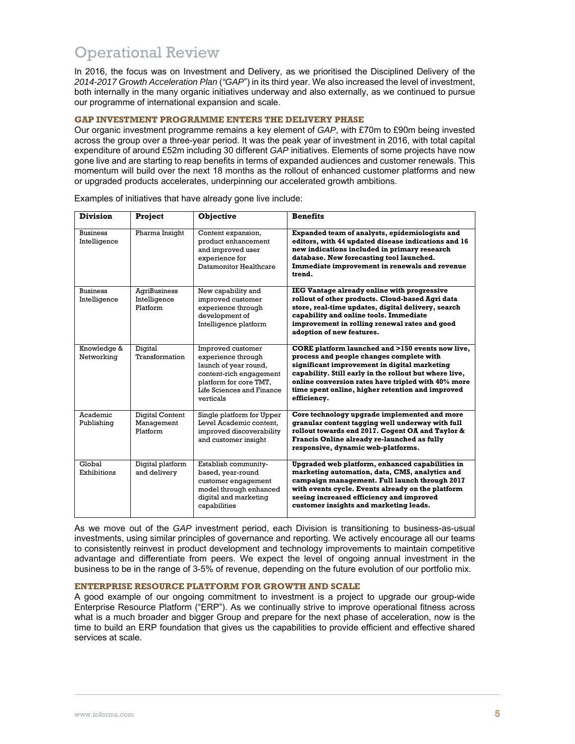# Operational Review

In 2016, the focus was on Investment and Delivery, as we prioritised the Disciplined Delivery of the *2014-2017 Growth Acceleration Plan* (*"GAP"*) in its third year. We also increased the level of investment, both internally in the many organic initiatives underway and also externally, as we continued to pursue our programme of international expansion and scale.

### GAP INVESTMENT PROGRAMME ENTERS THE DELIVERY PHASE

Our organic investment programme remains a key element of *GAP*, with £70m to £90m being invested across the group over a three-year period. It was the peak year of investment in 2016, with total capital expenditure of around £52m including 30 different *GAP* initiatives. Elements of some projects have now gone live and are starting to reap benefits in terms of expanded audiences and customer renewals. This momentum will build over the next 18 months as the rollout of enhanced customer platforms and new or upgraded products accelerates, underpinning our accelerated growth ambitions.

Examples of initiatives that have already gone live include:

| **Division** | **Project** | **Objective** | **Benefits** |
|---|---|---|---|
| Business Intelligence | Pharma Insight | Content expansion, product enhancement and improved user experience for Datamonitor Healthcare | **Expanded team of analysts, epidemiologists and editors, with 44 updated disease indications and 16 new indications included in primary research database. New forecasting tool launched. Immediate improvement in renewals and revenue trend.** |
| Business Intelligence | AgriBusiness Intelligence Platform | New capability and improved customer experience through development of Intelligence platform | **IEG Vantage already online with progressive rollout of other products. Cloud-based Agri data store, real-time updates, digital delivery, search capability and online tools. Immediate improvement in rolling renewal rates and good adoption of new features.** |
| Knowledge & Networking | Digital Transformation | Improved customer experience through launch of year round, content-rich engagement platform for core TMT, Life Sciences and Finance verticals | **CORE platform launched and >150 events now live, process and people changes complete with significant improvement in digital marketing capability. Still early in the rollout but where live, online conversion rates have tripled with 40% more time spent online, higher retention and improved efficiency.** |
| Academic Publishing | Digital Content Management Platform | Single platform for Upper Level Academic content, improved discoverability and customer insight | **Core technology upgrade implemented and more granular content tagging well underway with full rollout towards end 2017. Cogent OA and Taylor & Francis Online already re-launched as fully responsive, dynamic web-platforms.** |
| Global Exhibitions | Digital platform and delivery | Establish community-based, year-round customer engagement model through enhanced digital and marketing capabilities | **Upgraded web platform, enhanced capabilities in marketing automation, data, CMS, analytics and campaign management. Full launch through 2017 with events cycle. Events already on the platform seeing increased efficiency and improved customer insights and marketing leads.** |

As we move out of the *GAP* investment period, each Division is transitioning to business-as-usual investments, using similar principles of governance and reporting. We actively encourage all our teams to consistently reinvest in product development and technology improvements to maintain competitive advantage and differentiate from peers. We expect the level of ongoing annual investment in the business to be in the range of 3-5% of revenue, depending on the future evolution of our portfolio mix.

### ENTERPRISE RESOURCE PLATFORM FOR GROWTH AND SCALE

A good example of our ongoing commitment to investment is a project to upgrade our group-wide Enterprise Resource Platform ("ERP"). As we continually strive to improve operational fitness across what is a much broader and bigger Group and prepare for the next phase of acceleration, now is the time to build an ERP foundation that gives us the capabilities to provide efficient and effective shared services at scale.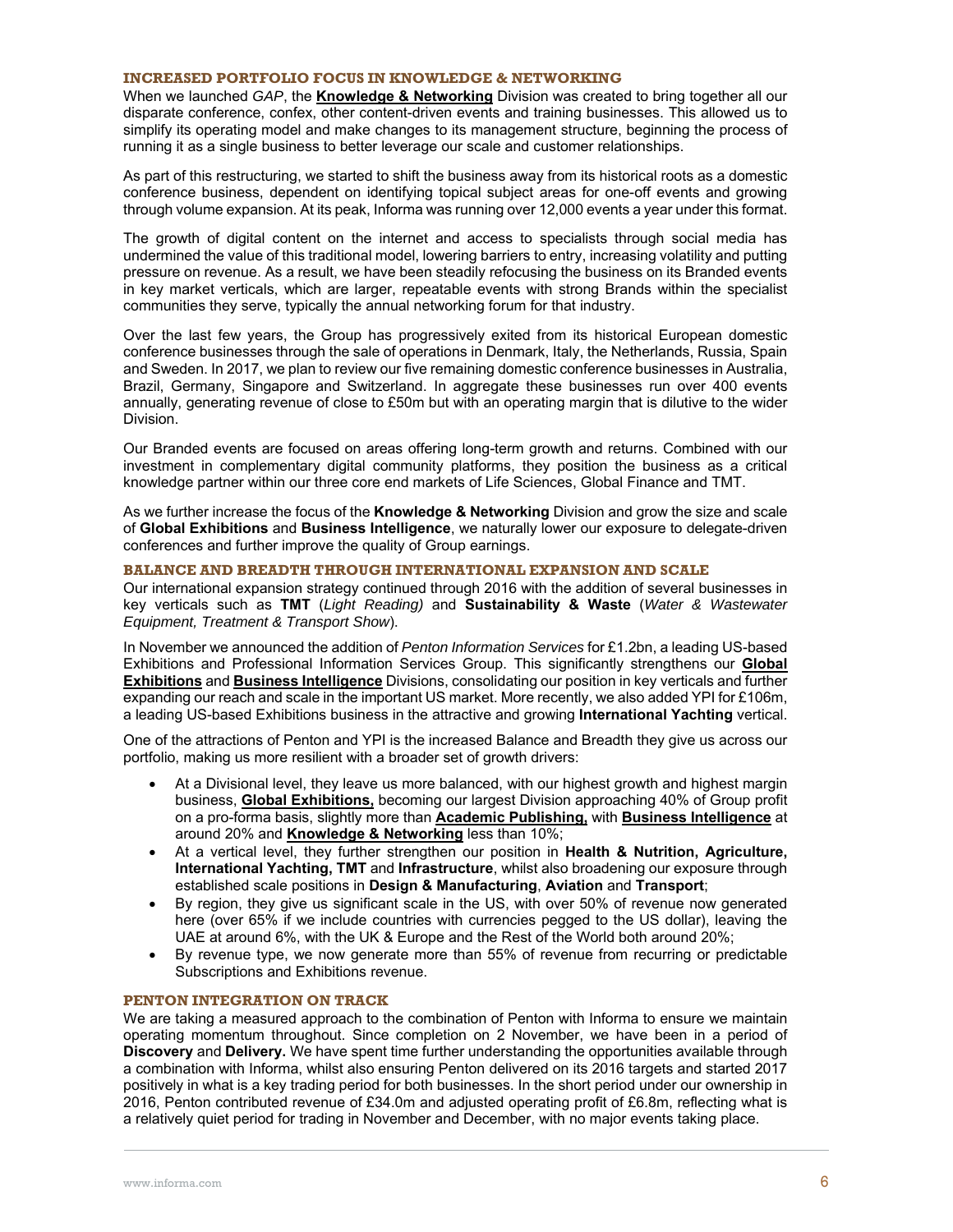## INCREASED PORTFOLIO FOCUS IN KNOWLEDGE & NETWORKING

When we launched *GAP*, the **Knowledge & Networking** Division was created to bring together all our disparate conference, confex, other content-driven events and training businesses. This allowed us to simplify its operating model and make changes to its management structure, beginning the process of running it as a single business to better leverage our scale and customer relationships.

As part of this restructuring, we started to shift the business away from its historical roots as a domestic conference business, dependent on identifying topical subject areas for one-off events and growing through volume expansion. At its peak, Informa was running over 12,000 events a year under this format.

The growth of digital content on the internet and access to specialists through social media has undermined the value of this traditional model, lowering barriers to entry, increasing volatility and putting pressure on revenue. As a result, we have been steadily refocusing the business on its Branded events in key market verticals, which are larger, repeatable events with strong Brands within the specialist communities they serve, typically the annual networking forum for that industry.

Over the last few years, the Group has progressively exited from its historical European domestic conference businesses through the sale of operations in Denmark, Italy, the Netherlands, Russia, Spain and Sweden. In 2017, we plan to review our five remaining domestic conference businesses in Australia, Brazil, Germany, Singapore and Switzerland. In aggregate these businesses run over 400 events annually, generating revenue of close to £50m but with an operating margin that is dilutive to the wider Division.

Our Branded events are focused on areas offering long-term growth and returns. Combined with our investment in complementary digital community platforms, they position the business as a critical knowledge partner within our three core end markets of Life Sciences, Global Finance and TMT.

As we further increase the focus of the **Knowledge & Networking** Division and grow the size and scale of **Global Exhibitions** and **Business Intelligence**, we naturally lower our exposure to delegate-driven conferences and further improve the quality of Group earnings.

## BALANCE AND BREADTH THROUGH INTERNATIONAL EXPANSION AND SCALE

Our international expansion strategy continued through 2016 with the addition of several businesses in key verticals such as **TMT** (*Light Reading)* and **Sustainability & Waste** (*Water & Wastewater Equipment, Treatment & Transport Show*).

In November we announced the addition of *Penton Information Services* for £1.2bn, a leading US-based Exhibitions and Professional Information Services Group. This significantly strengthens our **Global Exhibitions** and **Business Intelligence** Divisions, consolidating our position in key verticals and further expanding our reach and scale in the important US market. More recently, we also added YPI for £106m, a leading US-based Exhibitions business in the attractive and growing **International Yachting** vertical.

One of the attractions of Penton and YPI is the increased Balance and Breadth they give us across our portfolio, making us more resilient with a broader set of growth drivers:

- At a Divisional level, they leave us more balanced, with our highest growth and highest margin business, **Global Exhibitions,** becoming our largest Division approaching 40% of Group profit on a pro-forma basis, slightly more than **Academic Publishing,** with **Business Intelligence** at around 20% and **Knowledge & Networking** less than 10%;
- At a vertical level, they further strengthen our position in **Health & Nutrition, Agriculture, International Yachting, TMT** and **Infrastructure**, whilst also broadening our exposure through established scale positions in **Design & Manufacturing**, **Aviation** and **Transport**;
- By region, they give us significant scale in the US, with over 50% of revenue now generated here (over 65% if we include countries with currencies pegged to the US dollar), leaving the UAE at around 6%, with the UK & Europe and the Rest of the World both around 20%;
- By revenue type, we now generate more than 55% of revenue from recurring or predictable Subscriptions and Exhibitions revenue.

## PENTON INTEGRATION ON TRACK

We are taking a measured approach to the combination of Penton with Informa to ensure we maintain operating momentum throughout. Since completion on 2 November, we have been in a period of **Discovery** and **Delivery.** We have spent time further understanding the opportunities available through a combination with Informa, whilst also ensuring Penton delivered on its 2016 targets and started 2017 positively in what is a key trading period for both businesses. In the short period under our ownership in 2016, Penton contributed revenue of £34.0m and adjusted operating profit of £6.8m, reflecting what is a relatively quiet period for trading in November and December, with no major events taking place.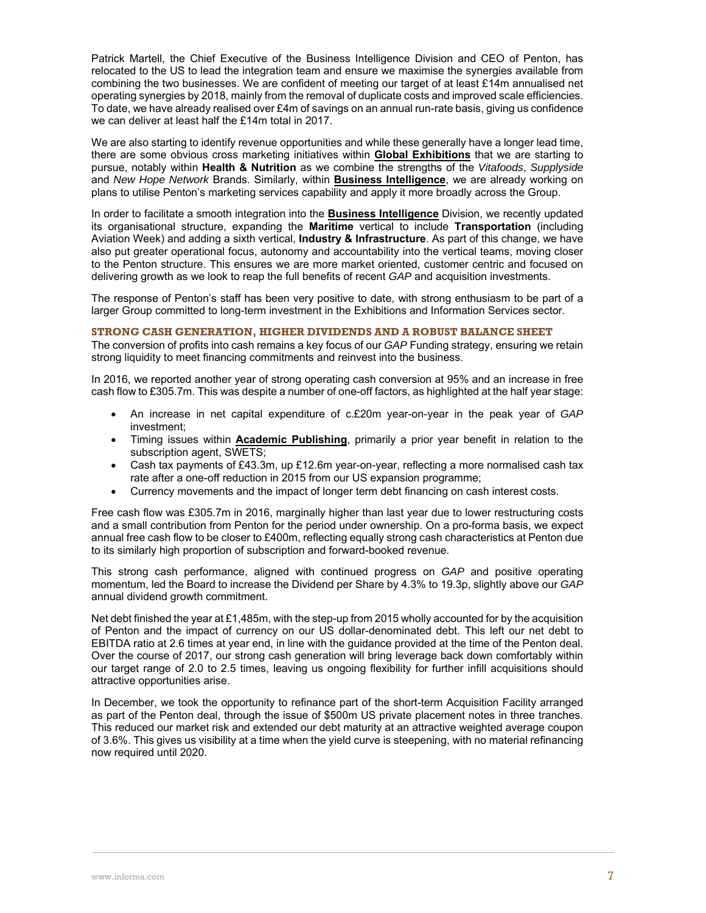Patrick Martell, the Chief Executive of the Business Intelligence Division and CEO of Penton, has relocated to the US to lead the integration team and ensure we maximise the synergies available from combining the two businesses. We are confident of meeting our target of at least £14m annualised net operating synergies by 2018, mainly from the removal of duplicate costs and improved scale efficiencies. To date, we have already realised over £4m of savings on an annual run-rate basis, giving us confidence we can deliver at least half the £14m total in 2017.

We are also starting to identify revenue opportunities and while these generally have a longer lead time, there are some obvious cross marketing initiatives within **Global Exhibitions** that we are starting to pursue, notably within **Health & Nutrition** as we combine the strengths of the *Vitafoods*, *Supplyside* and *New Hope Network* Brands. Similarly, within **Business Intelligence**, we are already working on plans to utilise Penton's marketing services capability and apply it more broadly across the Group.

In order to facilitate a smooth integration into the **Business Intelligence** Division, we recently updated its organisational structure, expanding the **Maritime** vertical to include **Transportation** (including Aviation Week) and adding a sixth vertical, **Industry & Infrastructure**. As part of this change, we have also put greater operational focus, autonomy and accountability into the vertical teams, moving closer to the Penton structure. This ensures we are more market oriented, customer centric and focused on delivering growth as we look to reap the full benefits of recent *GAP* and acquisition investments.

The response of Penton's staff has been very positive to date, with strong enthusiasm to be part of a larger Group committed to long-term investment in the Exhibitions and Information Services sector.

## STRONG CASH GENERATION, HIGHER DIVIDENDS AND A ROBUST BALANCE SHEET

The conversion of profits into cash remains a key focus of our *GAP* Funding strategy, ensuring we retain strong liquidity to meet financing commitments and reinvest into the business.

In 2016, we reported another year of strong operating cash conversion at 95% and an increase in free cash flow to £305.7m. This was despite a number of one-off factors, as highlighted at the half year stage:

- An increase in net capital expenditure of c.£20m year-on-year in the peak year of *GAP* investment;
- Timing issues within **Academic Publishing**, primarily a prior year benefit in relation to the subscription agent, SWETS;
- Cash tax payments of £43.3m, up £12.6m year-on-year, reflecting a more normalised cash tax rate after a one-off reduction in 2015 from our US expansion programme;
- Currency movements and the impact of longer term debt financing on cash interest costs.

Free cash flow was £305.7m in 2016, marginally higher than last year due to lower restructuring costs and a small contribution from Penton for the period under ownership. On a pro-forma basis, we expect annual free cash flow to be closer to £400m, reflecting equally strong cash characteristics at Penton due to its similarly high proportion of subscription and forward-booked revenue.

This strong cash performance, aligned with continued progress on *GAP* and positive operating momentum, led the Board to increase the Dividend per Share by 4.3% to 19.3p, slightly above our *GAP* annual dividend growth commitment.

Net debt finished the year at £1,485m, with the step-up from 2015 wholly accounted for by the acquisition of Penton and the impact of currency on our US dollar-denominated debt. This left our net debt to EBITDA ratio at 2.6 times at year end, in line with the guidance provided at the time of the Penton deal. Over the course of 2017, our strong cash generation will bring leverage back down comfortably within our target range of 2.0 to 2.5 times, leaving us ongoing flexibility for further infill acquisitions should attractive opportunities arise.

In December, we took the opportunity to refinance part of the short-term Acquisition Facility arranged as part of the Penton deal, through the issue of $500m US private placement notes in three tranches. This reduced our market risk and extended our debt maturity at an attractive weighted average coupon of 3.6%. This gives us visibility at a time when the yield curve is steepening, with no material refinancing now required until 2020.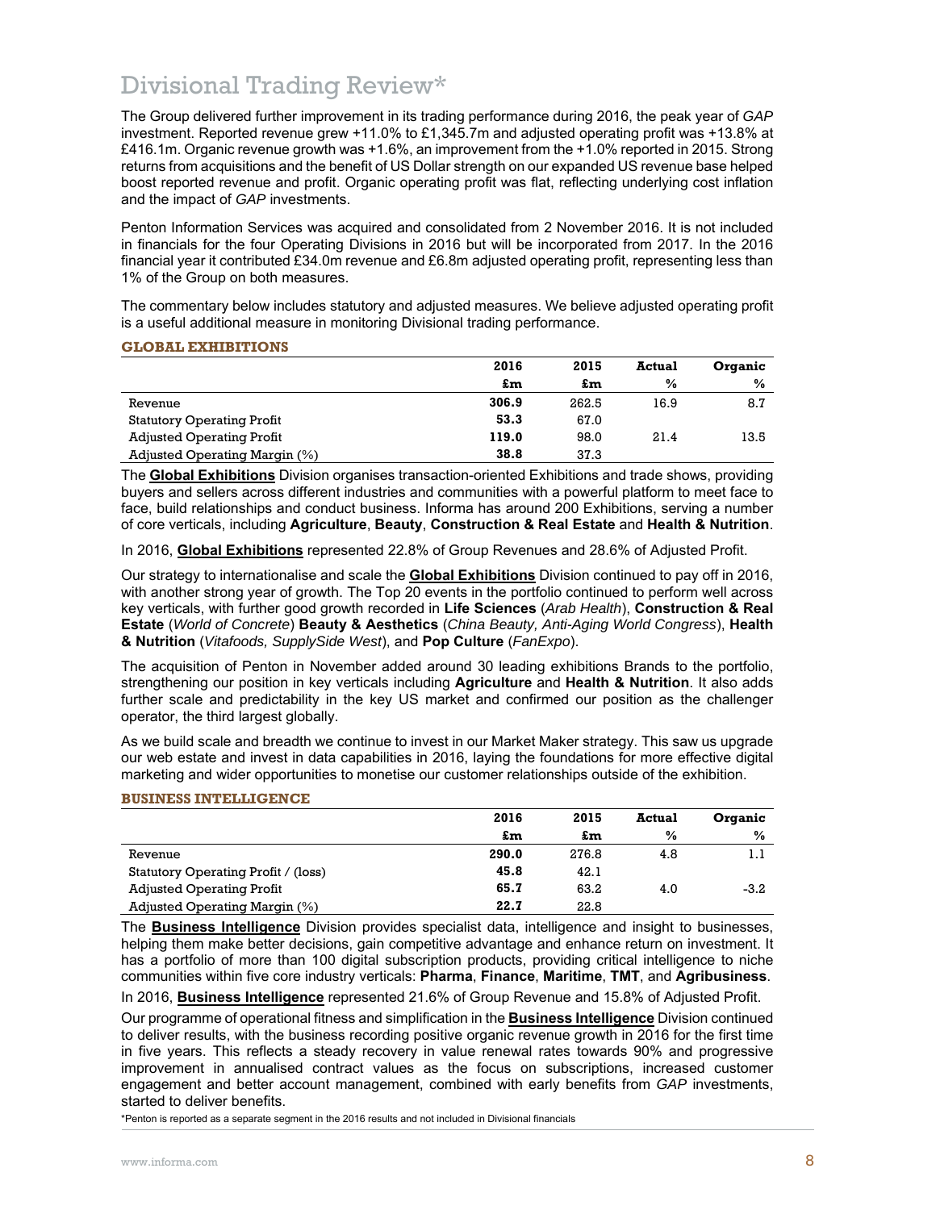# Divisional Trading Review*

The Group delivered further improvement in its trading performance during 2016, the peak year of *GAP* investment. Reported revenue grew +11.0% to £1,345.7m and adjusted operating profit was +13.8% at £416.1m. Organic revenue growth was +1.6%, an improvement from the +1.0% reported in 2015. Strong returns from acquisitions and the benefit of US Dollar strength on our expanded US revenue base helped boost reported revenue and profit. Organic operating profit was flat, reflecting underlying cost inflation and the impact of *GAP* investments.

Penton Information Services was acquired and consolidated from 2 November 2016. It is not included in financials for the four Operating Divisions in 2016 but will be incorporated from 2017. In the 2016 financial year it contributed £34.0m revenue and £6.8m adjusted operating profit, representing less than 1% of the Group on both measures.

The commentary below includes statutory and adjusted measures. We believe adjusted operating profit is a useful additional measure in monitoring Divisional trading performance.

## GLOBAL EXHIBITIONS

| | 2016 | 2015 | Actual | Organic |
|---|---|---|---|---|
| | £m | £m | % | % |
| Revenue | **306.9** | 262.5 | 16.9 | 8.7 |
| Statutory Operating Profit | **53.3** | 67.0 | | |
| Adjusted Operating Profit | **119.0** | 98.0 | 21.4 | 13.5 |
| Adjusted Operating Margin (%) | **38.8** | 37.3 | | |

The **Global Exhibitions** Division organises transaction-oriented Exhibitions and trade shows, providing buyers and sellers across different industries and communities with a powerful platform to meet face to face, build relationships and conduct business. Informa has around 200 Exhibitions, serving a number of core verticals, including **Agriculture**, **Beauty**, **Construction & Real Estate** and **Health & Nutrition**.

In 2016, **Global Exhibitions** represented 22.8% of Group Revenues and 28.6% of Adjusted Profit.

Our strategy to internationalise and scale the **Global Exhibitions** Division continued to pay off in 2016, with another strong year of growth. The Top 20 events in the portfolio continued to perform well across key verticals, with further good growth recorded in **Life Sciences** (*Arab Health*), **Construction & Real Estate** (*World of Concrete*) **Beauty & Aesthetics** (*China Beauty, Anti-Aging World Congress*), **Health & Nutrition** (*Vitafoods, SupplySide West*), and **Pop Culture** (*FanExpo*).

The acquisition of Penton in November added around 30 leading exhibitions Brands to the portfolio, strengthening our position in key verticals including **Agriculture** and **Health & Nutrition**. It also adds further scale and predictability in the key US market and confirmed our position as the challenger operator, the third largest globally.

As we build scale and breadth we continue to invest in our Market Maker strategy. This saw us upgrade our web estate and invest in data capabilities in 2016, laying the foundations for more effective digital marketing and wider opportunities to monetise our customer relationships outside of the exhibition.

## BUSINESS INTELLIGENCE

| | 2016 | 2015 | Actual | Organic |
|---|---|---|---|---|
| | £m | £m | % | % |
| Revenue | **290.0** | 276.8 | 4.8 | 1.1 |
| Statutory Operating Profit / (loss) | **45.8** | 42.1 | | |
| Adjusted Operating Profit | **65.7** | 63.2 | 4.0 | -3.2 |
| Adjusted Operating Margin (%) | **22.7** | 22.8 | | |

The **Business Intelligence** Division provides specialist data, intelligence and insight to businesses, helping them make better decisions, gain competitive advantage and enhance return on investment. It has a portfolio of more than 100 digital subscription products, providing critical intelligence to niche communities within five core industry verticals: **Pharma**, **Finance**, **Maritime**, **TMT**, and **Agribusiness**.

In 2016, **Business Intelligence** represented 21.6% of Group Revenue and 15.8% of Adjusted Profit.

Our programme of operational fitness and simplification in the **Business Intelligence** Division continued to deliver results, with the business recording positive organic revenue growth in 2016 for the first time in five years. This reflects a steady recovery in value renewal rates towards 90% and progressive improvement in annualised contract values as the focus on subscriptions, increased customer engagement and better account management, combined with early benefits from *GAP* investments, started to deliver benefits.

*Penton is reported as a separate segment in the 2016 results and not included in Divisional financials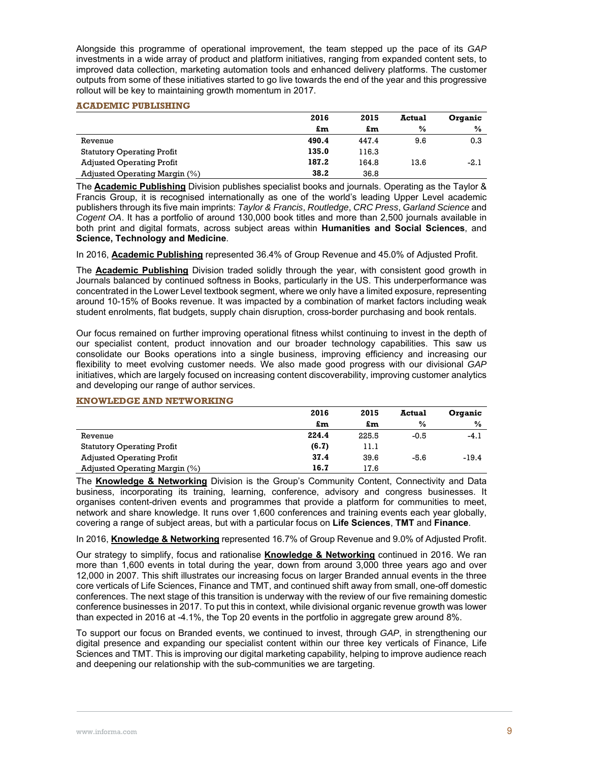Alongside this programme of operational improvement, the team stepped up the pace of its *GAP* investments in a wide array of product and platform initiatives, ranging from expanded content sets, to improved data collection, marketing automation tools and enhanced delivery platforms. The customer outputs from some of these initiatives started to go live towards the end of the year and this progressive rollout will be key to maintaining growth momentum in 2017.

## ACADEMIC PUBLISHING

| | 2016 | 2015 | Actual | Organic |
|---|---|---|---|---|
| | £m | £m | % | % |
| Revenue | **490.4** | 447.4 | 9.6 | 0.3 |
| Statutory Operating Profit | **135.0** | 116.3 | | |
| Adjusted Operating Profit | **187.2** | 164.8 | 13.6 | -2.1 |
| Adjusted Operating Margin (%) | **38.2** | 36.8 | | |

The **Academic Publishing** Division publishes specialist books and journals. Operating as the Taylor & Francis Group, it is recognised internationally as one of the world's leading Upper Level academic publishers through its five main imprints: *Taylor & Francis*, *Routledge*, *CRC Press*, *Garland Science* and *Cogent OA*. It has a portfolio of around 130,000 book titles and more than 2,500 journals available in both print and digital formats, across subject areas within **Humanities and Social Sciences**, and **Science, Technology and Medicine**.

In 2016, **Academic Publishing** represented 36.4% of Group Revenue and 45.0% of Adjusted Profit.

The **Academic Publishing** Division traded solidly through the year, with consistent good growth in Journals balanced by continued softness in Books, particularly in the US. This underperformance was concentrated in the Lower Level textbook segment, where we only have a limited exposure, representing around 10-15% of Books revenue. It was impacted by a combination of market factors including weak student enrolments, flat budgets, supply chain disruption, cross-border purchasing and book rentals.

Our focus remained on further improving operational fitness whilst continuing to invest in the depth of our specialist content, product innovation and our broader technology capabilities. This saw us consolidate our Books operations into a single business, improving efficiency and increasing our flexibility to meet evolving customer needs. We also made good progress with our divisional *GAP* initiatives, which are largely focused on increasing content discoverability, improving customer analytics and developing our range of author services.

## KNOWLEDGE AND NETWORKING

| | 2016 | 2015 | Actual | Organic |
|---|---|---|---|---|
| | £m | £m | % | % |
| Revenue | **224.4** | 225.5 | -0.5 | -4.1 |
| Statutory Operating Profit | **(6.7)** | 11.1 | | |
| Adjusted Operating Profit | **37.4** | 39.6 | -5.6 | -19.4 |
| Adjusted Operating Margin (%) | **16.7** | 17.6 | | |

The **Knowledge & Networking** Division is the Group's Community Content, Connectivity and Data business, incorporating its training, learning, conference, advisory and congress businesses. It organises content-driven events and programmes that provide a platform for communities to meet, network and share knowledge. It runs over 1,600 conferences and training events each year globally, covering a range of subject areas, but with a particular focus on **Life Sciences**, **TMT** and **Finance**.

In 2016, **Knowledge & Networking** represented 16.7% of Group Revenue and 9.0% of Adjusted Profit.

Our strategy to simplify, focus and rationalise **Knowledge & Networking** continued in 2016. We ran more than 1,600 events in total during the year, down from around 3,000 three years ago and over 12,000 in 2007. This shift illustrates our increasing focus on larger Branded annual events in the three core verticals of Life Sciences, Finance and TMT, and continued shift away from small, one-off domestic conferences. The next stage of this transition is underway with the review of our five remaining domestic conference businesses in 2017. To put this in context, while divisional organic revenue growth was lower than expected in 2016 at -4.1%, the Top 20 events in the portfolio in aggregate grew around 8%.

To support our focus on Branded events, we continued to invest, through *GAP*, in strengthening our digital presence and expanding our specialist content within our three key verticals of Finance, Life Sciences and TMT. This is improving our digital marketing capability, helping to improve audience reach and deepening our relationship with the sub-communities we are targeting.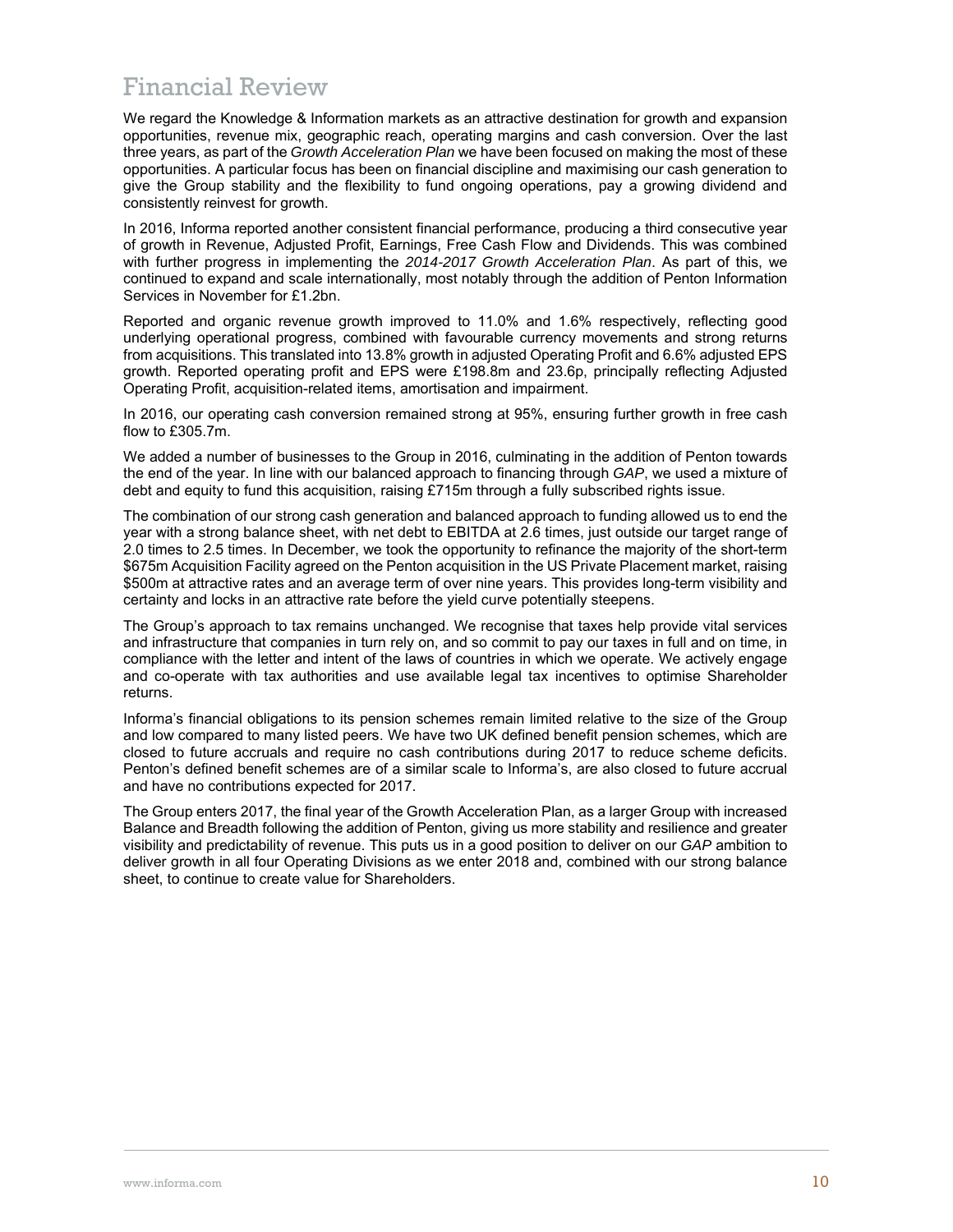# Financial Review

We regard the Knowledge & Information markets as an attractive destination for growth and expansion opportunities, revenue mix, geographic reach, operating margins and cash conversion. Over the last three years, as part of the *Growth Acceleration Plan* we have been focused on making the most of these opportunities. A particular focus has been on financial discipline and maximising our cash generation to give the Group stability and the flexibility to fund ongoing operations, pay a growing dividend and consistently reinvest for growth.

In 2016, Informa reported another consistent financial performance, producing a third consecutive year of growth in Revenue, Adjusted Profit, Earnings, Free Cash Flow and Dividends. This was combined with further progress in implementing the *2014-2017 Growth Acceleration Plan*. As part of this, we continued to expand and scale internationally, most notably through the addition of Penton Information Services in November for £1.2bn.

Reported and organic revenue growth improved to 11.0% and 1.6% respectively, reflecting good underlying operational progress, combined with favourable currency movements and strong returns from acquisitions. This translated into 13.8% growth in adjusted Operating Profit and 6.6% adjusted EPS growth. Reported operating profit and EPS were £198.8m and 23.6p, principally reflecting Adjusted Operating Profit, acquisition-related items, amortisation and impairment.

In 2016, our operating cash conversion remained strong at 95%, ensuring further growth in free cash flow to £305.7m.

We added a number of businesses to the Group in 2016, culminating in the addition of Penton towards the end of the year. In line with our balanced approach to financing through *GAP*, we used a mixture of debt and equity to fund this acquisition, raising £715m through a fully subscribed rights issue.

The combination of our strong cash generation and balanced approach to funding allowed us to end the year with a strong balance sheet, with net debt to EBITDA at 2.6 times, just outside our target range of 2.0 times to 2.5 times. In December, we took the opportunity to refinance the majority of the short-term $675m Acquisition Facility agreed on the Penton acquisition in the US Private Placement market, raising $500m at attractive rates and an average term of over nine years. This provides long-term visibility and certainty and locks in an attractive rate before the yield curve potentially steepens.

The Group's approach to tax remains unchanged. We recognise that taxes help provide vital services and infrastructure that companies in turn rely on, and so commit to pay our taxes in full and on time, in compliance with the letter and intent of the laws of countries in which we operate. We actively engage and co-operate with tax authorities and use available legal tax incentives to optimise Shareholder returns.

Informa's financial obligations to its pension schemes remain limited relative to the size of the Group and low compared to many listed peers. We have two UK defined benefit pension schemes, which are closed to future accruals and require no cash contributions during 2017 to reduce scheme deficits. Penton's defined benefit schemes are of a similar scale to Informa's, are also closed to future accrual and have no contributions expected for 2017.

The Group enters 2017, the final year of the Growth Acceleration Plan, as a larger Group with increased Balance and Breadth following the addition of Penton, giving us more stability and resilience and greater visibility and predictability of revenue. This puts us in a good position to deliver on our *GAP* ambition to deliver growth in all four Operating Divisions as we enter 2018 and, combined with our strong balance sheet, to continue to create value for Shareholders.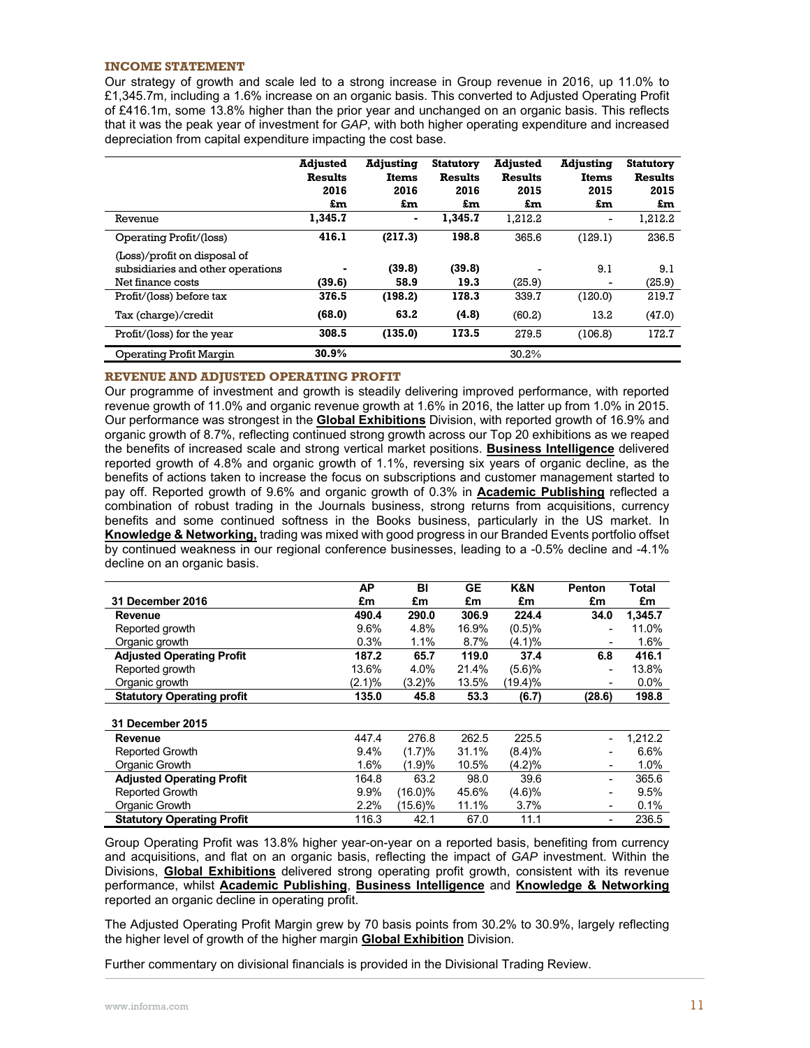### INCOME STATEMENT

Our strategy of growth and scale led to a strong increase in Group revenue in 2016, up 11.0% to £1,345.7m, including a 1.6% increase on an organic basis. This converted to Adjusted Operating Profit of £416.1m, some 13.8% higher than the prior year and unchanged on an organic basis. This reflects that it was the peak year of investment for *GAP*, with both higher operating expenditure and increased depreciation from capital expenditure impacting the cost base.

| | **Adjusted Results 2016 £m** | **Adjusting Items 2016 £m** | **Statutory Results 2016 £m** | **Adjusted Results 2015 £m** | **Adjusting Items 2015 £m** | **Statutory Results 2015 £m** |
|---|---|---|---|---|---|---|
| Revenue | **1,345.7** | **-** | **1,345.7** | 1,212.2 | - | 1,212.2 |
| Operating Profit/(loss) | **416.1** | **(217.3)** | **198.8** | 365.6 | (129.1) | 236.5 |
| (Loss)/profit on disposal of subsidiaries and other operations | **-** | **(39.8)** | **(39.8)** | - | 9.1 | 9.1 |
| Net finance costs | **(39.6)** | **58.9** | **19.3** | (25.9) | - | (25.9) |
| Profit/(loss) before tax | **376.5** | **(198.2)** | **178.3** | 339.7 | (120.0) | 219.7 |
| Tax (charge)/credit | **(68.0)** | **63.2** | **(4.8)** | (60.2) | 13.2 | (47.0) |
| Profit/(loss) for the year | **308.5** | **(135.0)** | **173.5** | 279.5 | (106.8) | 172.7 |
| Operating Profit Margin | **30.9%** | | | 30.2% | | |

### REVENUE AND ADJUSTED OPERATING PROFIT

Our programme of investment and growth is steadily delivering improved performance, with reported revenue growth of 11.0% and organic revenue growth at 1.6% in 2016, the latter up from 1.0% in 2015. Our performance was strongest in the **Global Exhibitions** Division, with reported growth of 16.9% and organic growth of 8.7%, reflecting continued strong growth across our Top 20 exhibitions as we reaped the benefits of increased scale and strong vertical market positions. **Business Intelligence** delivered reported growth of 4.8% and organic growth of 1.1%, reversing six years of organic decline, as the benefits of actions taken to increase the focus on subscriptions and customer management started to pay off. Reported growth of 9.6% and organic growth of 0.3% in **Academic Publishing** reflected a combination of robust trading in the Journals business, strong returns from acquisitions, currency benefits and some continued softness in the Books business, particularly in the US market. In **Knowledge & Networking,** trading was mixed with good progress in our Branded Events portfolio offset by continued weakness in our regional conference businesses, leading to a -0.5% decline and -4.1% decline on an organic basis.

| **31 December 2016** | **AP £m** | **BI £m** | **GE £m** | **K&N £m** | **Penton £m** | **Total £m** |
|---|---|---|---|---|---|---|
| **Revenue** | **490.4** | **290.0** | **306.9** | **224.4** | **34.0** | **1,345.7** |
| Reported growth | 9.6% | 4.8% | 16.9% | (0.5)% | - | 11.0% |
| Organic growth | 0.3% | 1.1% | 8.7% | (4.1)% | - | 1.6% |
| **Adjusted Operating Profit** | **187.2** | **65.7** | **119.0** | **37.4** | **6.8** | **416.1** |
| Reported growth | 13.6% | 4.0% | 21.4% | (5.6)% | - | 13.8% |
| Organic growth | (2.1)% | (3.2)% | 13.5% | (19.4)% | - | 0.0% |
| **Statutory Operating profit** | **135.0** | **45.8** | **53.3** | **(6.7)** | **(28.6)** | **198.8** |
| | | | | | | |
| **31 December 2015** | | | | | | |
| **Revenue** | 447.4 | 276.8 | 262.5 | 225.5 | - | 1,212.2 |
| Reported Growth | 9.4% | (1.7)% | 31.1% | (8.4)% | - | 6.6% |
| Organic Growth | 1.6% | (1.9)% | 10.5% | (4.2)% | - | 1.0% |
| **Adjusted Operating Profit** | 164.8 | 63.2 | 98.0 | 39.6 | - | 365.6 |
| Reported Growth | 9.9% | (16.0)% | 45.6% | (4.6)% | - | 9.5% |
| Organic Growth | 2.2% | (15.6)% | 11.1% | 3.7% | - | 0.1% |
| **Statutory Operating Profit** | 116.3 | 42.1 | 67.0 | 11.1 | - | 236.5 |

Group Operating Profit was 13.8% higher year-on-year on a reported basis, benefiting from currency and acquisitions, and flat on an organic basis, reflecting the impact of *GAP* investment. Within the Divisions, **Global Exhibitions** delivered strong operating profit growth, consistent with its revenue performance, whilst **Academic Publishing**, **Business Intelligence** and **Knowledge & Networking** reported an organic decline in operating profit.

The Adjusted Operating Profit Margin grew by 70 basis points from 30.2% to 30.9%, largely reflecting the higher level of growth of the higher margin **Global Exhibition** Division.

Further commentary on divisional financials is provided in the Divisional Trading Review.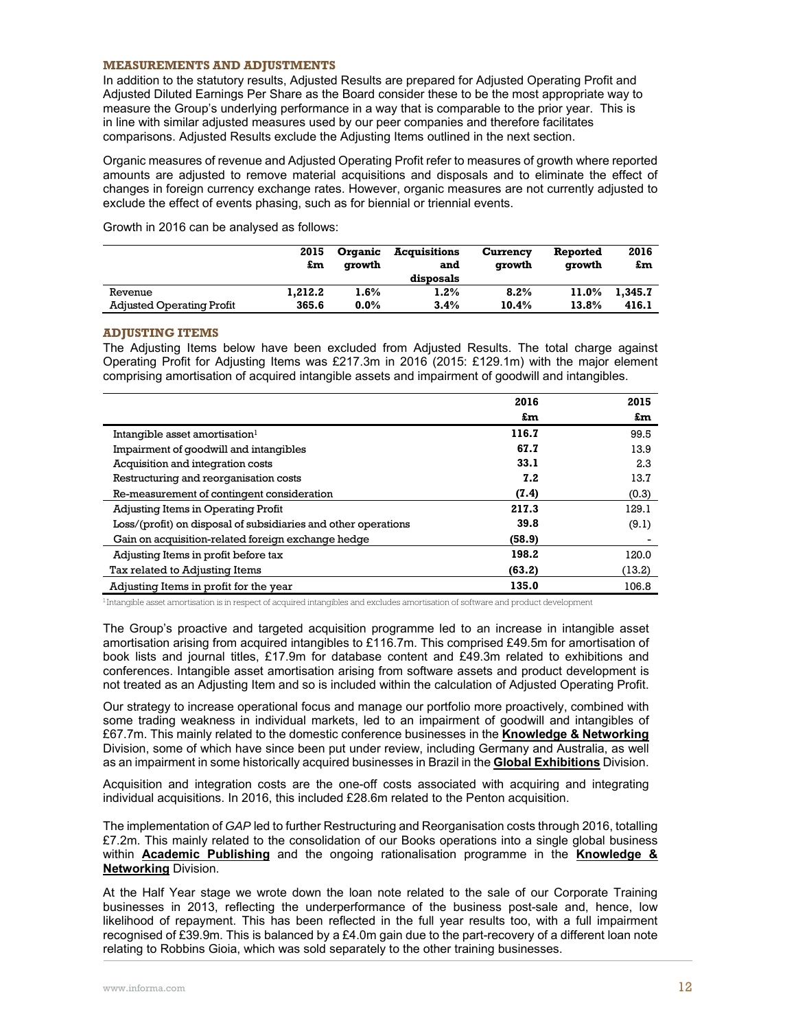### MEASUREMENTS AND ADJUSTMENTS

In addition to the statutory results, Adjusted Results are prepared for Adjusted Operating Profit and Adjusted Diluted Earnings Per Share as the Board consider these to be the most appropriate way to measure the Group's underlying performance in a way that is comparable to the prior year. This is in line with similar adjusted measures used by our peer companies and therefore facilitates comparisons. Adjusted Results exclude the Adjusting Items outlined in the next section.

Organic measures of revenue and Adjusted Operating Profit refer to measures of growth where reported amounts are adjusted to remove material acquisitions and disposals and to eliminate the effect of changes in foreign currency exchange rates. However, organic measures are not currently adjusted to exclude the effect of events phasing, such as for biennial or triennial events.

Growth in 2016 can be analysed as follows:

| | 2015 £m | Organic growth | Acquisitions and disposals | Currency growth | Reported growth | 2016 £m |
|---|---|---|---|---|---|---|
| Revenue | **1,212.2** | **1.6%** | **1.2%** | **8.2%** | **11.0%** | **1,345.7** |
| Adjusted Operating Profit | **365.6** | **0.0%** | **3.4%** | **10.4%** | **13.8%** | **416.1** |

### ADJUSTING ITEMS

The Adjusting Items below have been excluded from Adjusted Results. The total charge against Operating Profit for Adjusting Items was £217.3m in 2016 (2015: £129.1m) with the major element comprising amortisation of acquired intangible assets and impairment of goodwill and intangibles.

| | 2016 £m | 2015 £m |
|---|---|---|
| Intangible asset amortisation[1] | **116.7** | 99.5 |
| Impairment of goodwill and intangibles | **67.7** | 13.9 |
| Acquisition and integration costs | **33.1** | 2.3 |
| Restructuring and reorganisation costs | **7.2** | 13.7 |
| Re-measurement of contingent consideration | **(7.4)** | (0.3) |
| Adjusting Items in Operating Profit | **217.3** | 129.1 |
| Loss/(profit) on disposal of subsidiaries and other operations | **39.8** | (9.1) |
| Gain on acquisition-related foreign exchange hedge | **(58.9)** | - |
| Adjusting Items in profit before tax | **198.2** | 120.0 |
| Tax related to Adjusting Items | **(63.2)** | (13.2) |
| Adjusting Items in profit for the year | **135.0** | 106.8 |

[1] Intangible asset amortisation is in respect of acquired intangibles and excludes amortisation of software and product development

The Group's proactive and targeted acquisition programme led to an increase in intangible asset amortisation arising from acquired intangibles to £116.7m. This comprised £49.5m for amortisation of book lists and journal titles, £17.9m for database content and £49.3m related to exhibitions and conferences. Intangible asset amortisation arising from software assets and product development is not treated as an Adjusting Item and so is included within the calculation of Adjusted Operating Profit.

Our strategy to increase operational focus and manage our portfolio more proactively, combined with some trading weakness in individual markets, led to an impairment of goodwill and intangibles of £67.7m. This mainly related to the domestic conference businesses in the **Knowledge & Networking** Division, some of which have since been put under review, including Germany and Australia, as well as an impairment in some historically acquired businesses in Brazil in the **Global Exhibitions** Division.

Acquisition and integration costs are the one-off costs associated with acquiring and integrating individual acquisitions. In 2016, this included £28.6m related to the Penton acquisition.

The implementation of *GAP* led to further Restructuring and Reorganisation costs through 2016, totalling £7.2m. This mainly related to the consolidation of our Books operations into a single global business within **Academic Publishing** and the ongoing rationalisation programme in the **Knowledge & Networking** Division.

At the Half Year stage we wrote down the loan note related to the sale of our Corporate Training businesses in 2013, reflecting the underperformance of the business post-sale and, hence, low likelihood of repayment. This has been reflected in the full year results too, with a full impairment recognised of £39.9m. This is balanced by a £4.0m gain due to the part-recovery of a different loan note relating to Robbins Gioia, which was sold separately to the other training businesses.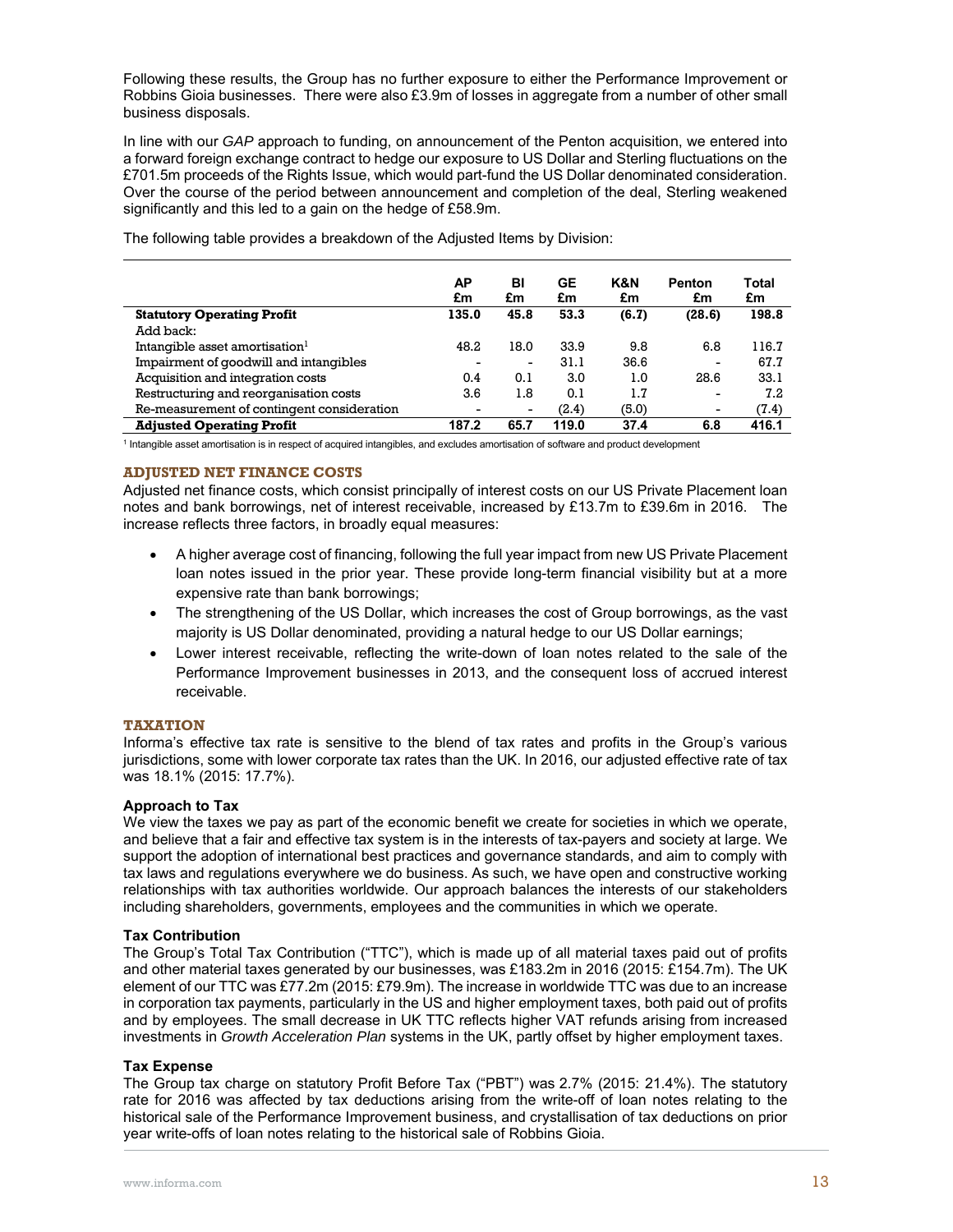Following these results, the Group has no further exposure to either the Performance Improvement or Robbins Gioia businesses. There were also £3.9m of losses in aggregate from a number of other small business disposals.

In line with our *GAP* approach to funding, on announcement of the Penton acquisition, we entered into a forward foreign exchange contract to hedge our exposure to US Dollar and Sterling fluctuations on the £701.5m proceeds of the Rights Issue, which would part-fund the US Dollar denominated consideration. Over the course of the period between announcement and completion of the deal, Sterling weakened significantly and this led to a gain on the hedge of £58.9m.

The following table provides a breakdown of the Adjusted Items by Division:

| | AP £m | BI £m | GE £m | K&N £m | Penton £m | Total £m |
|---|---|---|---|---|---|---|
| **Statutory Operating Profit** | **135.0** | **45.8** | **53.3** | **(6.7)** | **(28.6)** | **198.8** |
| Add back: | | | | | | |
| Intangible asset amortisation[1] | 48.2 | 18.0 | 33.9 | 9.8 | 6.8 | 116.7 |
| Impairment of goodwill and intangibles | - | - | 31.1 | 36.6 | - | 67.7 |
| Acquisition and integration costs | 0.4 | 0.1 | 3.0 | 1.0 | 28.6 | 33.1 |
| Restructuring and reorganisation costs | 3.6 | 1.8 | 0.1 | 1.7 | - | 7.2 |
| Re-measurement of contingent consideration | - | - | (2.4) | (5.0) | - | (7.4) |
| **Adjusted Operating Profit** | **187.2** | **65.7** | **119.0** | **37.4** | **6.8** | **416.1** |

[1] Intangible asset amortisation is in respect of acquired intangibles, and excludes amortisation of software and product development

## ADJUSTED NET FINANCE COSTS

Adjusted net finance costs, which consist principally of interest costs on our US Private Placement loan notes and bank borrowings, net of interest receivable, increased by £13.7m to £39.6m in 2016. The increase reflects three factors, in broadly equal measures:

- A higher average cost of financing, following the full year impact from new US Private Placement loan notes issued in the prior year. These provide long-term financial visibility but at a more expensive rate than bank borrowings;
- The strengthening of the US Dollar, which increases the cost of Group borrowings, as the vast majority is US Dollar denominated, providing a natural hedge to our US Dollar earnings;
- Lower interest receivable, reflecting the write-down of loan notes related to the sale of the Performance Improvement businesses in 2013, and the consequent loss of accrued interest receivable.

## TAXATION

Informa's effective tax rate is sensitive to the blend of tax rates and profits in the Group's various jurisdictions, some with lower corporate tax rates than the UK. In 2016, our adjusted effective rate of tax was 18.1% (2015: 17.7%).

### Approach to Tax

We view the taxes we pay as part of the economic benefit we create for societies in which we operate, and believe that a fair and effective tax system is in the interests of tax-payers and society at large. We support the adoption of international best practices and governance standards, and aim to comply with tax laws and regulations everywhere we do business. As such, we have open and constructive working relationships with tax authorities worldwide. Our approach balances the interests of our stakeholders including shareholders, governments, employees and the communities in which we operate.

### Tax Contribution

The Group's Total Tax Contribution ("TTC"), which is made up of all material taxes paid out of profits and other material taxes generated by our businesses, was £183.2m in 2016 (2015: £154.7m). The UK element of our TTC was £77.2m (2015: £79.9m). The increase in worldwide TTC was due to an increase in corporation tax payments, particularly in the US and higher employment taxes, both paid out of profits and by employees. The small decrease in UK TTC reflects higher VAT refunds arising from increased investments in *Growth Acceleration Plan* systems in the UK, partly offset by higher employment taxes.

### Tax Expense

The Group tax charge on statutory Profit Before Tax ("PBT") was 2.7% (2015: 21.4%). The statutory rate for 2016 was affected by tax deductions arising from the write-off of loan notes relating to the historical sale of the Performance Improvement business, and crystallisation of tax deductions on prior year write-offs of loan notes relating to the historical sale of Robbins Gioia.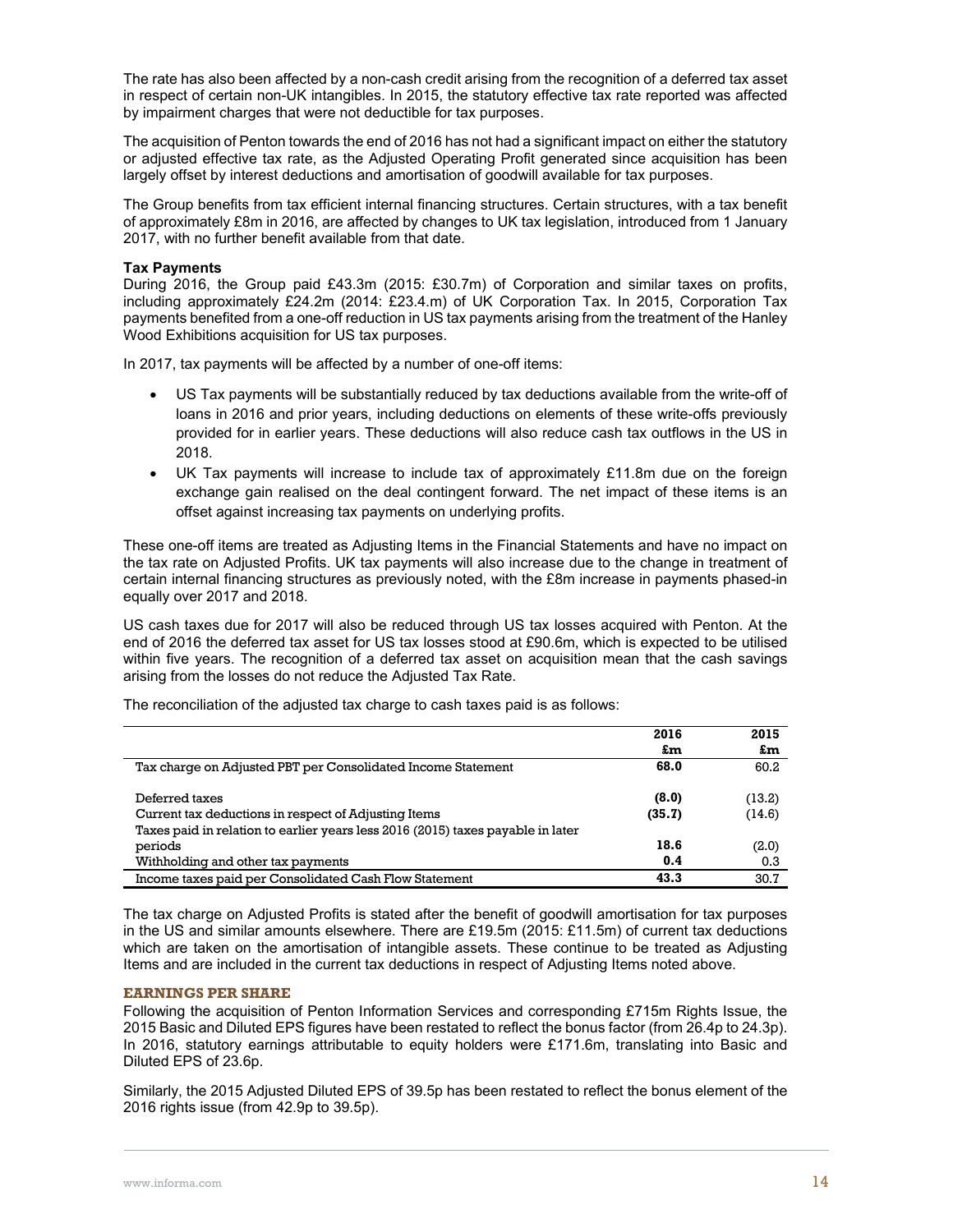The rate has also been affected by a non-cash credit arising from the recognition of a deferred tax asset in respect of certain non-UK intangibles. In 2015, the statutory effective tax rate reported was affected by impairment charges that were not deductible for tax purposes.

The acquisition of Penton towards the end of 2016 has not had a significant impact on either the statutory or adjusted effective tax rate, as the Adjusted Operating Profit generated since acquisition has been largely offset by interest deductions and amortisation of goodwill available for tax purposes.

The Group benefits from tax efficient internal financing structures. Certain structures, with a tax benefit of approximately £8m in 2016, are affected by changes to UK tax legislation, introduced from 1 January 2017, with no further benefit available from that date.

**Tax Payments**

During 2016, the Group paid £43.3m (2015: £30.7m) of Corporation and similar taxes on profits, including approximately £24.2m (2014: £23.4.m) of UK Corporation Tax. In 2015, Corporation Tax payments benefited from a one-off reduction in US tax payments arising from the treatment of the Hanley Wood Exhibitions acquisition for US tax purposes.

In 2017, tax payments will be affected by a number of one-off items:

- US Tax payments will be substantially reduced by tax deductions available from the write-off of loans in 2016 and prior years, including deductions on elements of these write-offs previously provided for in earlier years. These deductions will also reduce cash tax outflows in the US in 2018.
- UK Tax payments will increase to include tax of approximately £11.8m due on the foreign exchange gain realised on the deal contingent forward. The net impact of these items is an offset against increasing tax payments on underlying profits.

These one-off items are treated as Adjusting Items in the Financial Statements and have no impact on the tax rate on Adjusted Profits. UK tax payments will also increase due to the change in treatment of certain internal financing structures as previously noted, with the £8m increase in payments phased-in equally over 2017 and 2018.

US cash taxes due for 2017 will also be reduced through US tax losses acquired with Penton. At the end of 2016 the deferred tax asset for US tax losses stood at £90.6m, which is expected to be utilised within five years. The recognition of a deferred tax asset on acquisition mean that the cash savings arising from the losses do not reduce the Adjusted Tax Rate.

The reconciliation of the adjusted tax charge to cash taxes paid is as follows:

| | 2016 £m | 2015 £m |
|---|---|---|
| Tax charge on Adjusted PBT per Consolidated Income Statement | **68.0** | 60.2 |
| Deferred taxes | **(8.0)** | (13.2) |
| Current tax deductions in respect of Adjusting Items | **(35.7)** | (14.6) |
| Taxes paid in relation to earlier years less 2016 (2015) taxes payable in later periods | **18.6** | (2.0) |
| Withholding and other tax payments | **0.4** | 0.3 |
| Income taxes paid per Consolidated Cash Flow Statement | **43.3** | 30.7 |

The tax charge on Adjusted Profits is stated after the benefit of goodwill amortisation for tax purposes in the US and similar amounts elsewhere. There are £19.5m (2015: £11.5m) of current tax deductions which are taken on the amortisation of intangible assets. These continue to be treated as Adjusting Items and are included in the current tax deductions in respect of Adjusting Items noted above.

## EARNINGS PER SHARE

Following the acquisition of Penton Information Services and corresponding £715m Rights Issue, the 2015 Basic and Diluted EPS figures have been restated to reflect the bonus factor (from 26.4p to 24.3p). In 2016, statutory earnings attributable to equity holders were £171.6m, translating into Basic and Diluted EPS of 23.6p.

Similarly, the 2015 Adjusted Diluted EPS of 39.5p has been restated to reflect the bonus element of the 2016 rights issue (from 42.9p to 39.5p).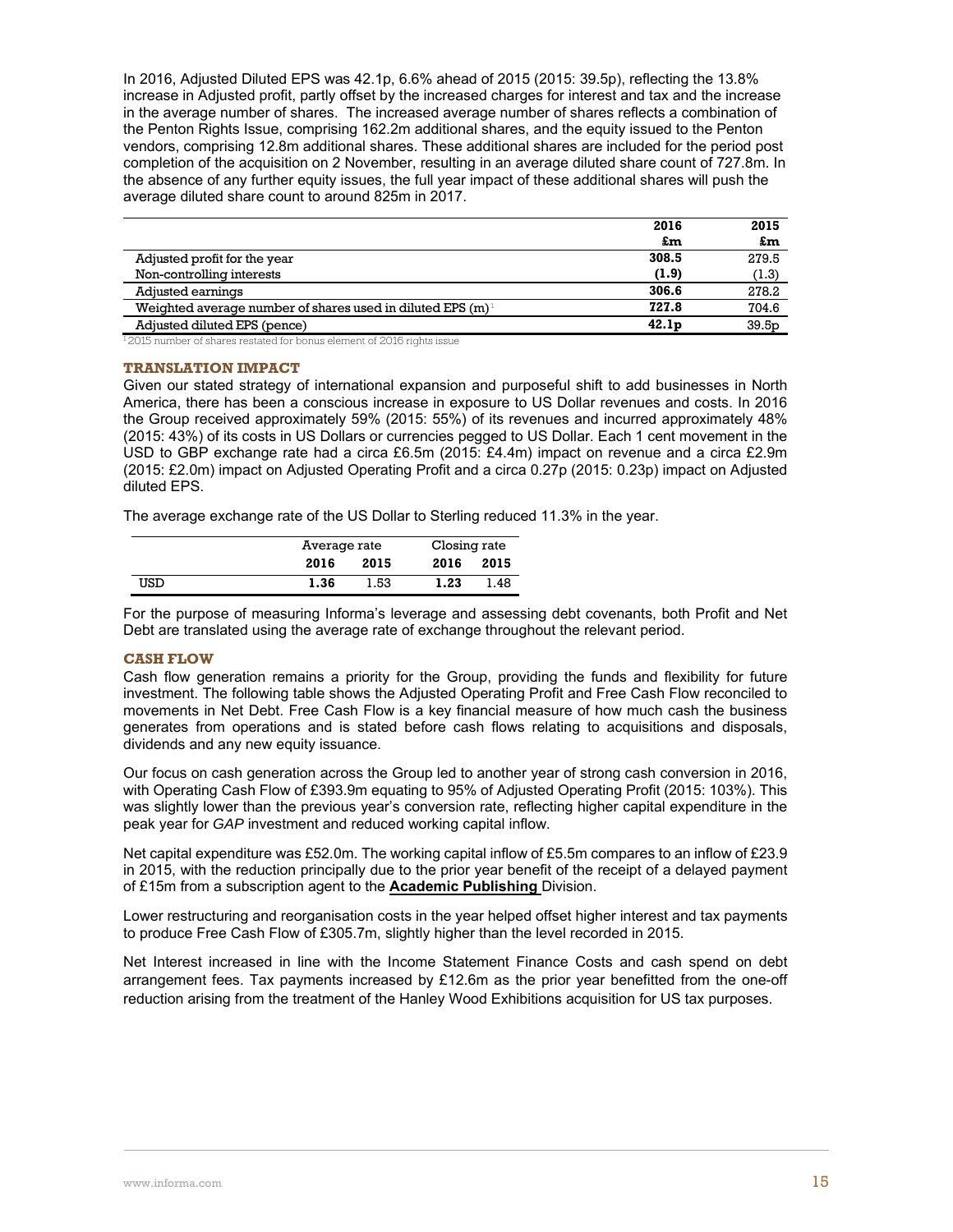In 2016, Adjusted Diluted EPS was 42.1p, 6.6% ahead of 2015 (2015: 39.5p), reflecting the 13.8% increase in Adjusted profit, partly offset by the increased charges for interest and tax and the increase in the average number of shares. The increased average number of shares reflects a combination of the Penton Rights Issue, comprising 162.2m additional shares, and the equity issued to the Penton vendors, comprising 12.8m additional shares. These additional shares are included for the period post completion of the acquisition on 2 November, resulting in an average diluted share count of 727.8m. In the absence of any further equity issues, the full year impact of these additional shares will push the average diluted share count to around 825m in 2017.

| | 2016 £m | 2015 £m |
|---|---|---|
| Adjusted profit for the year | **308.5** | 279.5 |
| Non-controlling interests | **(1.9)** | (1.3) |
| Adjusted earnings | **306.6** | 278.2 |
| Weighted average number of shares used in diluted EPS (m)[1] | **727.8** | 704.6 |
| Adjusted diluted EPS (pence) | **42.1p** | 39.5p |

[1] 2015 number of shares restated for bonus element of 2016 rights issue

## TRANSLATION IMPACT

Given our stated strategy of international expansion and purposeful shift to add businesses in North America, there has been a conscious increase in exposure to US Dollar revenues and costs. In 2016 the Group received approximately 59% (2015: 55%) of its revenues and incurred approximately 48% (2015: 43%) of its costs in US Dollars or currencies pegged to US Dollar. Each 1 cent movement in the USD to GBP exchange rate had a circa £6.5m (2015: £4.4m) impact on revenue and a circa £2.9m (2015: £2.0m) impact on Adjusted Operating Profit and a circa 0.27p (2015: 0.23p) impact on Adjusted diluted EPS.

The average exchange rate of the US Dollar to Sterling reduced 11.3% in the year.

| | Average rate | | Closing rate | |
|---|---|---|---|---|
| | **2016** | **2015** | **2016** | **2015** |
| USD | **1.36** | 1.53 | **1.23** | 1.48 |

For the purpose of measuring Informa's leverage and assessing debt covenants, both Profit and Net Debt are translated using the average rate of exchange throughout the relevant period.

## CASH FLOW

Cash flow generation remains a priority for the Group, providing the funds and flexibility for future investment. The following table shows the Adjusted Operating Profit and Free Cash Flow reconciled to movements in Net Debt. Free Cash Flow is a key financial measure of how much cash the business generates from operations and is stated before cash flows relating to acquisitions and disposals, dividends and any new equity issuance.

Our focus on cash generation across the Group led to another year of strong cash conversion in 2016, with Operating Cash Flow of £393.9m equating to 95% of Adjusted Operating Profit (2015: 103%). This was slightly lower than the previous year's conversion rate, reflecting higher capital expenditure in the peak year for *GAP* investment and reduced working capital inflow.

Net capital expenditure was £52.0m. The working capital inflow of £5.5m compares to an inflow of £23.9 in 2015, with the reduction principally due to the prior year benefit of the receipt of a delayed payment of £15m from a subscription agent to the **Academic Publishing** Division.

Lower restructuring and reorganisation costs in the year helped offset higher interest and tax payments to produce Free Cash Flow of £305.7m, slightly higher than the level recorded in 2015.

Net Interest increased in line with the Income Statement Finance Costs and cash spend on debt arrangement fees. Tax payments increased by £12.6m as the prior year benefitted from the one-off reduction arising from the treatment of the Hanley Wood Exhibitions acquisition for US tax purposes.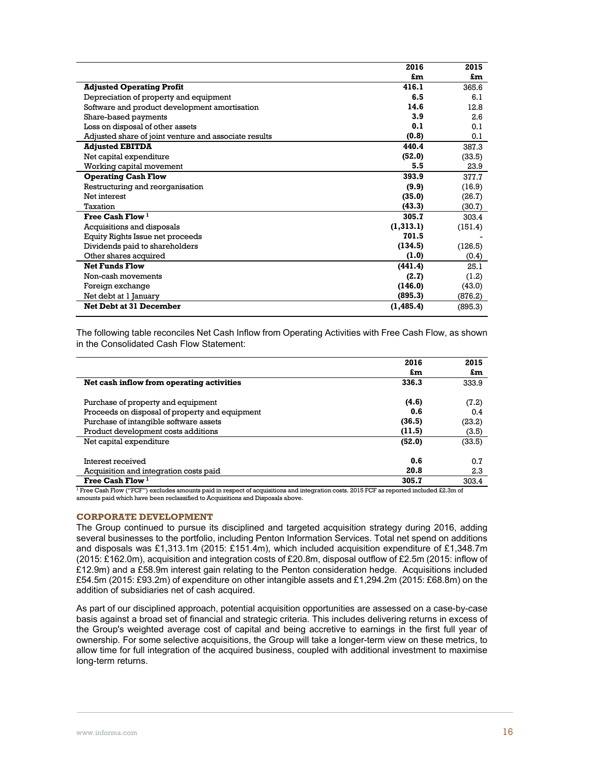| | 2016 £m | 2015 £m |
|---|---|---|
| **Adjusted Operating Profit** | **416.1** | 365.6 |
| Depreciation of property and equipment | **6.5** | 6.1 |
| Software and product development amortisation | **14.6** | 12.8 |
| Share-based payments | **3.9** | 2.6 |
| Loss on disposal of other assets | **0.1** | 0.1 |
| Adjusted share of joint venture and associate results | **(0.8)** | 0.1 |
| **Adjusted EBITDA** | **440.4** | 387.3 |
| Net capital expenditure | **(52.0)** | (33.5) |
| Working capital movement | **5.5** | 23.9 |
| **Operating Cash Flow** | **393.9** | 377.7 |
| Restructuring and reorganisation | **(9.9)** | (16.9) |
| Net interest | **(35.0)** | (26.7) |
| Taxation | **(43.3)** | (30.7) |
| **Free Cash Flow [1]** | **305.7** | 303.4 |
| Acquisitions and disposals | **(1,313.1)** | (151.4) |
| Equity Rights Issue net proceeds | **701.5** | - |
| Dividends paid to shareholders | **(134.5)** | (126.5) |
| Other shares acquired | **(1.0)** | (0.4) |
| **Net Funds Flow** | **(441.4)** | 25.1 |
| Non-cash movements | **(2.7)** | (1.2) |
| Foreign exchange | **(146.0)** | (43.0) |
| Net debt at 1 January | **(895.3)** | (876.2) |
| **Net Debt at 31 December** | **(1,485.4)** | (895.3) |

The following table reconciles Net Cash Inflow from Operating Activities with Free Cash Flow, as shown in the Consolidated Cash Flow Statement:

| | 2016 £m | 2015 £m |
|---|---|---|
| **Net cash inflow from operating activities** | **336.3** | 333.9 |
| | | |
| Purchase of property and equipment | **(4.6)** | (7.2) |
| Proceeds on disposal of property and equipment | **0.6** | 0.4 |
| Purchase of intangible software assets | **(36.5)** | (23.2) |
| Product development costs additions | **(11.5)** | (3.5) |
| Net capital expenditure | **(52.0)** | (33.5) |
| | | |
| Interest received | **0.6** | 0.7 |
| Acquisition and integration costs paid | **20.8** | 2.3 |
| **Free Cash Flow [1]** | **305.7** | 303.4 |

[1] Free Cash Flow ("FCF") excludes amounts paid in respect of acquisitions and integration costs. 2015 FCF as reported included £2.3m of amounts paid which have been reclassified to Acquisitions and Disposals above.

## CORPORATE DEVELOPMENT

The Group continued to pursue its disciplined and targeted acquisition strategy during 2016, adding several businesses to the portfolio, including Penton Information Services. Total net spend on additions and disposals was £1,313.1m (2015: £151.4m), which included acquisition expenditure of £1,348.7m (2015: £162.0m), acquisition and integration costs of £20.8m, disposal outflow of £2.5m (2015: inflow of £12.9m) and a £58.9m interest gain relating to the Penton consideration hedge. Acquisitions included £54.5m (2015: £93.2m) of expenditure on other intangible assets and £1,294.2m (2015: £68.8m) on the addition of subsidiaries net of cash acquired.

As part of our disciplined approach, potential acquisition opportunities are assessed on a case-by-case basis against a broad set of financial and strategic criteria. This includes delivering returns in excess of the Group's weighted average cost of capital and being accretive to earnings in the first full year of ownership. For some selective acquisitions, the Group will take a longer-term view on these metrics, to allow time for full integration of the acquired business, coupled with additional investment to maximise long-term returns.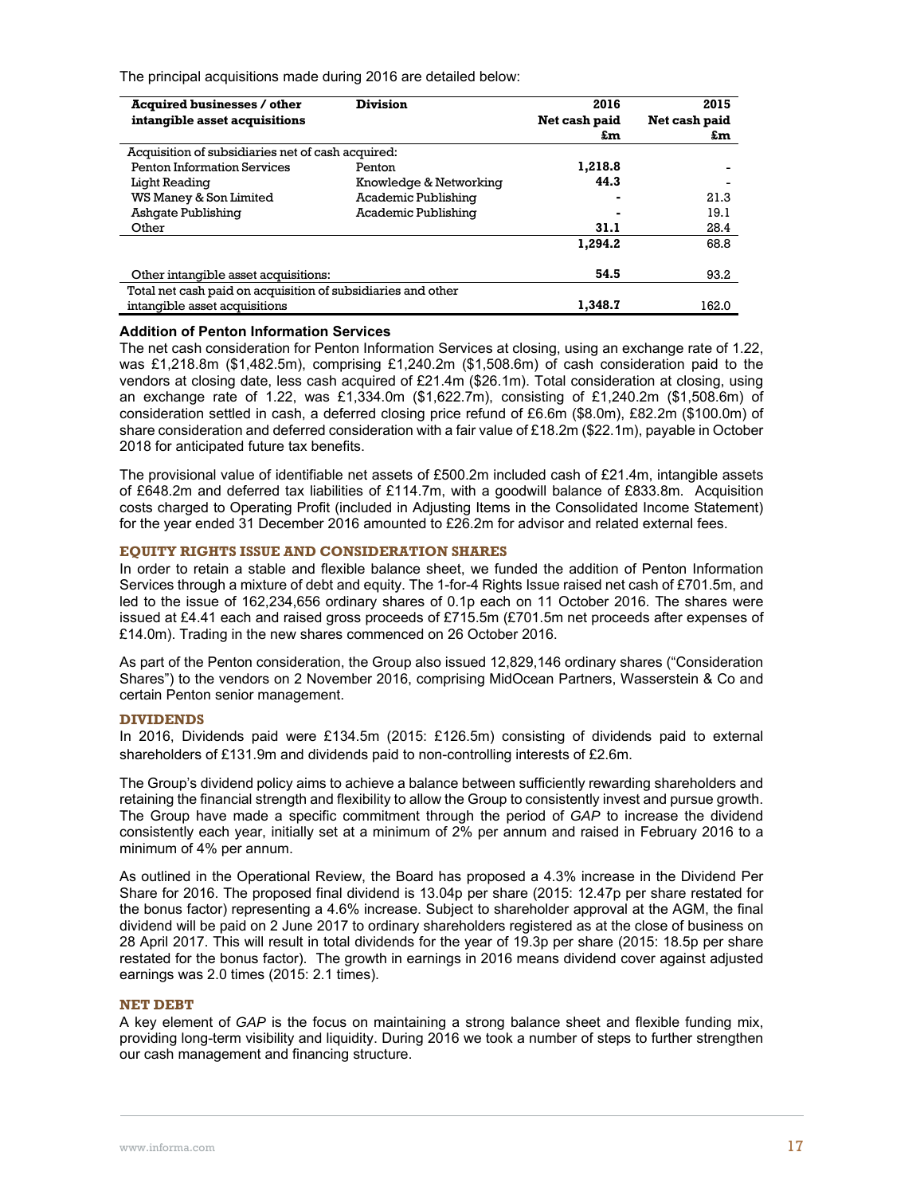The principal acquisitions made during 2016 are detailed below:

| Acquired businesses / other intangible asset acquisitions | Division | 2016 Net cash paid £m | 2015 Net cash paid £m |
|---|---|---|---|
| Acquisition of subsidiaries net of cash acquired: | | | |
| Penton Information Services | Penton | **1,218.8** | - |
| Light Reading | Knowledge & Networking | **44.3** | - |
| WS Maney & Son Limited | Academic Publishing | **-** | 21.3 |
| Ashgate Publishing | Academic Publishing | **-** | 19.1 |
| Other | | **31.1** | 28.4 |
| | | **1,294.2** | 68.8 |
| Other intangible asset acquisitions: | | **54.5** | 93.2 |
| Total net cash paid on acquisition of subsidiaries and other intangible asset acquisitions | | **1,348.7** | 162.0 |

**Addition of Penton Information Services**

The net cash consideration for Penton Information Services at closing, using an exchange rate of 1.22, was £1,218.8m ($1,482.5m), comprising £1,240.2m ($1,508.6m) of cash consideration paid to the vendors at closing date, less cash acquired of £21.4m ($26.1m). Total consideration at closing, using an exchange rate of 1.22, was £1,334.0m ($1,622.7m), consisting of £1,240.2m ($1,508.6m) of consideration settled in cash, a deferred closing price refund of £6.6m ($8.0m), £82.2m ($100.0m) of share consideration and deferred consideration with a fair value of £18.2m ($22.1m), payable in October 2018 for anticipated future tax benefits.

The provisional value of identifiable net assets of £500.2m included cash of £21.4m, intangible assets of £648.2m and deferred tax liabilities of £114.7m, with a goodwill balance of £833.8m. Acquisition costs charged to Operating Profit (included in Adjusting Items in the Consolidated Income Statement) for the year ended 31 December 2016 amounted to £26.2m for advisor and related external fees.

## EQUITY RIGHTS ISSUE AND CONSIDERATION SHARES

In order to retain a stable and flexible balance sheet, we funded the addition of Penton Information Services through a mixture of debt and equity. The 1-for-4 Rights Issue raised net cash of £701.5m, and led to the issue of 162,234,656 ordinary shares of 0.1p each on 11 October 2016. The shares were issued at £4.41 each and raised gross proceeds of £715.5m (£701.5m net proceeds after expenses of £14.0m). Trading in the new shares commenced on 26 October 2016.

As part of the Penton consideration, the Group also issued 12,829,146 ordinary shares ("Consideration Shares") to the vendors on 2 November 2016, comprising MidOcean Partners, Wasserstein & Co and certain Penton senior management.

## DIVIDENDS

In 2016, Dividends paid were £134.5m (2015: £126.5m) consisting of dividends paid to external shareholders of £131.9m and dividends paid to non-controlling interests of £2.6m.

The Group's dividend policy aims to achieve a balance between sufficiently rewarding shareholders and retaining the financial strength and flexibility to allow the Group to consistently invest and pursue growth. The Group have made a specific commitment through the period of *GAP* to increase the dividend consistently each year, initially set at a minimum of 2% per annum and raised in February 2016 to a minimum of 4% per annum.

As outlined in the Operational Review, the Board has proposed a 4.3% increase in the Dividend Per Share for 2016. The proposed final dividend is 13.04p per share (2015: 12.47p per share restated for the bonus factor) representing a 4.6% increase. Subject to shareholder approval at the AGM, the final dividend will be paid on 2 June 2017 to ordinary shareholders registered as at the close of business on 28 April 2017. This will result in total dividends for the year of 19.3p per share (2015: 18.5p per share restated for the bonus factor). The growth in earnings in 2016 means dividend cover against adjusted earnings was 2.0 times (2015: 2.1 times).

## NET DEBT

A key element of *GAP* is the focus on maintaining a strong balance sheet and flexible funding mix, providing long-term visibility and liquidity. During 2016 we took a number of steps to further strengthen our cash management and financing structure.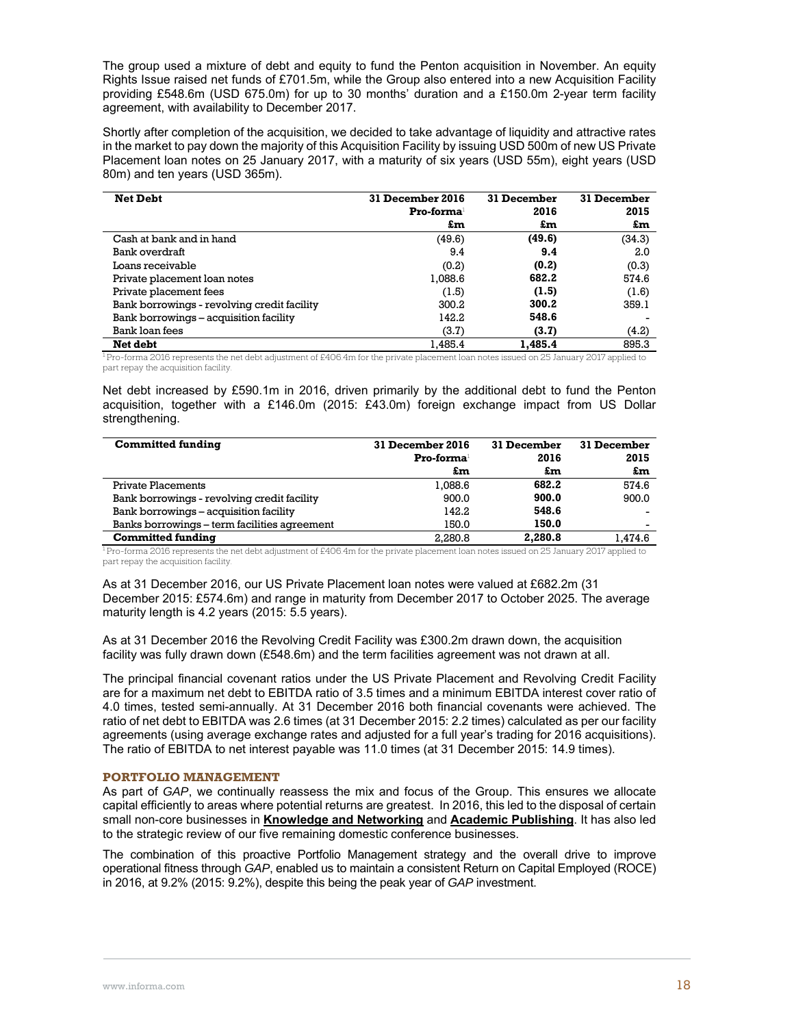The group used a mixture of debt and equity to fund the Penton acquisition in November. An equity Rights Issue raised net funds of £701.5m, while the Group also entered into a new Acquisition Facility providing £548.6m (USD 675.0m) for up to 30 months' duration and a £150.0m 2-year term facility agreement, with availability to December 2017.

Shortly after completion of the acquisition, we decided to take advantage of liquidity and attractive rates in the market to pay down the majority of this Acquisition Facility by issuing USD 500m of new US Private Placement loan notes on 25 January 2017, with a maturity of six years (USD 55m), eight years (USD 80m) and ten years (USD 365m).

| Net Debt | 31 December 2016 Pro-forma[1] £m | 31 December 2016 £m | 31 December 2015 £m |
|---|---|---|---|
| Cash at bank and in hand | (49.6) | **(49.6)** | (34.3) |
| Bank overdraft | 9.4 | **9.4** | 2.0 |
| Loans receivable | (0.2) | **(0.2)** | (0.3) |
| Private placement loan notes | 1,088.6 | **682.2** | 574.6 |
| Private placement fees | (1.5) | **(1.5)** | (1.6) |
| Bank borrowings - revolving credit facility | 300.2 | **300.2** | 359.1 |
| Bank borrowings – acquisition facility | 142.2 | **548.6** | - |
| Bank loan fees | (3.7) | **(3.7)** | (4.2) |
| **Net debt** | 1,485.4 | **1,485.4** | 895.3 |

[1] Pro-forma 2016 represents the net debt adjustment of £406.4m for the private placement loan notes issued on 25 January 2017 applied to part repay the acquisition facility.

Net debt increased by £590.1m in 2016, driven primarily by the additional debt to fund the Penton acquisition, together with a £146.0m (2015: £43.0m) foreign exchange impact from US Dollar strengthening.

| Committed funding | 31 December 2016 Pro-forma[1] £m | 31 December 2016 £m | 31 December 2015 £m |
|---|---|---|---|
| Private Placements | 1,088.6 | **682.2** | 574.6 |
| Bank borrowings - revolving credit facility | 900.0 | **900.0** | 900.0 |
| Bank borrowings – acquisition facility | 142.2 | **548.6** | - |
| Banks borrowings – term facilities agreement | 150.0 | **150.0** | - |
| **Committed funding** | 2,280.8 | **2,280.8** | 1,474.6 |

[1] Pro-forma 2016 represents the net debt adjustment of £406.4m for the private placement loan notes issued on 25 January 2017 applied to part repay the acquisition facility.

As at 31 December 2016, our US Private Placement loan notes were valued at £682.2m (31 December 2015: £574.6m) and range in maturity from December 2017 to October 2025. The average maturity length is 4.2 years (2015: 5.5 years).

As at 31 December 2016 the Revolving Credit Facility was £300.2m drawn down, the acquisition facility was fully drawn down (£548.6m) and the term facilities agreement was not drawn at all.

The principal financial covenant ratios under the US Private Placement and Revolving Credit Facility are for a maximum net debt to EBITDA ratio of 3.5 times and a minimum EBITDA interest cover ratio of 4.0 times, tested semi-annually. At 31 December 2016 both financial covenants were achieved. The ratio of net debt to EBITDA was 2.6 times (at 31 December 2015: 2.2 times) calculated as per our facility agreements (using average exchange rates and adjusted for a full year's trading for 2016 acquisitions). The ratio of EBITDA to net interest payable was 11.0 times (at 31 December 2015: 14.9 times).

## PORTFOLIO MANAGEMENT

As part of *GAP*, we continually reassess the mix and focus of the Group. This ensures we allocate capital efficiently to areas where potential returns are greatest. In 2016, this led to the disposal of certain small non-core businesses in **Knowledge and Networking** and **Academic Publishing**. It has also led to the strategic review of our five remaining domestic conference businesses.

The combination of this proactive Portfolio Management strategy and the overall drive to improve operational fitness through *GAP*, enabled us to maintain a consistent Return on Capital Employed (ROCE) in 2016, at 9.2% (2015: 9.2%), despite this being the peak year of *GAP* investment.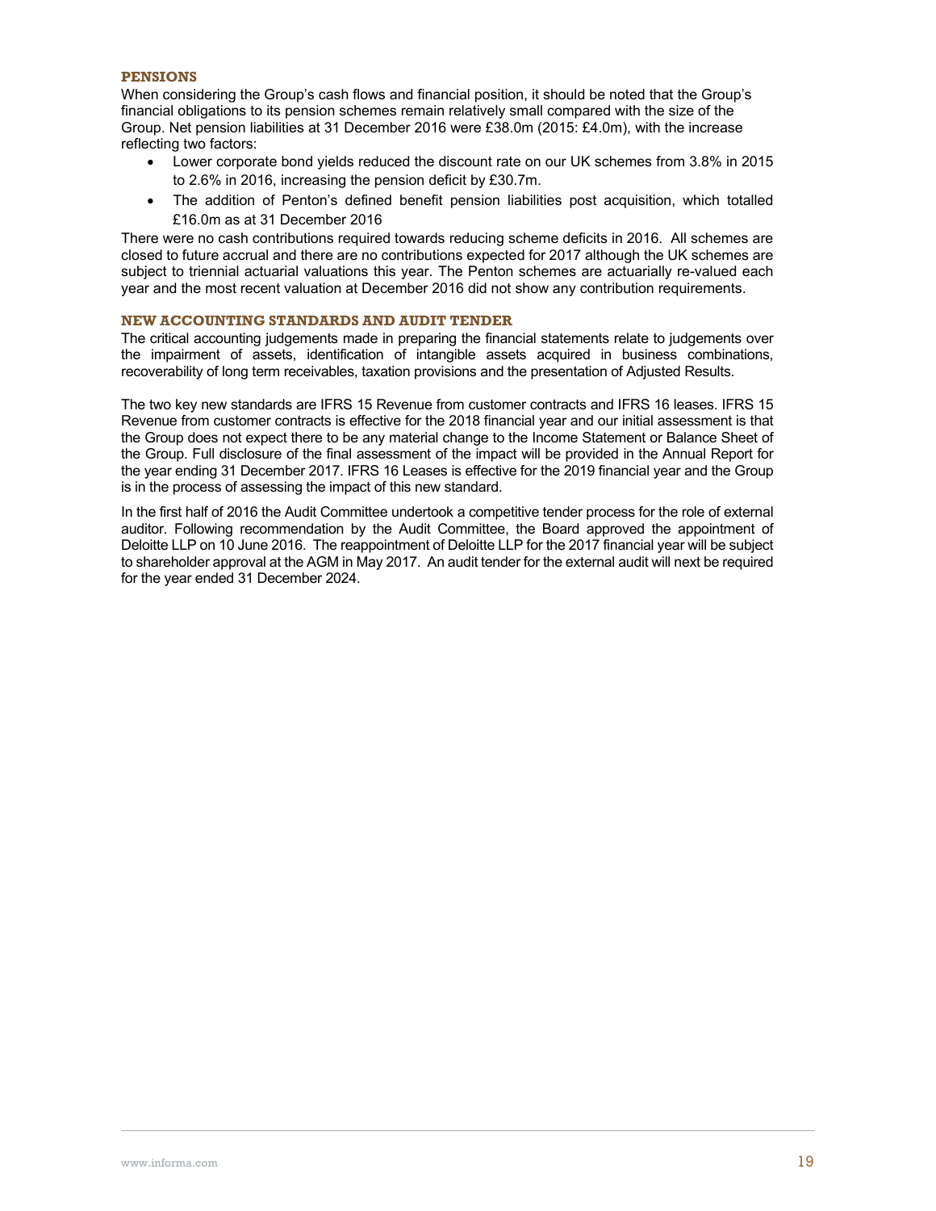## PENSIONS

When considering the Group's cash flows and financial position, it should be noted that the Group's financial obligations to its pension schemes remain relatively small compared with the size of the Group. Net pension liabilities at 31 December 2016 were £38.0m (2015: £4.0m), with the increase reflecting two factors:

- Lower corporate bond yields reduced the discount rate on our UK schemes from 3.8% in 2015 to 2.6% in 2016, increasing the pension deficit by £30.7m.
- The addition of Penton's defined benefit pension liabilities post acquisition, which totalled £16.0m as at 31 December 2016

There were no cash contributions required towards reducing scheme deficits in 2016. All schemes are closed to future accrual and there are no contributions expected for 2017 although the UK schemes are subject to triennial actuarial valuations this year. The Penton schemes are actuarially re-valued each year and the most recent valuation at December 2016 did not show any contribution requirements.

## NEW ACCOUNTING STANDARDS AND AUDIT TENDER

The critical accounting judgements made in preparing the financial statements relate to judgements over the impairment of assets, identification of intangible assets acquired in business combinations, recoverability of long term receivables, taxation provisions and the presentation of Adjusted Results.

The two key new standards are IFRS 15 Revenue from customer contracts and IFRS 16 leases. IFRS 15 Revenue from customer contracts is effective for the 2018 financial year and our initial assessment is that the Group does not expect there to be any material change to the Income Statement or Balance Sheet of the Group. Full disclosure of the final assessment of the impact will be provided in the Annual Report for the year ending 31 December 2017. IFRS 16 Leases is effective for the 2019 financial year and the Group is in the process of assessing the impact of this new standard.

In the first half of 2016 the Audit Committee undertook a competitive tender process for the role of external auditor. Following recommendation by the Audit Committee, the Board approved the appointment of Deloitte LLP on 10 June 2016. The reappointment of Deloitte LLP for the 2017 financial year will be subject to shareholder approval at the AGM in May 2017. An audit tender for the external audit will next be required for the year ended 31 December 2024.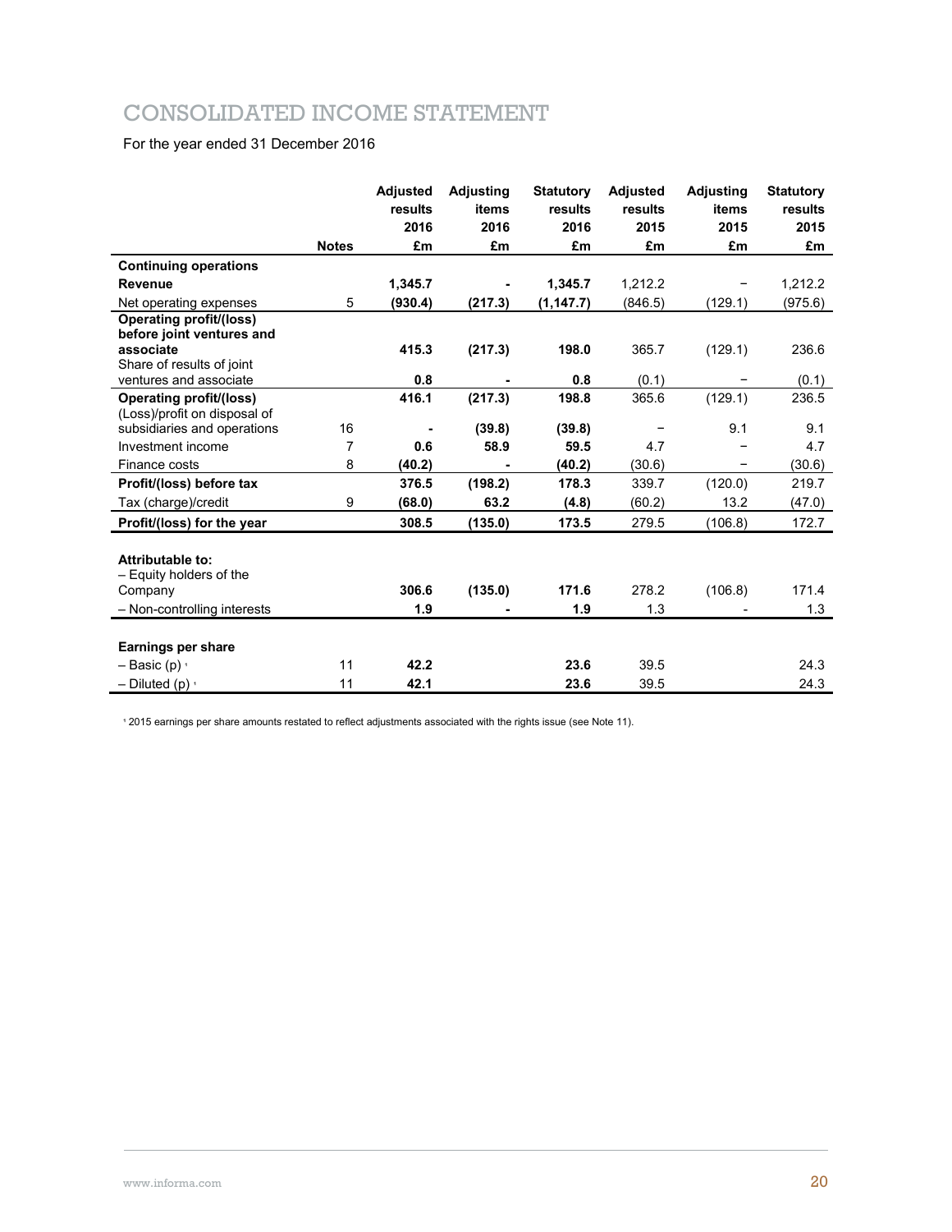# CONSOLIDATED INCOME STATEMENT

For the year ended 31 December 2016

| | Notes | Adjusted results 2016 £m | Adjusting items 2016 £m | Statutory results 2016 £m | Adjusted results 2015 £m | Adjusting items 2015 £m | Statutory results 2015 £m |
|---|---|---|---|---|---|---|---|
| **Continuing operations** | | | | | | | |
| **Revenue** | | **1,345.7** | **-** | **1,345.7** | 1,212.2 | − | 1,212.2 |
| Net operating expenses | 5 | **(930.4)** | **(217.3)** | **(1,147.7)** | (846.5) | (129.1) | (975.6) |
| **Operating profit/(loss) before joint ventures and associate** | | **415.3** | **(217.3)** | **198.0** | 365.7 | (129.1) | 236.6 |
| Share of results of joint ventures and associate | | **0.8** | **-** | **0.8** | (0.1) | − | (0.1) |
| **Operating profit/(loss)** | | **416.1** | **(217.3)** | **198.8** | 365.6 | (129.1) | 236.5 |
| (Loss)/profit on disposal of subsidiaries and operations | 16 | **-** | **(39.8)** | **(39.8)** | − | 9.1 | 9.1 |
| Investment income | 7 | **0.6** | **58.9** | **59.5** | 4.7 | − | 4.7 |
| Finance costs | 8 | **(40.2)** | **-** | **(40.2)** | (30.6) | − | (30.6) |
| **Profit/(loss) before tax** | | **376.5** | **(198.2)** | **178.3** | 339.7 | (120.0) | 219.7 |
| Tax (charge)/credit | 9 | **(68.0)** | **63.2** | **(4.8)** | (60.2) | 13.2 | (47.0) |
| **Profit/(loss) for the year** | | **308.5** | **(135.0)** | **173.5** | 279.5 | (106.8) | 172.7 |
| | | | | | | | |
| **Attributable to:** | | | | | | | |
| – Equity holders of the Company | | **306.6** | **(135.0)** | **171.6** | 278.2 | (106.8) | 171.4 |
| – Non-controlling interests | | **1.9** | **-** | **1.9** | 1.3 | - | 1.3 |
| | | | | | | | |
| **Earnings per share** | | | | | | | |
| – Basic (p) [1] | 11 | **42.2** | | **23.6** | 39.5 | | 24.3 |
| – Diluted (p) [1] | 11 | **42.1** | | **23.6** | 39.5 | | 24.3 |

[1] 2015 earnings per share amounts restated to reflect adjustments associated with the rights issue (see Note 11).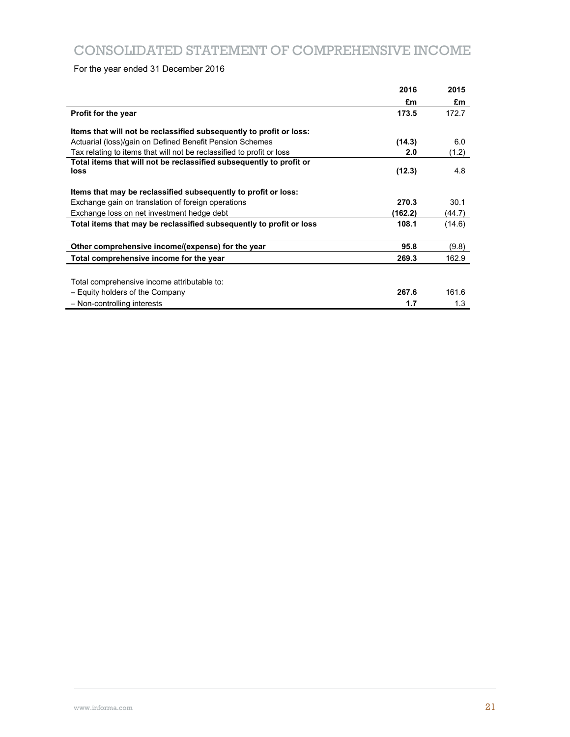# CONSOLIDATED STATEMENT OF COMPREHENSIVE INCOME

For the year ended 31 December 2016

| | 2016 £m | 2015 £m |
|---|---|---|
| **Profit for the year** | **173.5** | 172.7 |
| | | |
| **Items that will not be reclassified subsequently to profit or loss:** | | |
| Actuarial (loss)/gain on Defined Benefit Pension Schemes | **(14.3)** | 6.0 |
| Tax relating to items that will not be reclassified to profit or loss | **2.0** | (1.2) |
| **Total items that will not be reclassified subsequently to profit or loss** | **(12.3)** | 4.8 |
| | | |
| **Items that may be reclassified subsequently to profit or loss:** | | |
| Exchange gain on translation of foreign operations | **270.3** | 30.1 |
| Exchange loss on net investment hedge debt | **(162.2)** | (44.7) |
| **Total items that may be reclassified subsequently to profit or loss** | **108.1** | (14.6) |
| | | |
| **Other comprehensive income/(expense) for the year** | **95.8** | (9.8) |
| **Total comprehensive income for the year** | **269.3** | 162.9 |
| | | |
| Total comprehensive income attributable to: | | |
| – Equity holders of the Company | **267.6** | 161.6 |
| – Non-controlling interests | **1.7** | 1.3 |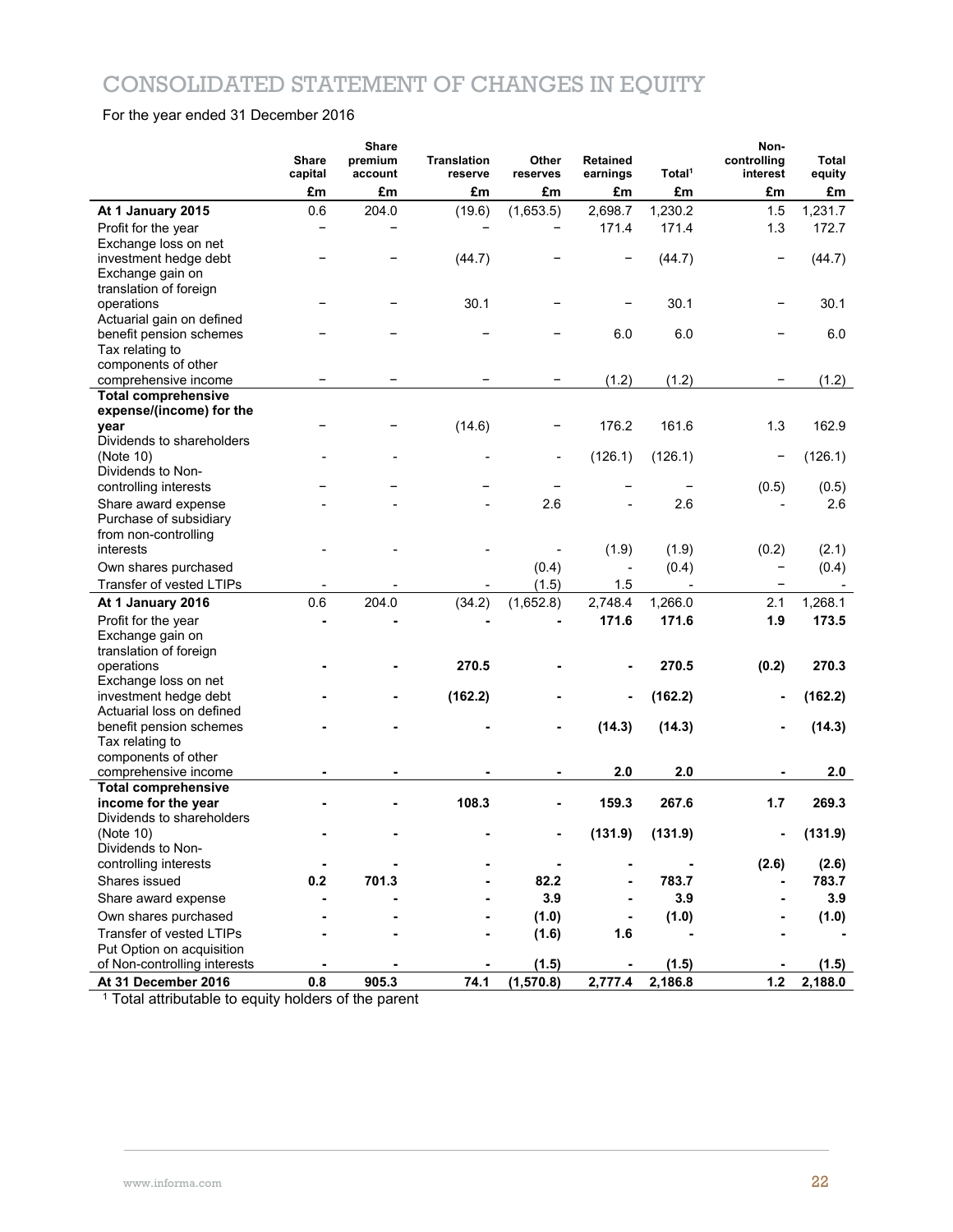# CONSOLIDATED STATEMENT OF CHANGES IN EQUITY

For the year ended 31 December 2016

| | Share capital | Share premium account | Translation reserve | Other reserves | Retained earnings | Total[1] | Non-controlling interest | Total equity |
|---|---|---|---|---|---|---|---|---|
| | £m | £m | £m | £m | £m | £m | £m | £m |
| **At 1 January 2015** | 0.6 | 204.0 | (19.6) | (1,653.5) | 2,698.7 | 1,230.2 | 1.5 | 1,231.7 |
| Profit for the year | – | – | – | – | 171.4 | 171.4 | 1.3 | 172.7 |
| Exchange loss on net investment hedge debt | – | – | (44.7) | – | – | (44.7) | – | (44.7) |
| Exchange gain on translation of foreign operations | – | – | 30.1 | – | – | 30.1 | – | 30.1 |
| Actuarial gain on defined benefit pension schemes | – | – | – | – | 6.0 | 6.0 | – | 6.0 |
| Tax relating to components of other comprehensive income | – | – | – | – | (1.2) | (1.2) | – | (1.2) |
| **Total comprehensive expense/(income) for the year** | – | – | (14.6) | – | 176.2 | 161.6 | 1.3 | 162.9 |
| Dividends to shareholders (Note 10) | - | - | - | - | (126.1) | (126.1) | – | (126.1) |
| Dividends to Non-controlling interests | – | – | – | – | – | – | (0.5) | (0.5) |
| Share award expense | - | - | - | 2.6 | - | 2.6 | - | 2.6 |
| Purchase of subsidiary from non-controlling interests | - | - | - | - | (1.9) | (1.9) | (0.2) | (2.1) |
| Own shares purchased | | | | (0.4) | - | (0.4) | – | (0.4) |
| Transfer of vested LTIPs | - | - | - | (1.5) | 1.5 | - | – | - |
| **At 1 January 2016** | 0.6 | 204.0 | (34.2) | (1,652.8) | 2,748.4 | 1,266.0 | 2.1 | 1,268.1 |
| Profit for the year | **-** | **-** | **-** | **-** | **171.6** | **171.6** | **1.9** | **173.5** |
| Exchange gain on translation of foreign operations | **-** | **-** | **270.5** | **-** | **-** | **270.5** | **(0.2)** | **270.3** |
| Exchange loss on net investment hedge debt | **-** | **-** | **(162.2)** | **-** | **-** | **(162.2)** | **-** | **(162.2)** |
| Actuarial loss on defined benefit pension schemes | **-** | **-** | **-** | **-** | **(14.3)** | **(14.3)** | **-** | **(14.3)** |
| Tax relating to components of other comprehensive income | **-** | **-** | **-** | **-** | **2.0** | **2.0** | **-** | **2.0** |
| **Total comprehensive income for the year** | **-** | **-** | **108.3** | **-** | **159.3** | **267.6** | **1.7** | **269.3** |
| Dividends to shareholders (Note 10) | **-** | **-** | **-** | **-** | **(131.9)** | **(131.9)** | **-** | **(131.9)** |
| Dividends to Non-controlling interests | **-** | **-** | **-** | **-** | **-** | **-** | **(2.6)** | **(2.6)** |
| Shares issued | **0.2** | **701.3** | **-** | **82.2** | **-** | **783.7** | **-** | **783.7** |
| Share award expense | **-** | **-** | **-** | **3.9** | **-** | **3.9** | **-** | **3.9** |
| Own shares purchased | **-** | **-** | **-** | **(1.0)** | **-** | **(1.0)** | **-** | **(1.0)** |
| Transfer of vested LTIPs | **-** | **-** | **-** | **(1.6)** | **1.6** | **-** | **-** | **-** |
| Put Option on acquisition of Non-controlling interests | **-** | **-** | **-** | **(1.5)** | **-** | **(1.5)** | **-** | **(1.5)** |
| **At 31 December 2016** | **0.8** | **905.3** | **74.1** | **(1,570.8)** | **2,777.4** | **2,186.8** | **1.2** | **2,188.0** |

[1] Total attributable to equity holders of the parent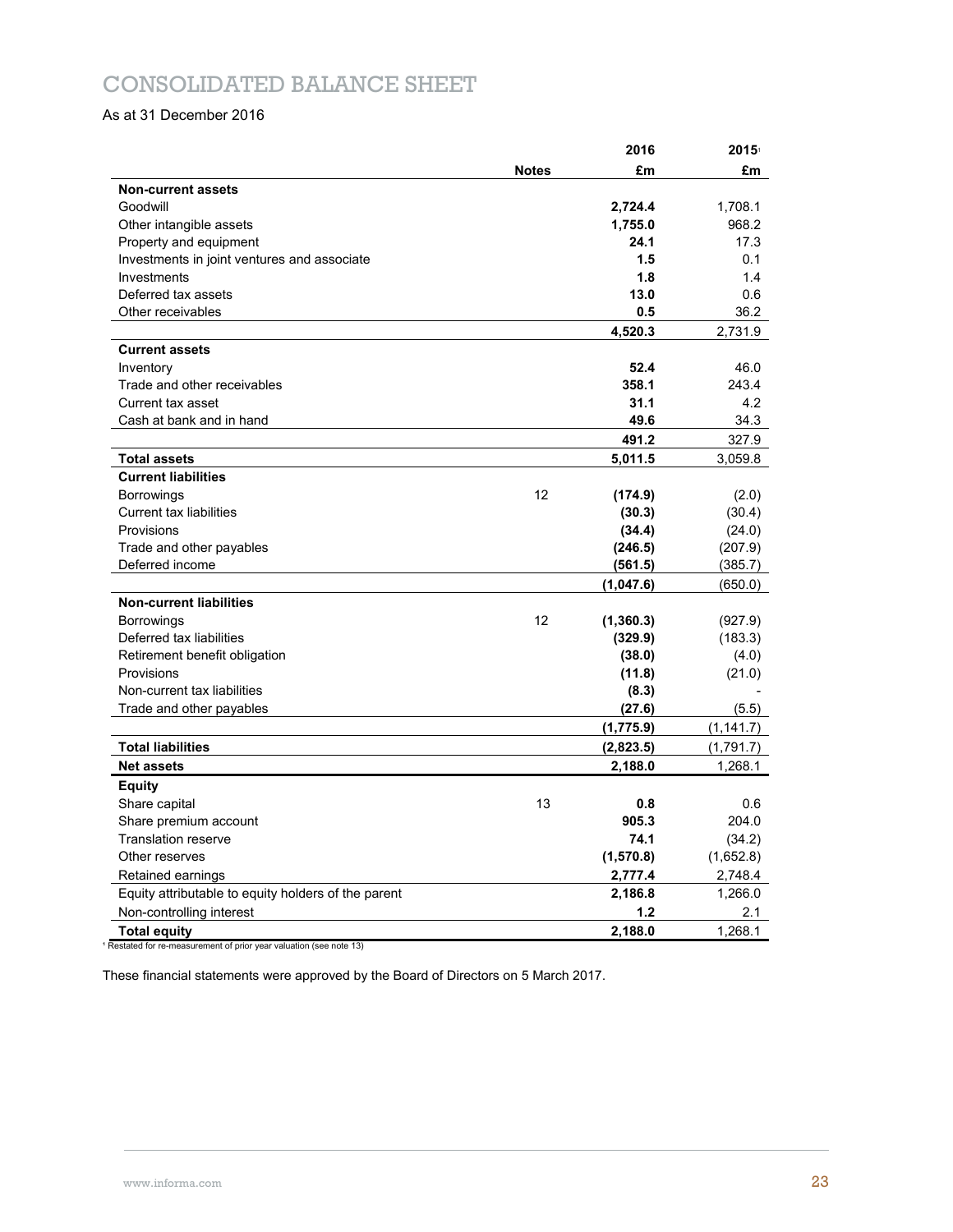# CONSOLIDATED BALANCE SHEET

As at 31 December 2016

| | Notes | 2016 £m | 2015[1] £m |
|---|---|---|---|
| **Non-current assets** | | | |
| Goodwill | | **2,724.4** | 1,708.1 |
| Other intangible assets | | **1,755.0** | 968.2 |
| Property and equipment | | **24.1** | 17.3 |
| Investments in joint ventures and associate | | **1.5** | 0.1 |
| Investments | | **1.8** | 1.4 |
| Deferred tax assets | | **13.0** | 0.6 |
| Other receivables | | **0.5** | 36.2 |
| | | **4,520.3** | 2,731.9 |
| **Current assets** | | | |
| Inventory | | **52.4** | 46.0 |
| Trade and other receivables | | **358.1** | 243.4 |
| Current tax asset | | **31.1** | 4.2 |
| Cash at bank and in hand | | **49.6** | 34.3 |
| | | **491.2** | 327.9 |
| **Total assets** | | **5,011.5** | 3,059.8 |
| **Current liabilities** | | | |
| Borrowings | 12 | **(174.9)** | (2.0) |
| Current tax liabilities | | **(30.3)** | (30.4) |
| Provisions | | **(34.4)** | (24.0) |
| Trade and other payables | | **(246.5)** | (207.9) |
| Deferred income | | **(561.5)** | (385.7) |
| | | **(1,047.6)** | (650.0) |
| **Non-current liabilities** | | | |
| Borrowings | 12 | **(1,360.3)** | (927.9) |
| Deferred tax liabilities | | **(329.9)** | (183.3) |
| Retirement benefit obligation | | **(38.0)** | (4.0) |
| Provisions | | **(11.8)** | (21.0) |
| Non-current tax liabilities | | **(8.3)** | - |
| Trade and other payables | | **(27.6)** | (5.5) |
| | | **(1,775.9)** | (1,141.7) |
| **Total liabilities** | | **(2,823.5)** | (1,791.7) |
| **Net assets** | | **2,188.0** | 1,268.1 |
| **Equity** | | | |
| Share capital | 13 | **0.8** | 0.6 |
| Share premium account | | **905.3** | 204.0 |
| Translation reserve | | **74.1** | (34.2) |
| Other reserves | | **(1,570.8)** | (1,652.8) |
| Retained earnings | | **2,777.4** | 2,748.4 |
| Equity attributable to equity holders of the parent | | **2,186.8** | 1,266.0 |
| Non-controlling interest | | **1.2** | 2.1 |
| **Total equity** | | **2,188.0** | 1,268.1 |

[1] Restated for re-measurement of prior year valuation (see note 13)

These financial statements were approved by the Board of Directors on 5 March 2017.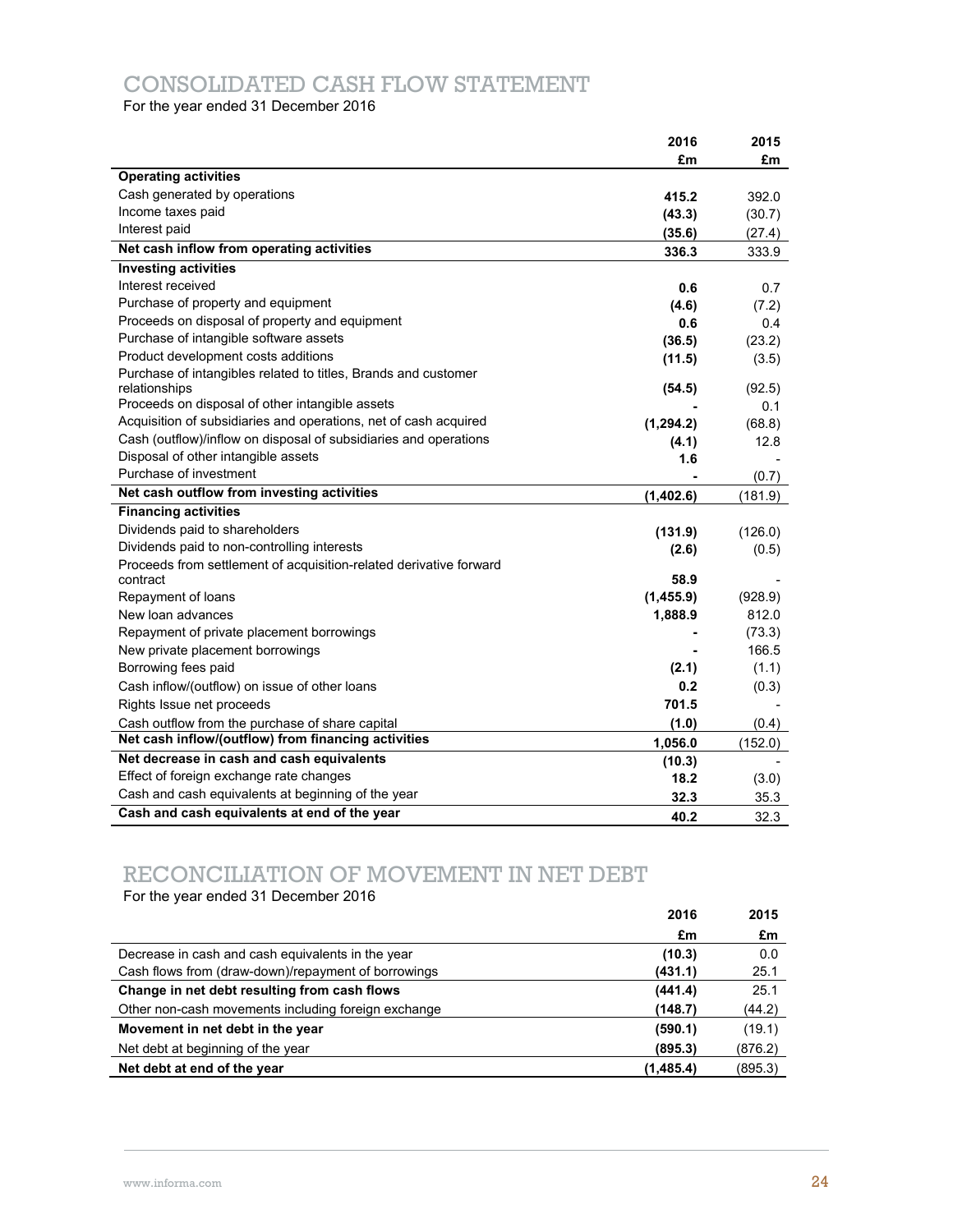# CONSOLIDATED CASH FLOW STATEMENT

For the year ended 31 December 2016

| | 2016 £m | 2015 £m |
|---|---|---|
| **Operating activities** | | |
| Cash generated by operations | **415.2** | 392.0 |
| Income taxes paid | **(43.3)** | (30.7) |
| Interest paid | **(35.6)** | (27.4) |
| **Net cash inflow from operating activities** | **336.3** | 333.9 |
| **Investing activities** | | |
| Interest received | **0.6** | 0.7 |
| Purchase of property and equipment | **(4.6)** | (7.2) |
| Proceeds on disposal of property and equipment | **0.6** | 0.4 |
| Purchase of intangible software assets | **(36.5)** | (23.2) |
| Product development costs additions | **(11.5)** | (3.5) |
| Purchase of intangibles related to titles, Brands and customer relationships | **(54.5)** | (92.5) |
| Proceeds on disposal of other intangible assets | **-** | 0.1 |
| Acquisition of subsidiaries and operations, net of cash acquired | **(1,294.2)** | (68.8) |
| Cash (outflow)/inflow on disposal of subsidiaries and operations | **(4.1)** | 12.8 |
| Disposal of other intangible assets | **1.6** | - |
| Purchase of investment | **-** | (0.7) |
| **Net cash outflow from investing activities** | **(1,402.6)** | (181.9) |
| **Financing activities** | | |
| Dividends paid to shareholders | **(131.9)** | (126.0) |
| Dividends paid to non-controlling interests | **(2.6)** | (0.5) |
| Proceeds from settlement of acquisition-related derivative forward contract | **58.9** | - |
| Repayment of loans | **(1,455.9)** | (928.9) |
| New loan advances | **1,888.9** | 812.0 |
| Repayment of private placement borrowings | **-** | (73.3) |
| New private placement borrowings | **-** | 166.5 |
| Borrowing fees paid | **(2.1)** | (1.1) |
| Cash inflow/(outflow) on issue of other loans | **0.2** | (0.3) |
| Rights Issue net proceeds | **701.5** | - |
| Cash outflow from the purchase of share capital | **(1.0)** | (0.4) |
| **Net cash inflow/(outflow) from financing activities** | **1,056.0** | (152.0) |
| **Net decrease in cash and cash equivalents** | **(10.3)** | - |
| Effect of foreign exchange rate changes | **18.2** | (3.0) |
| Cash and cash equivalents at beginning of the year | **32.3** | 35.3 |
| **Cash and cash equivalents at end of the year** | **40.2** | 32.3 |

# RECONCILIATION OF MOVEMENT IN NET DEBT

For the year ended 31 December 2016

| | 2016 £m | 2015 £m |
|---|---|---|
| Decrease in cash and cash equivalents in the year | **(10.3)** | 0.0 |
| Cash flows from (draw-down)/repayment of borrowings | **(431.1)** | 25.1 |
| **Change in net debt resulting from cash flows** | **(441.4)** | 25.1 |
| Other non-cash movements including foreign exchange | **(148.7)** | (44.2) |
| **Movement in net debt in the year** | **(590.1)** | (19.1) |
| Net debt at beginning of the year | **(895.3)** | (876.2) |
| **Net debt at end of the year** | **(1,485.4)** | (895.3) |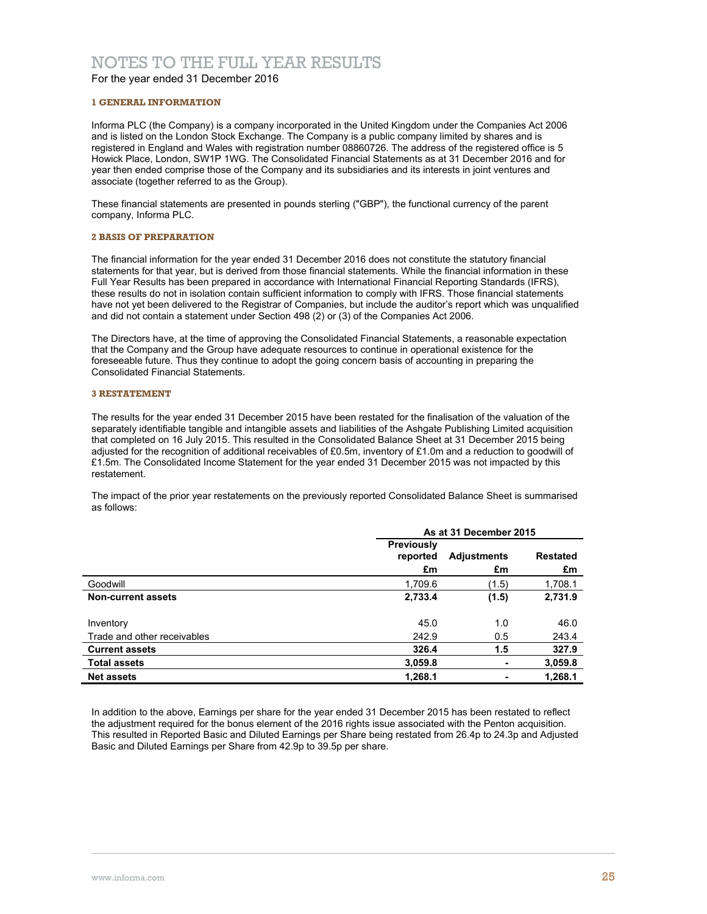# NOTES TO THE FULL YEAR RESULTS

For the year ended 31 December 2016

## 1 GENERAL INFORMATION

Informa PLC (the Company) is a company incorporated in the United Kingdom under the Companies Act 2006 and is listed on the London Stock Exchange. The Company is a public company limited by shares and is registered in England and Wales with registration number 08860726. The address of the registered office is 5 Howick Place, London, SW1P 1WG. The Consolidated Financial Statements as at 31 December 2016 and for year then ended comprise those of the Company and its subsidiaries and its interests in joint ventures and associate (together referred to as the Group).

These financial statements are presented in pounds sterling ("GBP"), the functional currency of the parent company, Informa PLC.

## 2 BASIS OF PREPARATION

The financial information for the year ended 31 December 2016 does not constitute the statutory financial statements for that year, but is derived from those financial statements. While the financial information in these Full Year Results has been prepared in accordance with International Financial Reporting Standards (IFRS), these results do not in isolation contain sufficient information to comply with IFRS. Those financial statements have not yet been delivered to the Registrar of Companies, but include the auditor's report which was unqualified and did not contain a statement under Section 498 (2) or (3) of the Companies Act 2006.

The Directors have, at the time of approving the Consolidated Financial Statements, a reasonable expectation that the Company and the Group have adequate resources to continue in operational existence for the foreseeable future. Thus they continue to adopt the going concern basis of accounting in preparing the Consolidated Financial Statements.

## 3 RESTATEMENT

The results for the year ended 31 December 2015 have been restated for the finalisation of the valuation of the separately identifiable tangible and intangible assets and liabilities of the Ashgate Publishing Limited acquisition that completed on 16 July 2015. This resulted in the Consolidated Balance Sheet at 31 December 2015 being adjusted for the recognition of additional receivables of £0.5m, inventory of £1.0m and a reduction to goodwill of £1.5m. The Consolidated Income Statement for the year ended 31 December 2015 was not impacted by this restatement.

The impact of the prior year restatements on the previously reported Consolidated Balance Sheet is summarised as follows:

| | As at 31 December 2015 | | |
|---|---|---|---|
| | Previously reported £m | Adjustments £m | Restated £m |
| Goodwill | 1,709.6 | (1.5) | 1,708.1 |
| **Non-current assets** | **2,733.4** | **(1.5)** | **2,731.9** |
| Inventory | 45.0 | 1.0 | 46.0 |
| Trade and other receivables | 242.9 | 0.5 | 243.4 |
| **Current assets** | **326.4** | **1.5** | **327.9** |
| **Total assets** | **3,059.8** | **-** | **3,059.8** |
| **Net assets** | **1,268.1** | **-** | **1,268.1** |

In addition to the above, Earnings per share for the year ended 31 December 2015 has been restated to reflect the adjustment required for the bonus element of the 2016 rights issue associated with the Penton acquisition. This resulted in Reported Basic and Diluted Earnings per Share being restated from 26.4p to 24.3p and Adjusted Basic and Diluted Earnings per Share from 42.9p to 39.5p per share.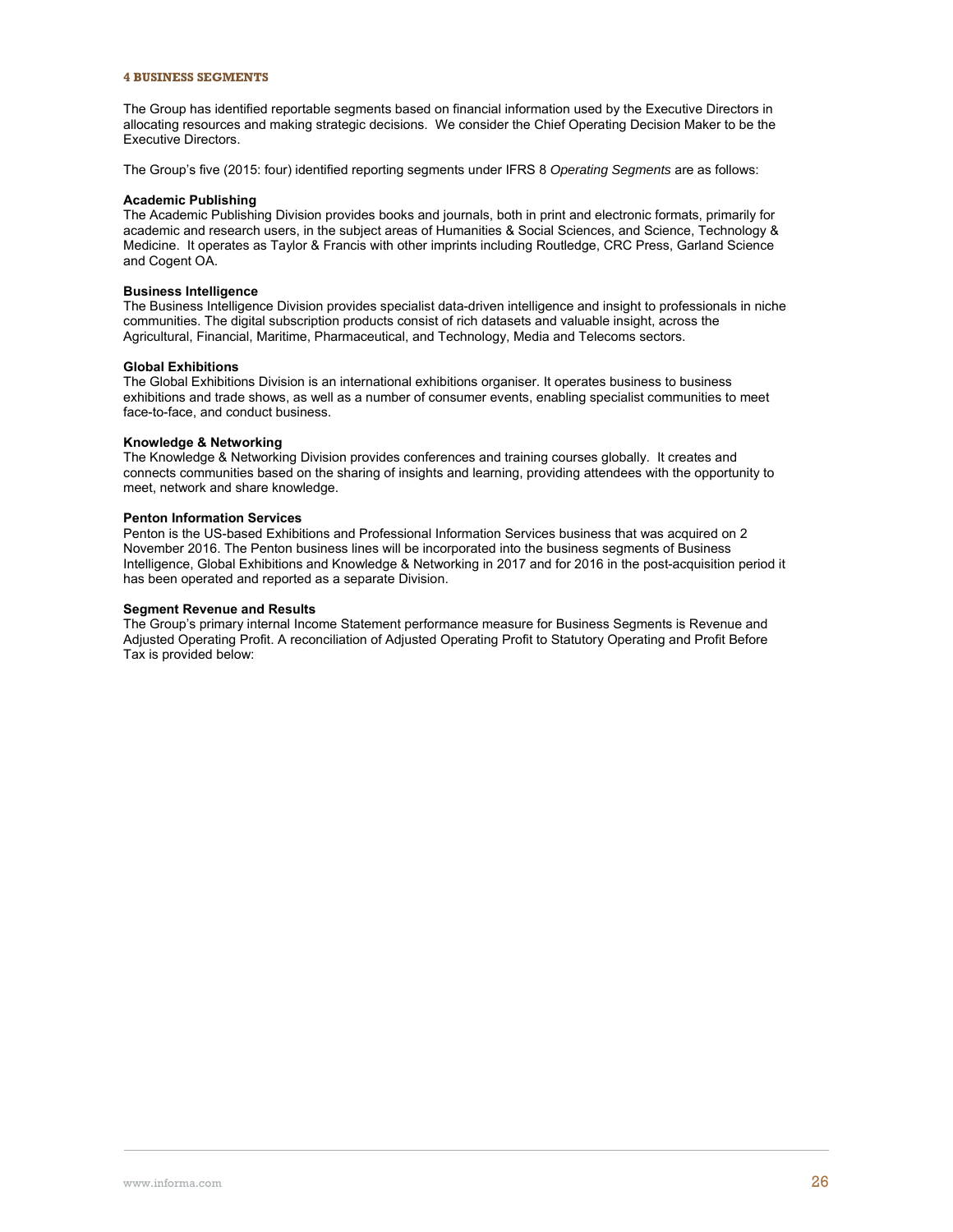## 4 BUSINESS SEGMENTS

The Group has identified reportable segments based on financial information used by the Executive Directors in allocating resources and making strategic decisions. We consider the Chief Operating Decision Maker to be the Executive Directors.

The Group's five (2015: four) identified reporting segments under IFRS 8 *Operating Segments* are as follows:

**Academic Publishing**
The Academic Publishing Division provides books and journals, both in print and electronic formats, primarily for academic and research users, in the subject areas of Humanities & Social Sciences, and Science, Technology & Medicine. It operates as Taylor & Francis with other imprints including Routledge, CRC Press, Garland Science and Cogent OA.

**Business Intelligence**
The Business Intelligence Division provides specialist data-driven intelligence and insight to professionals in niche communities. The digital subscription products consist of rich datasets and valuable insight, across the Agricultural, Financial, Maritime, Pharmaceutical, and Technology, Media and Telecoms sectors.

**Global Exhibitions**
The Global Exhibitions Division is an international exhibitions organiser. It operates business to business exhibitions and trade shows, as well as a number of consumer events, enabling specialist communities to meet face-to-face, and conduct business.

**Knowledge & Networking**
The Knowledge & Networking Division provides conferences and training courses globally. It creates and connects communities based on the sharing of insights and learning, providing attendees with the opportunity to meet, network and share knowledge.

**Penton Information Services**
Penton is the US-based Exhibitions and Professional Information Services business that was acquired on 2 November 2016. The Penton business lines will be incorporated into the business segments of Business Intelligence, Global Exhibitions and Knowledge & Networking in 2017 and for 2016 in the post-acquisition period it has been operated and reported as a separate Division.

**Segment Revenue and Results**
The Group's primary internal Income Statement performance measure for Business Segments is Revenue and Adjusted Operating Profit. A reconciliation of Adjusted Operating Profit to Statutory Operating and Profit Before Tax is provided below: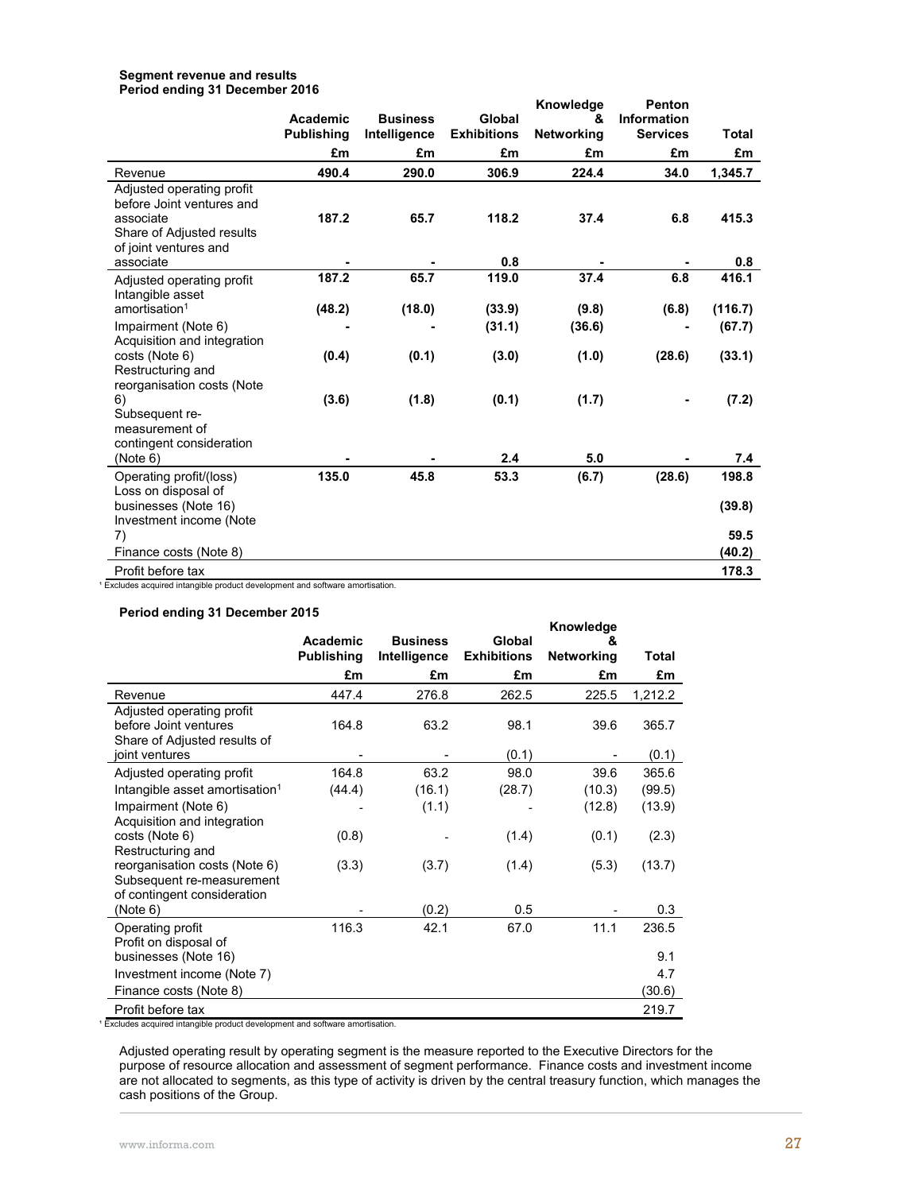**Segment revenue and results**
**Period ending 31 December 2016**

| | Academic Publishing | Business Intelligence | Global Exhibitions | Knowledge & Networking | Penton Information Services | Total |
|---|---|---|---|---|---|---|
| | £m | £m | £m | £m | £m | £m |
| Revenue | **490.4** | **290.0** | **306.9** | **224.4** | **34.0** | **1,345.7** |
| Adjusted operating profit before Joint ventures and associate | **187.2** | **65.7** | **118.2** | **37.4** | **6.8** | **415.3** |
| Share of Adjusted results of joint ventures and associate | **-** | **-** | **0.8** | **-** | **-** | **0.8** |
| Adjusted operating profit | **187.2** | **65.7** | **119.0** | **37.4** | **6.8** | **416.1** |
| Intangible asset amortisation[1] | **(48.2)** | **(18.0)** | **(33.9)** | **(9.8)** | **(6.8)** | **(116.7)** |
| Impairment (Note 6) | **-** | **-** | **(31.1)** | **(36.6)** | **-** | **(67.7)** |
| Acquisition and integration costs (Note 6) | **(0.4)** | **(0.1)** | **(3.0)** | **(1.0)** | **(28.6)** | **(33.1)** |
| Restructuring and reorganisation costs (Note 6) | **(3.6)** | **(1.8)** | **(0.1)** | **(1.7)** | **-** | **(7.2)** |
| Subsequent re-measurement of contingent consideration (Note 6) | **-** | **-** | **2.4** | **5.0** | **-** | **7.4** |
| Operating profit/(loss) | **135.0** | **45.8** | **53.3** | **(6.7)** | **(28.6)** | **198.8** |
| Loss on disposal of businesses (Note 16) | | | | | | **(39.8)** |
| Investment income (Note 7) | | | | | | **59.5** |
| Finance costs (Note 8) | | | | | | **(40.2)** |
| Profit before tax | | | | | | **178.3** |

[1] Excludes acquired intangible product development and software amortisation.

**Period ending 31 December 2015**

| | Academic Publishing | Business Intelligence | Global Exhibitions | Knowledge & Networking | Total |
|---|---|---|---|---|---|
| | £m | £m | £m | £m | £m |
| Revenue | 447.4 | 276.8 | 262.5 | 225.5 | 1,212.2 |
| Adjusted operating profit before Joint ventures | 164.8 | 63.2 | 98.1 | 39.6 | 365.7 |
| Share of Adjusted results of joint ventures | - | - | (0.1) | - | (0.1) |
| Adjusted operating profit | 164.8 | 63.2 | 98.0 | 39.6 | 365.6 |
| Intangible asset amortisation[1] | (44.4) | (16.1) | (28.7) | (10.3) | (99.5) |
| Impairment (Note 6) | - | (1.1) | - | (12.8) | (13.9) |
| Acquisition and integration costs (Note 6) | (0.8) | - | (1.4) | (0.1) | (2.3) |
| Restructuring and reorganisation costs (Note 6) | (3.3) | (3.7) | (1.4) | (5.3) | (13.7) |
| Subsequent re-measurement of contingent consideration (Note 6) | - | (0.2) | 0.5 | - | 0.3 |
| Operating profit | 116.3 | 42.1 | 67.0 | 11.1 | 236.5 |
| Profit on disposal of businesses (Note 16) | | | | | 9.1 |
| Investment income (Note 7) | | | | | 4.7 |
| Finance costs (Note 8) | | | | | (30.6) |
| Profit before tax | | | | | 219.7 |

[1] Excludes acquired intangible product development and software amortisation.

Adjusted operating result by operating segment is the measure reported to the Executive Directors for the purpose of resource allocation and assessment of segment performance. Finance costs and investment income are not allocated to segments, as this type of activity is driven by the central treasury function, which manages the cash positions of the Group.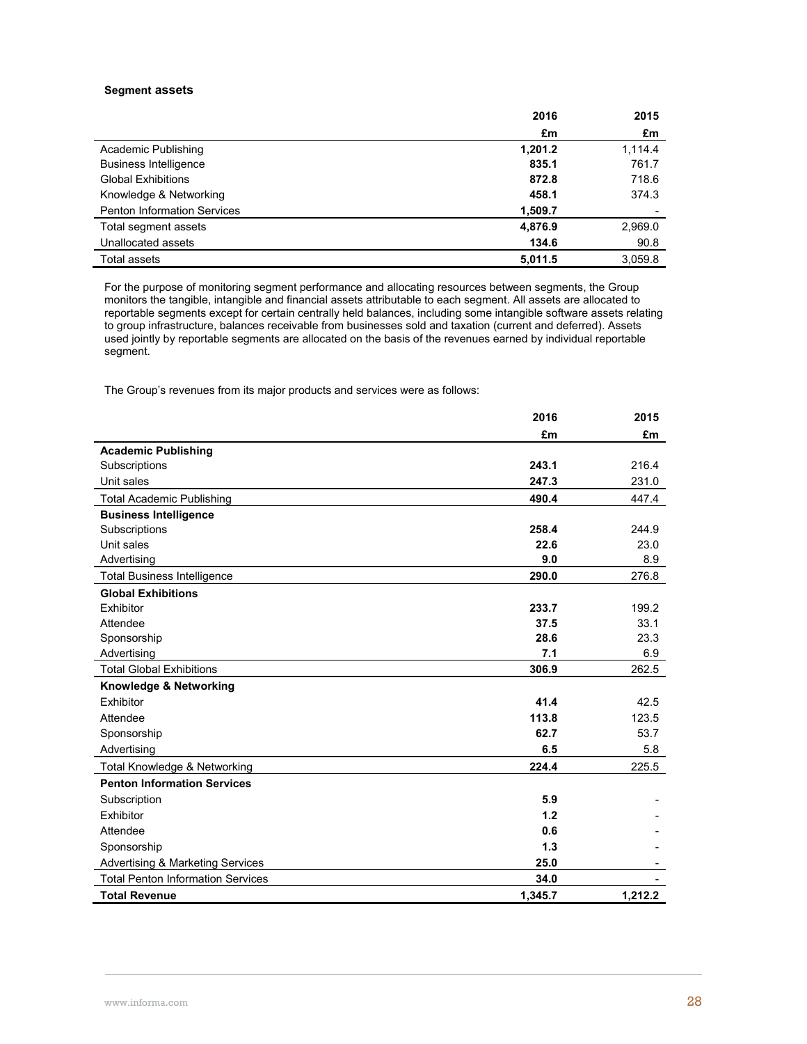### Segment assets

| | 2016 | 2015 |
|---|---|---|
| | £m | £m |
| Academic Publishing | **1,201.2** | 1,114.4 |
| Business Intelligence | **835.1** | 761.7 |
| Global Exhibitions | **872.8** | 718.6 |
| Knowledge & Networking | **458.1** | 374.3 |
| Penton Information Services | **1,509.7** | - |
| Total segment assets | **4,876.9** | 2,969.0 |
| Unallocated assets | **134.6** | 90.8 |
| Total assets | **5,011.5** | 3,059.8 |

For the purpose of monitoring segment performance and allocating resources between segments, the Group monitors the tangible, intangible and financial assets attributable to each segment. All assets are allocated to reportable segments except for certain centrally held balances, including some intangible software assets relating to group infrastructure, balances receivable from businesses sold and taxation (current and deferred). Assets used jointly by reportable segments are allocated on the basis of the revenues earned by individual reportable segment.

The Group's revenues from its major products and services were as follows:

| | 2016 | 2015 |
|---|---|---|
| | £m | £m |
| **Academic Publishing** | | |
| Subscriptions | **243.1** | 216.4 |
| Unit sales | **247.3** | 231.0 |
| Total Academic Publishing | **490.4** | 447.4 |
| **Business Intelligence** | | |
| Subscriptions | **258.4** | 244.9 |
| Unit sales | **22.6** | 23.0 |
| Advertising | **9.0** | 8.9 |
| Total Business Intelligence | **290.0** | 276.8 |
| **Global Exhibitions** | | |
| Exhibitor | **233.7** | 199.2 |
| Attendee | **37.5** | 33.1 |
| Sponsorship | **28.6** | 23.3 |
| Advertising | **7.1** | 6.9 |
| Total Global Exhibitions | **306.9** | 262.5 |
| **Knowledge & Networking** | | |
| Exhibitor | **41.4** | 42.5 |
| Attendee | **113.8** | 123.5 |
| Sponsorship | **62.7** | 53.7 |
| Advertising | **6.5** | 5.8 |
| Total Knowledge & Networking | **224.4** | 225.5 |
| **Penton Information Services** | | |
| Subscription | **5.9** | - |
| Exhibitor | **1.2** | - |
| Attendee | **0.6** | - |
| Sponsorship | **1.3** | - |
| Advertising & Marketing Services | **25.0** | - |
| Total Penton Information Services | **34.0** | - |
| **Total Revenue** | **1,345.7** | **1,212.2** |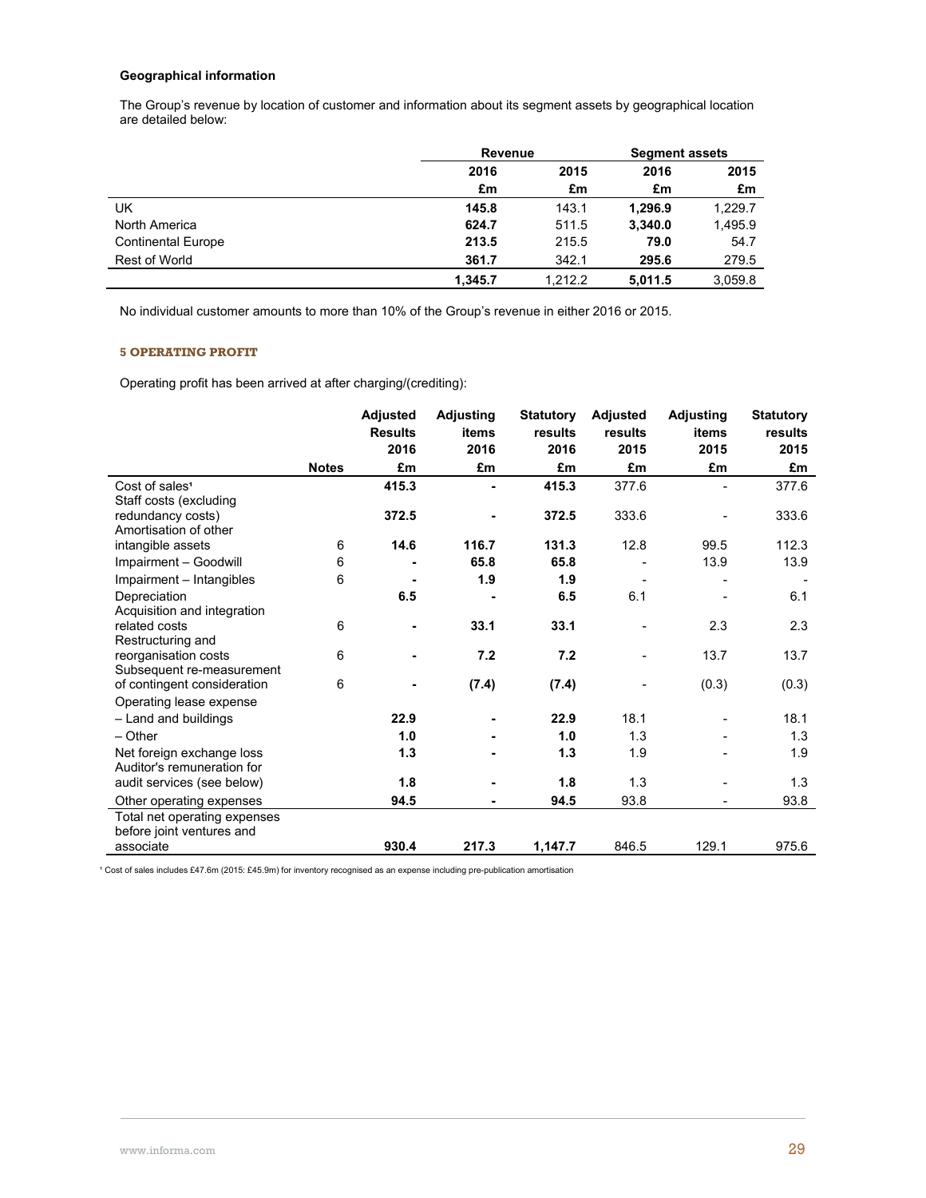**Geographical information**

The Group's revenue by location of customer and information about its segment assets by geographical location are detailed below:

| | Revenue | | Segment assets | |
|---|---|---|---|---|
| | **2016** | 2015 | **2016** | 2015 |
| | **£m** | £m | **£m** | £m |
| UK | **145.8** | 143.1 | **1,296.9** | 1,229.7 |
| North America | **624.7** | 511.5 | **3,340.0** | 1,495.9 |
| Continental Europe | **213.5** | 215.5 | **79.0** | 54.7 |
| Rest of World | **361.7** | 342.1 | **295.6** | 279.5 |
| | **1,345.7** | 1,212.2 | **5,011.5** | 3,059.8 |

No individual customer amounts to more than 10% of the Group's revenue in either 2016 or 2015.

## 5 OPERATING PROFIT

Operating profit has been arrived at after charging/(crediting):

| | Notes | Adjusted Results 2016 £m | Adjusting items 2016 £m | Statutory results 2016 £m | Adjusted results 2015 £m | Adjusting items 2015 £m | Statutory results 2015 £m |
|---|---|---|---|---|---|---|---|
| Cost of sales[1] | | **415.3** | **-** | **415.3** | 377.6 | - | 377.6 |
| Staff costs (excluding redundancy costs) | | **372.5** | **-** | **372.5** | 333.6 | - | 333.6 |
| Amortisation of other intangible assets | 6 | **14.6** | **116.7** | **131.3** | 12.8 | 99.5 | 112.3 |
| Impairment – Goodwill | 6 | **-** | **65.8** | **65.8** | - | 13.9 | 13.9 |
| Impairment – Intangibles | 6 | **-** | **1.9** | **1.9** | - | - | - |
| Depreciation | | **6.5** | **-** | **6.5** | 6.1 | - | 6.1 |
| Acquisition and integration related costs | 6 | **-** | **33.1** | **33.1** | - | 2.3 | 2.3 |
| Restructuring and reorganisation costs | 6 | **-** | **7.2** | **7.2** | - | 13.7 | 13.7 |
| Subsequent re-measurement of contingent consideration | 6 | **-** | **(7.4)** | **(7.4)** | - | (0.3) | (0.3) |
| Operating lease expense | | | | | | | |
| – Land and buildings | | **22.9** | **-** | **22.9** | 18.1 | - | 18.1 |
| – Other | | **1.0** | **-** | **1.0** | 1.3 | - | 1.3 |
| Net foreign exchange loss | | **1.3** | **-** | **1.3** | 1.9 | - | 1.9 |
| Auditor's remuneration for audit services (see below) | | **1.8** | **-** | **1.8** | 1.3 | - | 1.3 |
| Other operating expenses | | **94.5** | **-** | **94.5** | 93.8 | - | 93.8 |
| Total net operating expenses before joint ventures and associate | | **930.4** | **217.3** | **1,147.7** | 846.5 | 129.1 | 975.6 |

[1] Cost of sales includes £47.6m (2015: £45.9m) for inventory recognised as an expense including pre-publication amortisation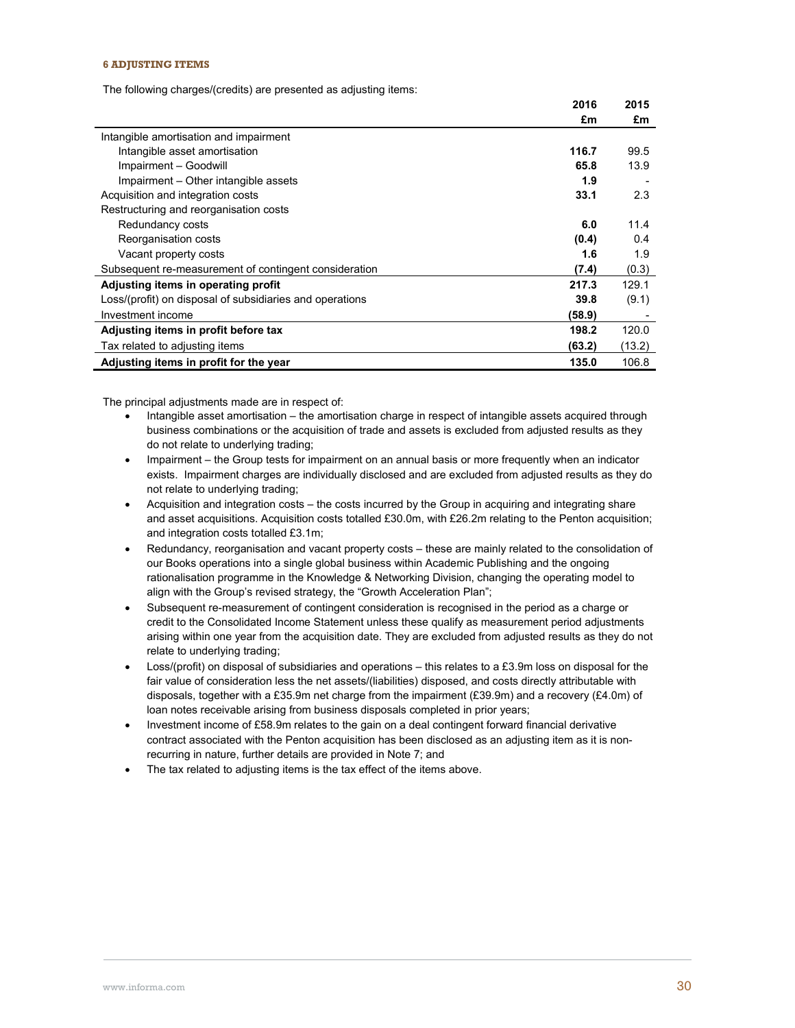#### 6 ADJUSTING ITEMS

The following charges/(credits) are presented as adjusting items:

| | 2016 £m | 2015 £m |
|---|---|---|
| Intangible amortisation and impairment | | |
| Intangible asset amortisation | **116.7** | 99.5 |
| Impairment – Goodwill | **65.8** | 13.9 |
| Impairment – Other intangible assets | **1.9** | - |
| Acquisition and integration costs | **33.1** | 2.3 |
| Restructuring and reorganisation costs | | |
| Redundancy costs | **6.0** | 11.4 |
| Reorganisation costs | **(0.4)** | 0.4 |
| Vacant property costs | **1.6** | 1.9 |
| Subsequent re-measurement of contingent consideration | **(7.4)** | (0.3) |
| **Adjusting items in operating profit** | **217.3** | 129.1 |
| Loss/(profit) on disposal of subsidiaries and operations | **39.8** | (9.1) |
| Investment income | **(58.9)** | - |
| **Adjusting items in profit before tax** | **198.2** | 120.0 |
| Tax related to adjusting items | **(63.2)** | (13.2) |
| **Adjusting items in profit for the year** | **135.0** | 106.8 |

The principal adjustments made are in respect of:

- Intangible asset amortisation – the amortisation charge in respect of intangible assets acquired through business combinations or the acquisition of trade and assets is excluded from adjusted results as they do not relate to underlying trading;
- Impairment – the Group tests for impairment on an annual basis or more frequently when an indicator exists. Impairment charges are individually disclosed and are excluded from adjusted results as they do not relate to underlying trading;
- Acquisition and integration costs – the costs incurred by the Group in acquiring and integrating share and asset acquisitions. Acquisition costs totalled £30.0m, with £26.2m relating to the Penton acquisition; and integration costs totalled £3.1m;
- Redundancy, reorganisation and vacant property costs – these are mainly related to the consolidation of our Books operations into a single global business within Academic Publishing and the ongoing rationalisation programme in the Knowledge & Networking Division, changing the operating model to align with the Group's revised strategy, the "Growth Acceleration Plan";
- Subsequent re-measurement of contingent consideration is recognised in the period as a charge or credit to the Consolidated Income Statement unless these qualify as measurement period adjustments arising within one year from the acquisition date. They are excluded from adjusted results as they do not relate to underlying trading;
- Loss/(profit) on disposal of subsidiaries and operations – this relates to a £3.9m loss on disposal for the fair value of consideration less the net assets/(liabilities) disposed, and costs directly attributable with disposals, together with a £35.9m net charge from the impairment (£39.9m) and a recovery (£4.0m) of loan notes receivable arising from business disposals completed in prior years;
- Investment income of £58.9m relates to the gain on a deal contingent forward financial derivative contract associated with the Penton acquisition has been disclosed as an adjusting item as it is non-recurring in nature, further details are provided in Note 7; and
- The tax related to adjusting items is the tax effect of the items above.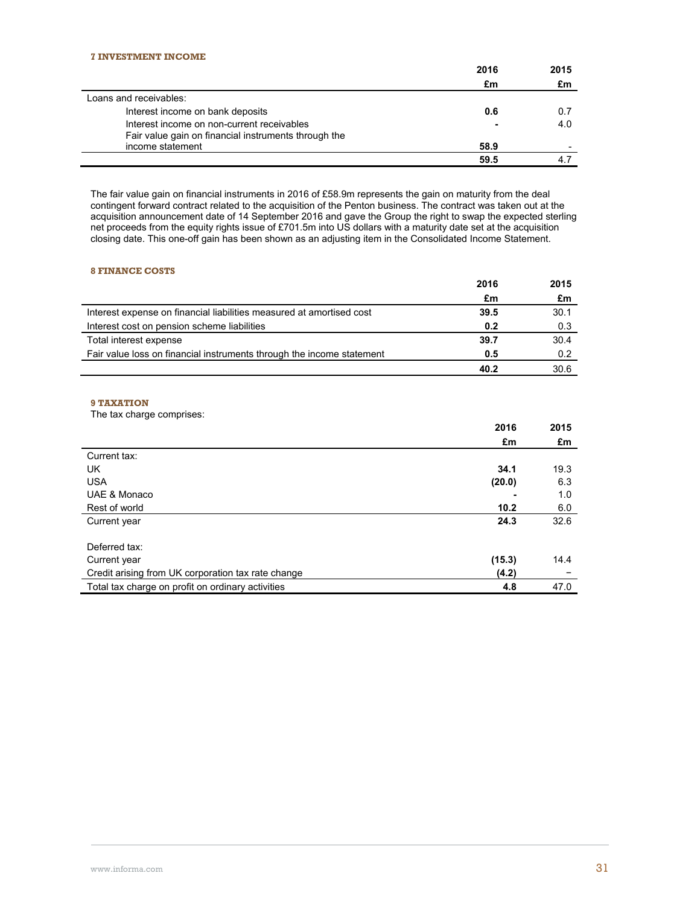### 7 INVESTMENT INCOME

| | 2016 | 2015 |
|---|---|---|
| | £m | £m |
| Loans and receivables: | | |
| Interest income on bank deposits | **0.6** | 0.7 |
| Interest income on non-current receivables | **-** | 4.0 |
| Fair value gain on financial instruments through the income statement | **58.9** | - |
| | **59.5** | 4.7 |

The fair value gain on financial instruments in 2016 of £58.9m represents the gain on maturity from the deal contingent forward contract related to the acquisition of the Penton business. The contract was taken out at the acquisition announcement date of 14 September 2016 and gave the Group the right to swap the expected sterling net proceeds from the equity rights issue of £701.5m into US dollars with a maturity date set at the acquisition closing date. This one-off gain has been shown as an adjusting item in the Consolidated Income Statement.

### 8 FINANCE COSTS

| | 2016 | 2015 |
|---|---|---|
| | £m | £m |
| Interest expense on financial liabilities measured at amortised cost | **39.5** | 30.1 |
| Interest cost on pension scheme liabilities | **0.2** | 0.3 |
| Total interest expense | **39.7** | 30.4 |
| Fair value loss on financial instruments through the income statement | **0.5** | 0.2 |
| | **40.2** | 30.6 |

### 9 TAXATION

The tax charge comprises:

| | 2016 | 2015 |
|---|---|---|
| | £m | £m |
| Current tax: | | |
| UK | **34.1** | 19.3 |
| USA | **(20.0)** | 6.3 |
| UAE & Monaco | **-** | 1.0 |
| Rest of world | **10.2** | 6.0 |
| Current year | **24.3** | 32.6 |
| | | |
| Deferred tax: | | |
| Current year | **(15.3)** | 14.4 |
| Credit arising from UK corporation tax rate change | **(4.2)** | – |
| Total tax charge on profit on ordinary activities | **4.8** | 47.0 |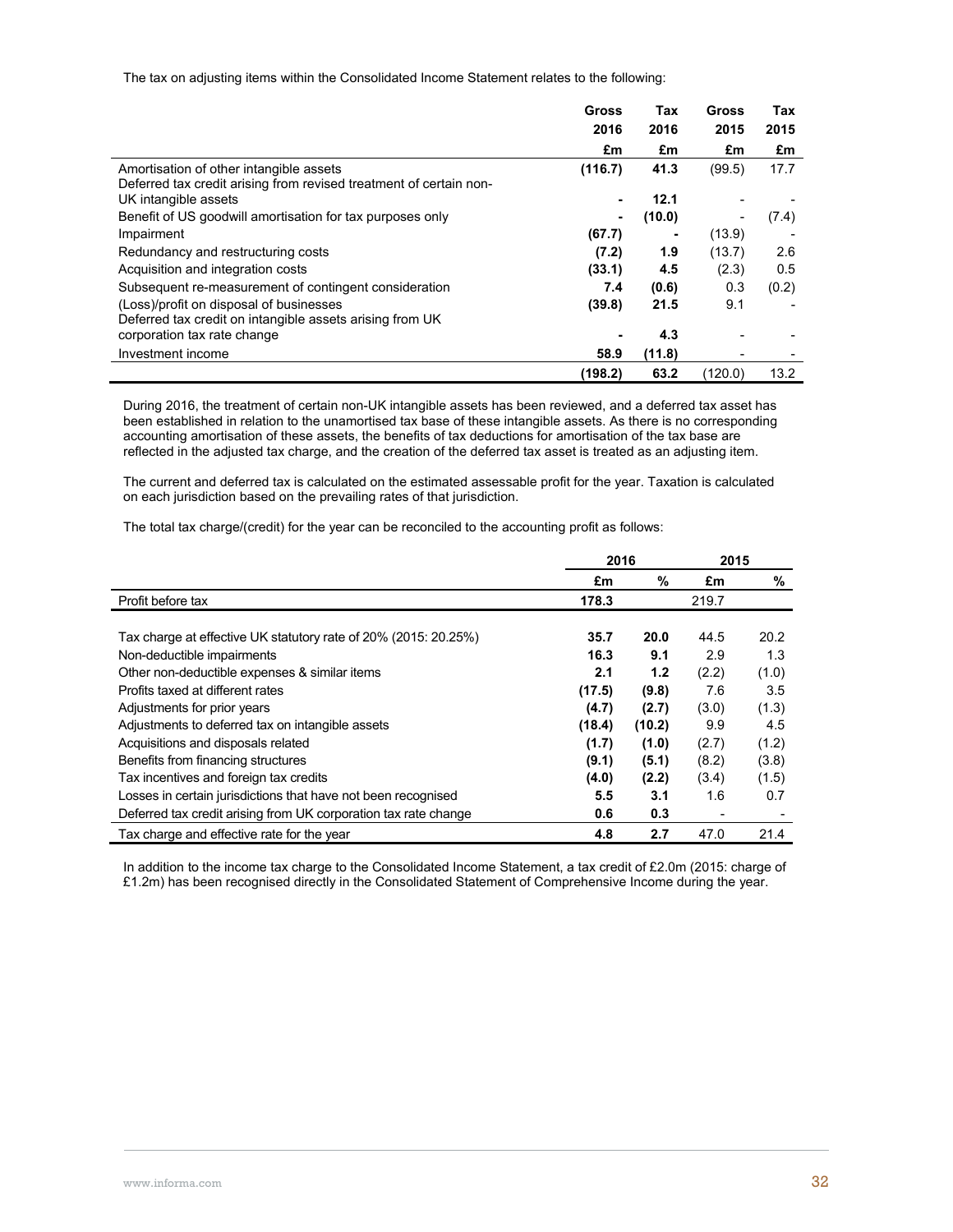The tax on adjusting items within the Consolidated Income Statement relates to the following:

| | Gross 2016 £m | Tax 2016 £m | Gross 2015 £m | Tax 2015 £m |
|---|---|---|---|---|
| Amortisation of other intangible assets | **(116.7)** | **41.3** | (99.5) | 17.7 |
| Deferred tax credit arising from revised treatment of certain non-UK intangible assets | **-** | **12.1** | - | - |
| Benefit of US goodwill amortisation for tax purposes only | **-** | **(10.0)** | - | (7.4) |
| Impairment | **(67.7)** | **-** | (13.9) | - |
| Redundancy and restructuring costs | **(7.2)** | **1.9** | (13.7) | 2.6 |
| Acquisition and integration costs | **(33.1)** | **4.5** | (2.3) | 0.5 |
| Subsequent re-measurement of contingent consideration | **7.4** | **(0.6)** | 0.3 | (0.2) |
| (Loss)/profit on disposal of businesses | **(39.8)** | **21.5** | 9.1 | - |
| Deferred tax credit on intangible assets arising from UK corporation tax rate change | **-** | **4.3** | - | - |
| Investment income | **58.9** | **(11.8)** | - | - |
| | **(198.2)** | **63.2** | (120.0) | 13.2 |

During 2016, the treatment of certain non-UK intangible assets has been reviewed, and a deferred tax asset has been established in relation to the unamortised tax base of these intangible assets. As there is no corresponding accounting amortisation of these assets, the benefits of tax deductions for amortisation of the tax base are reflected in the adjusted tax charge, and the creation of the deferred tax asset is treated as an adjusting item.

The current and deferred tax is calculated on the estimated assessable profit for the year. Taxation is calculated on each jurisdiction based on the prevailing rates of that jurisdiction.

The total tax charge/(credit) for the year can be reconciled to the accounting profit as follows:

| | 2016 | | 2015 | |
|---|---|---|---|---|
| | £m | % | £m | % |
| Profit before tax | **178.3** | | 219.7 | |
| Tax charge at effective UK statutory rate of 20% (2015: 20.25%) | **35.7** | **20.0** | 44.5 | 20.2 |
| Non-deductible impairments | **16.3** | **9.1** | 2.9 | 1.3 |
| Other non-deductible expenses & similar items | **2.1** | **1.2** | (2.2) | (1.0) |
| Profits taxed at different rates | **(17.5)** | **(9.8)** | 7.6 | 3.5 |
| Adjustments for prior years | **(4.7)** | **(2.7)** | (3.0) | (1.3) |
| Adjustments to deferred tax on intangible assets | **(18.4)** | **(10.2)** | 9.9 | 4.5 |
| Acquisitions and disposals related | **(1.7)** | **(1.0)** | (2.7) | (1.2) |
| Benefits from financing structures | **(9.1)** | **(5.1)** | (8.2) | (3.8) |
| Tax incentives and foreign tax credits | **(4.0)** | **(2.2)** | (3.4) | (1.5) |
| Losses in certain jurisdictions that have not been recognised | **5.5** | **3.1** | 1.6 | 0.7 |
| Deferred tax credit arising from UK corporation tax rate change | **0.6** | **0.3** | - | - |
| Tax charge and effective rate for the year | **4.8** | **2.7** | 47.0 | 21.4 |

In addition to the income tax charge to the Consolidated Income Statement, a tax credit of £2.0m (2015: charge of £1.2m) has been recognised directly in the Consolidated Statement of Comprehensive Income during the year.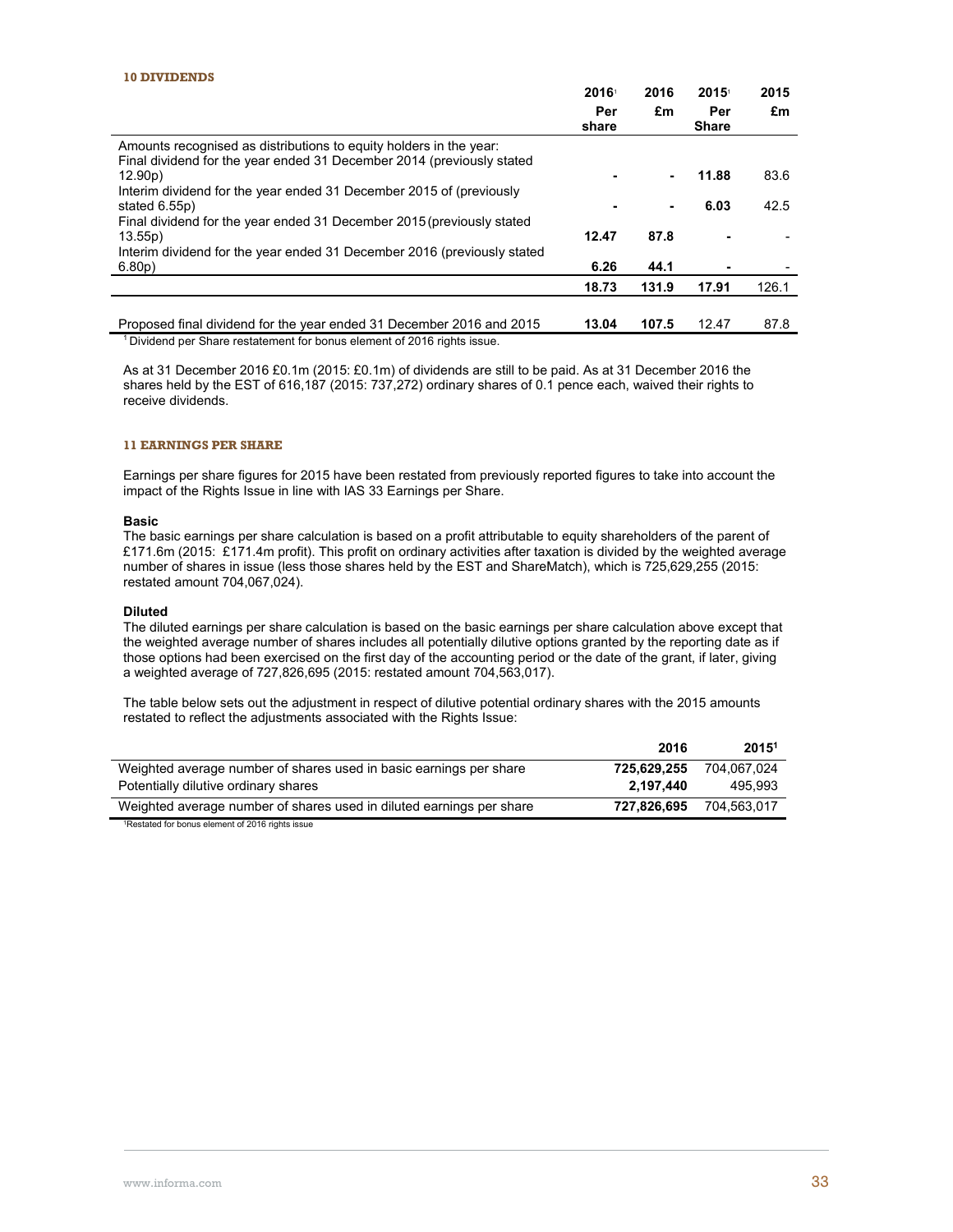## 10 DIVIDENDS

| | 2016[1] Per share | 2016 £m | 2015[1] Per Share | 2015 £m |
|---|---|---|---|---|
| Amounts recognised as distributions to equity holders in the year: | | | | |
| Final dividend for the year ended 31 December 2014 (previously stated 12.90p) | **-** | **-** | **11.88** | 83.6 |
| Interim dividend for the year ended 31 December 2015 of (previously stated 6.55p) | **-** | **-** | **6.03** | 42.5 |
| Final dividend for the year ended 31 December 2015 (previously stated 13.55p) | **12.47** | **87.8** | **-** | - |
| Interim dividend for the year ended 31 December 2016 (previously stated 6.80p) | **6.26** | **44.1** | **-** | - |
| | **18.73** | **131.9** | **17.91** | 126.1 |
| | | | | |
| Proposed final dividend for the year ended 31 December 2016 and 2015 | **13.04** | **107.5** | 12.47 | 87.8 |

[1] Dividend per Share restatement for bonus element of 2016 rights issue.

As at 31 December 2016 £0.1m (2015: £0.1m) of dividends are still to be paid. As at 31 December 2016 the shares held by the EST of 616,187 (2015: 737,272) ordinary shares of 0.1 pence each, waived their rights to receive dividends.

## 11 EARNINGS PER SHARE

Earnings per share figures for 2015 have been restated from previously reported figures to take into account the impact of the Rights Issue in line with IAS 33 Earnings per Share.

**Basic**

The basic earnings per share calculation is based on a profit attributable to equity shareholders of the parent of £171.6m (2015: £171.4m profit). This profit on ordinary activities after taxation is divided by the weighted average number of shares in issue (less those shares held by the EST and ShareMatch), which is 725,629,255 (2015: restated amount 704,067,024).

**Diluted**

The diluted earnings per share calculation is based on the basic earnings per share calculation above except that the weighted average number of shares includes all potentially dilutive options granted by the reporting date as if those options had been exercised on the first day of the accounting period or the date of the grant, if later, giving a weighted average of 727,826,695 (2015: restated amount 704,563,017).

The table below sets out the adjustment in respect of dilutive potential ordinary shares with the 2015 amounts restated to reflect the adjustments associated with the Rights Issue:

| | 2016 | 2015[1] |
|---|---|---|
| Weighted average number of shares used in basic earnings per share | **725,629,255** | 704,067,024 |
| Potentially dilutive ordinary shares | **2,197,440** | 495,993 |
| Weighted average number of shares used in diluted earnings per share | **727,826,695** | 704,563,017 |

[1] Restated for bonus element of 2016 rights issue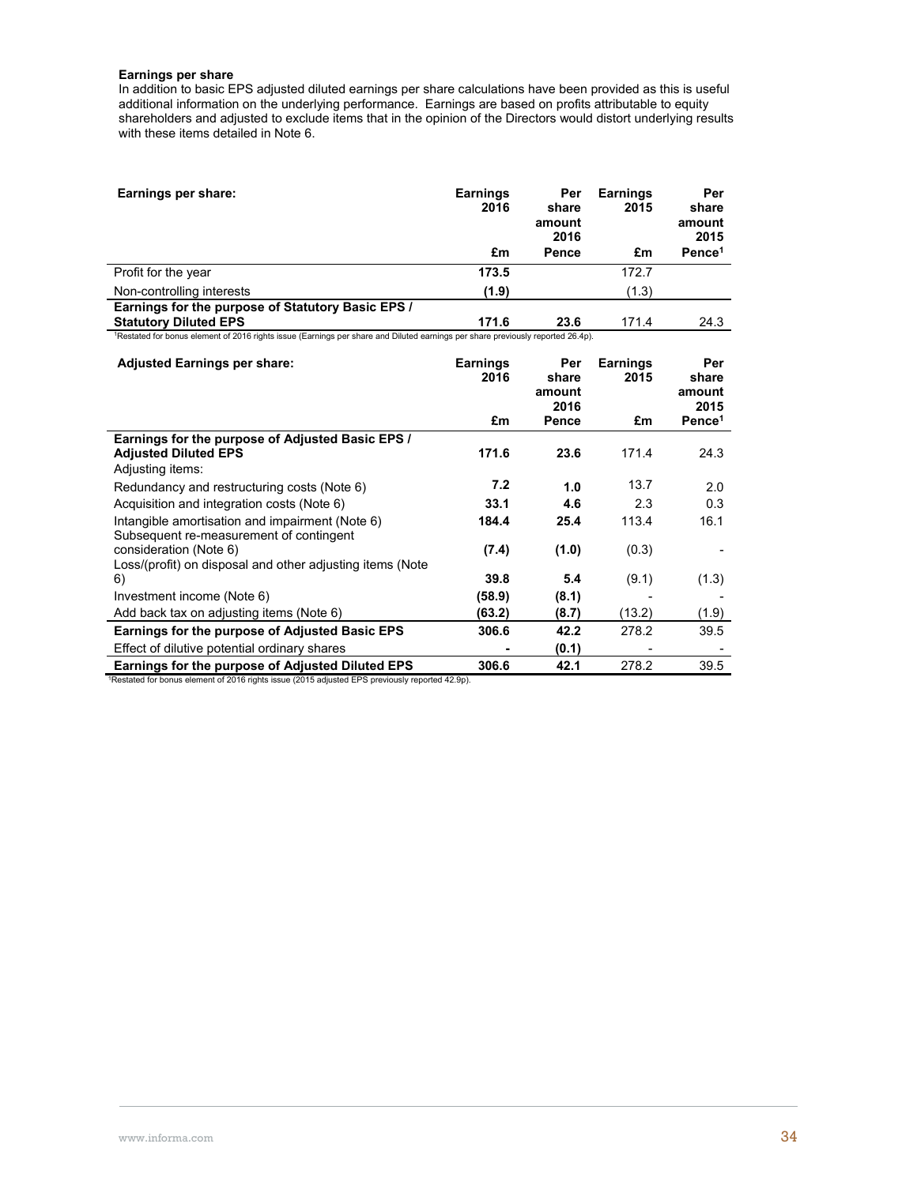**Earnings per share**

In addition to basic EPS adjusted diluted earnings per share calculations have been provided as this is useful additional information on the underlying performance. Earnings are based on profits attributable to equity shareholders and adjusted to exclude items that in the opinion of the Directors would distort underlying results with these items detailed in Note 6.

| **Earnings per share:** | **Earnings 2016** | **Per share amount 2016** | **Earnings 2015** | **Per share amount 2015** |
|---|---|---|---|---|
| | **£m** | **Pence** | **£m** | **Pence[1]** |
| Profit for the year | **173.5** | | 172.7 | |
| Non-controlling interests | **(1.9)** | | (1.3) | |
| **Earnings for the purpose of Statutory Basic EPS / Statutory Diluted EPS** | **171.6** | **23.6** | 171.4 | 24.3 |

[1]Restated for bonus element of 2016 rights issue (Earnings per share and Diluted earnings per share previously reported 26.4p).

| **Adjusted Earnings per share:** | **Earnings 2016** | **Per share amount 2016** | **Earnings 2015** | **Per share amount 2015** |
|---|---|---|---|---|
| | **£m** | **Pence** | **£m** | **Pence[1]** |
| **Earnings for the purpose of Adjusted Basic EPS / Adjusted Diluted EPS** | **171.6** | **23.6** | 171.4 | 24.3 |
| Adjusting items: | | | | |
| Redundancy and restructuring costs (Note 6) | **7.2** | **1.0** | 13.7 | 2.0 |
| Acquisition and integration costs (Note 6) | **33.1** | **4.6** | 2.3 | 0.3 |
| Intangible amortisation and impairment (Note 6) | **184.4** | **25.4** | 113.4 | 16.1 |
| Subsequent re-measurement of contingent consideration (Note 6) | **(7.4)** | **(1.0)** | (0.3) | - |
| Loss/(profit) on disposal and other adjusting items (Note 6) | **39.8** | **5.4** | (9.1) | (1.3) |
| Investment income (Note 6) | **(58.9)** | **(8.1)** | - | - |
| Add back tax on adjusting items (Note 6) | **(63.2)** | **(8.7)** | (13.2) | (1.9) |
| **Earnings for the purpose of Adjusted Basic EPS** | **306.6** | **42.2** | 278.2 | 39.5 |
| Effect of dilutive potential ordinary shares | **-** | **(0.1)** | - | - |
| **Earnings for the purpose of Adjusted Diluted EPS** | **306.6** | **42.1** | 278.2 | 39.5 |

[1]Restated for bonus element of 2016 rights issue (2015 adjusted EPS previously reported 42.9p).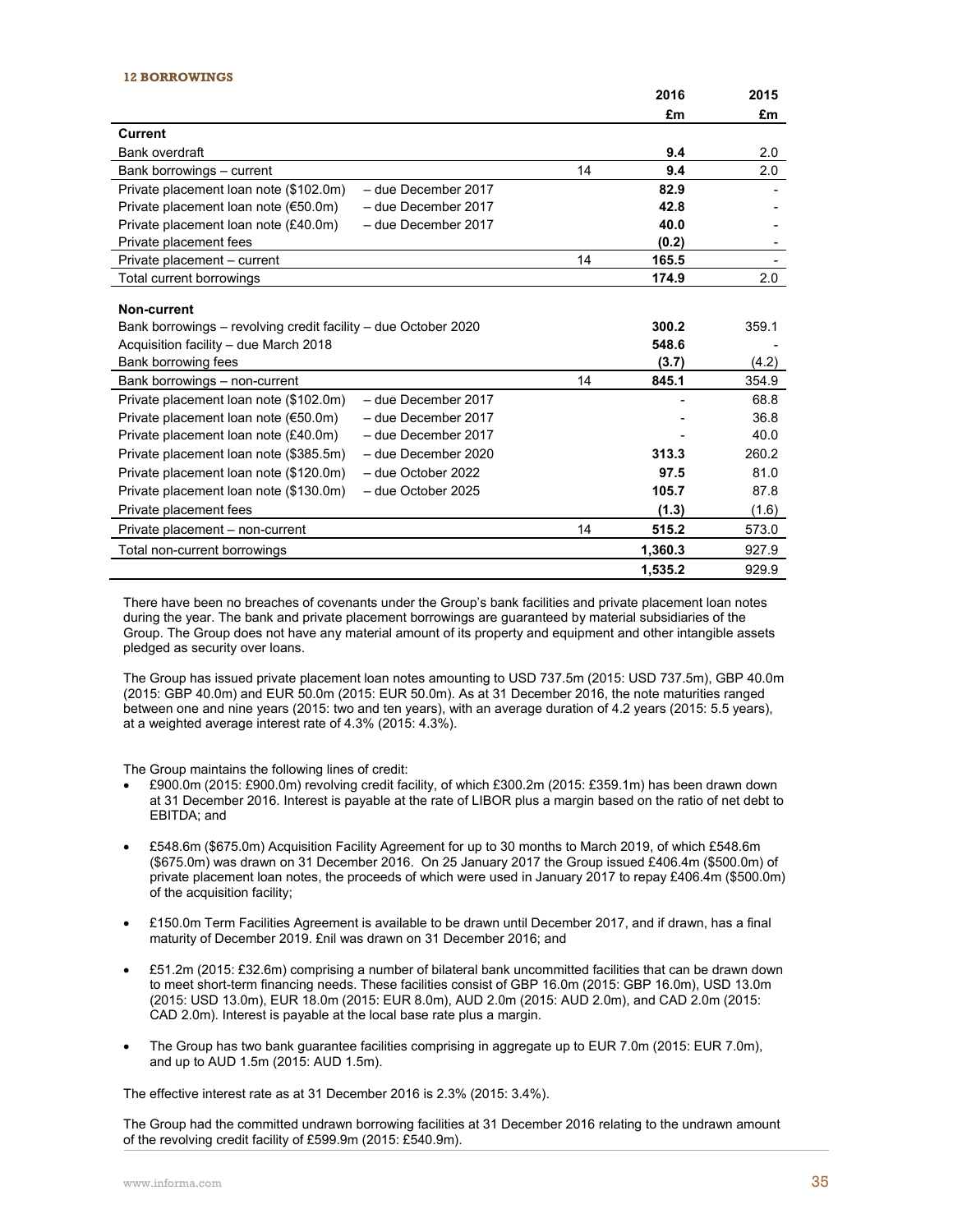### 12 BORROWINGS

| | | | 2016 £m | 2015 £m |
|---|---|---|---|---|
| **Current** | | | | |
| Bank overdraft | | | **9.4** | 2.0 |
| Bank borrowings – current | | 14 | **9.4** | 2.0 |
| Private placement loan note ($102.0m) | – due December 2017 | | **82.9** | - |
| Private placement loan note (€50.0m) | – due December 2017 | | **42.8** | - |
| Private placement loan note (£40.0m) | – due December 2017 | | **40.0** | - |
| Private placement fees | | | **(0.2)** | - |
| Private placement – current | | 14 | **165.5** | - |
| Total current borrowings | | | **174.9** | 2.0 |
| **Non-current** | | | | |
| Bank borrowings – revolving credit facility – due October 2020 | | | **300.2** | 359.1 |
| Acquisition facility – due March 2018 | | | **548.6** | - |
| Bank borrowing fees | | | **(3.7)** | (4.2) |
| Bank borrowings – non-current | | 14 | **845.1** | 354.9 |
| Private placement loan note ($102.0m) | – due December 2017 | | - | 68.8 |
| Private placement loan note (€50.0m) | – due December 2017 | | - | 36.8 |
| Private placement loan note (£40.0m) | – due December 2017 | | - | 40.0 |
| Private placement loan note ($385.5m) | – due December 2020 | | **313.3** | 260.2 |
| Private placement loan note ($120.0m) | – due October 2022 | | **97.5** | 81.0 |
| Private placement loan note ($130.0m) | – due October 2025 | | **105.7** | 87.8 |
| Private placement fees | | | **(1.3)** | (1.6) |
| Private placement – non-current | | 14 | **515.2** | 573.0 |
| Total non-current borrowings | | | **1,360.3** | 927.9 |
| | | | **1,535.2** | 929.9 |

There have been no breaches of covenants under the Group's bank facilities and private placement loan notes during the year. The bank and private placement borrowings are guaranteed by material subsidiaries of the Group. The Group does not have any material amount of its property and equipment and other intangible assets pledged as security over loans.

The Group has issued private placement loan notes amounting to USD 737.5m (2015: USD 737.5m), GBP 40.0m (2015: GBP 40.0m) and EUR 50.0m (2015: EUR 50.0m). As at 31 December 2016, the note maturities ranged between one and nine years (2015: two and ten years), with an average duration of 4.2 years (2015: 5.5 years), at a weighted average interest rate of 4.3% (2015: 4.3%).

The Group maintains the following lines of credit:

- £900.0m (2015: £900.0m) revolving credit facility, of which £300.2m (2015: £359.1m) has been drawn down at 31 December 2016. Interest is payable at the rate of LIBOR plus a margin based on the ratio of net debt to EBITDA; and
- £548.6m ($675.0m) Acquisition Facility Agreement for up to 30 months to March 2019, of which £548.6m ($675.0m) was drawn on 31 December 2016. On 25 January 2017 the Group issued £406.4m ($500.0m) of private placement loan notes, the proceeds of which were used in January 2017 to repay £406.4m ($500.0m) of the acquisition facility;
- £150.0m Term Facilities Agreement is available to be drawn until December 2017, and if drawn, has a final maturity of December 2019. £nil was drawn on 31 December 2016; and
- £51.2m (2015: £32.6m) comprising a number of bilateral bank uncommitted facilities that can be drawn down to meet short-term financing needs. These facilities consist of GBP 16.0m (2015: GBP 16.0m), USD 13.0m (2015: USD 13.0m), EUR 18.0m (2015: EUR 8.0m), AUD 2.0m (2015: AUD 2.0m), and CAD 2.0m (2015: CAD 2.0m). Interest is payable at the local base rate plus a margin.
- The Group has two bank guarantee facilities comprising in aggregate up to EUR 7.0m (2015: EUR 7.0m), and up to AUD 1.5m (2015: AUD 1.5m).

The effective interest rate as at 31 December 2016 is 2.3% (2015: 3.4%).

The Group had the committed undrawn borrowing facilities at 31 December 2016 relating to the undrawn amount of the revolving credit facility of £599.9m (2015: £540.9m).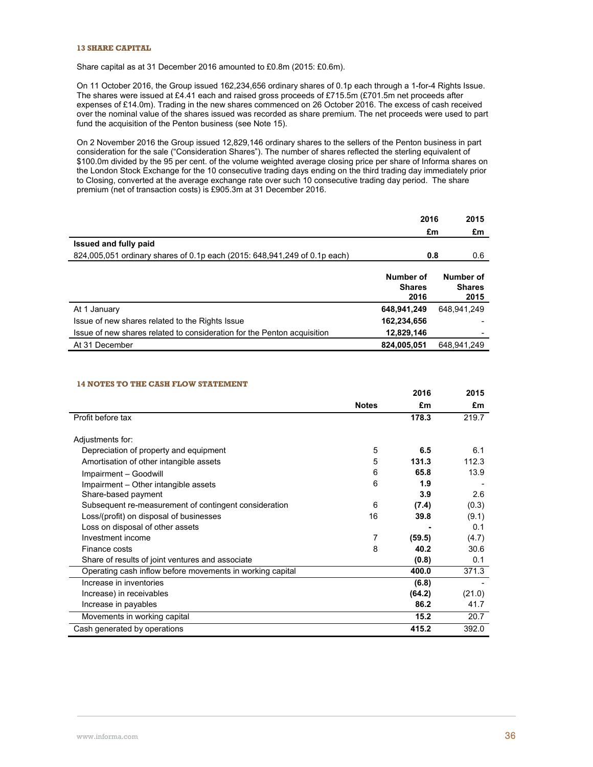## 13 SHARE CAPITAL

Share capital as at 31 December 2016 amounted to £0.8m (2015: £0.6m).

On 11 October 2016, the Group issued 162,234,656 ordinary shares of 0.1p each through a 1-for-4 Rights Issue. The shares were issued at £4.41 each and raised gross proceeds of £715.5m (£701.5m net proceeds after expenses of £14.0m). Trading in the new shares commenced on 26 October 2016. The excess of cash received over the nominal value of the shares issued was recorded as share premium. The net proceeds were used to part fund the acquisition of the Penton business (see Note 15).

On 2 November 2016 the Group issued 12,829,146 ordinary shares to the sellers of the Penton business in part consideration for the sale ("Consideration Shares"). The number of shares reflected the sterling equivalent of $100.0m divided by the 95 per cent. of the volume weighted average closing price per share of Informa shares on the London Stock Exchange for the 10 consecutive trading days ending on the third trading day immediately prior to Closing, converted at the average exchange rate over such 10 consecutive trading day period. The share premium (net of transaction costs) is £905.3m at 31 December 2016.

| | 2016 £m | 2015 £m |
|---|---|---|
| **Issued and fully paid** | | |
| 824,005,051 ordinary shares of 0.1p each (2015: 648,941,249 of 0.1p each) | **0.8** | 0.6 |

| | Number of Shares 2016 | Number of Shares 2015 |
|---|---|---|
| At 1 January | **648,941,249** | 648,941,249 |
| Issue of new shares related to the Rights Issue | **162,234,656** | - |
| Issue of new shares related to consideration for the Penton acquisition | **12,829,146** | - |
| At 31 December | **824,005,051** | 648,941,249 |

## 14 NOTES TO THE CASH FLOW STATEMENT

| | Notes | 2016 £m | 2015 £m |
|---|---|---|---|
| Profit before tax | | **178.3** | 219.7 |
| Adjustments for: | | | |
| Depreciation of property and equipment | 5 | **6.5** | 6.1 |
| Amortisation of other intangible assets | 5 | **131.3** | 112.3 |
| Impairment – Goodwill | 6 | **65.8** | 13.9 |
| Impairment – Other intangible assets | 6 | **1.9** | - |
| Share-based payment | | **3.9** | 2.6 |
| Subsequent re-measurement of contingent consideration | 6 | **(7.4)** | (0.3) |
| Loss/(profit) on disposal of businesses | 16 | **39.8** | (9.1) |
| Loss on disposal of other assets | | **-** | 0.1 |
| Investment income | 7 | **(59.5)** | (4.7) |
| Finance costs | 8 | **40.2** | 30.6 |
| Share of results of joint ventures and associate | | **(0.8)** | 0.1 |
| Operating cash inflow before movements in working capital | | **400.0** | 371.3 |
| Increase in inventories | | **(6.8)** | - |
| Increase) in receivables | | **(64.2)** | (21.0) |
| Increase in payables | | **86.2** | 41.7 |
| Movements in working capital | | **15.2** | 20.7 |
| Cash generated by operations | | **415.2** | 392.0 |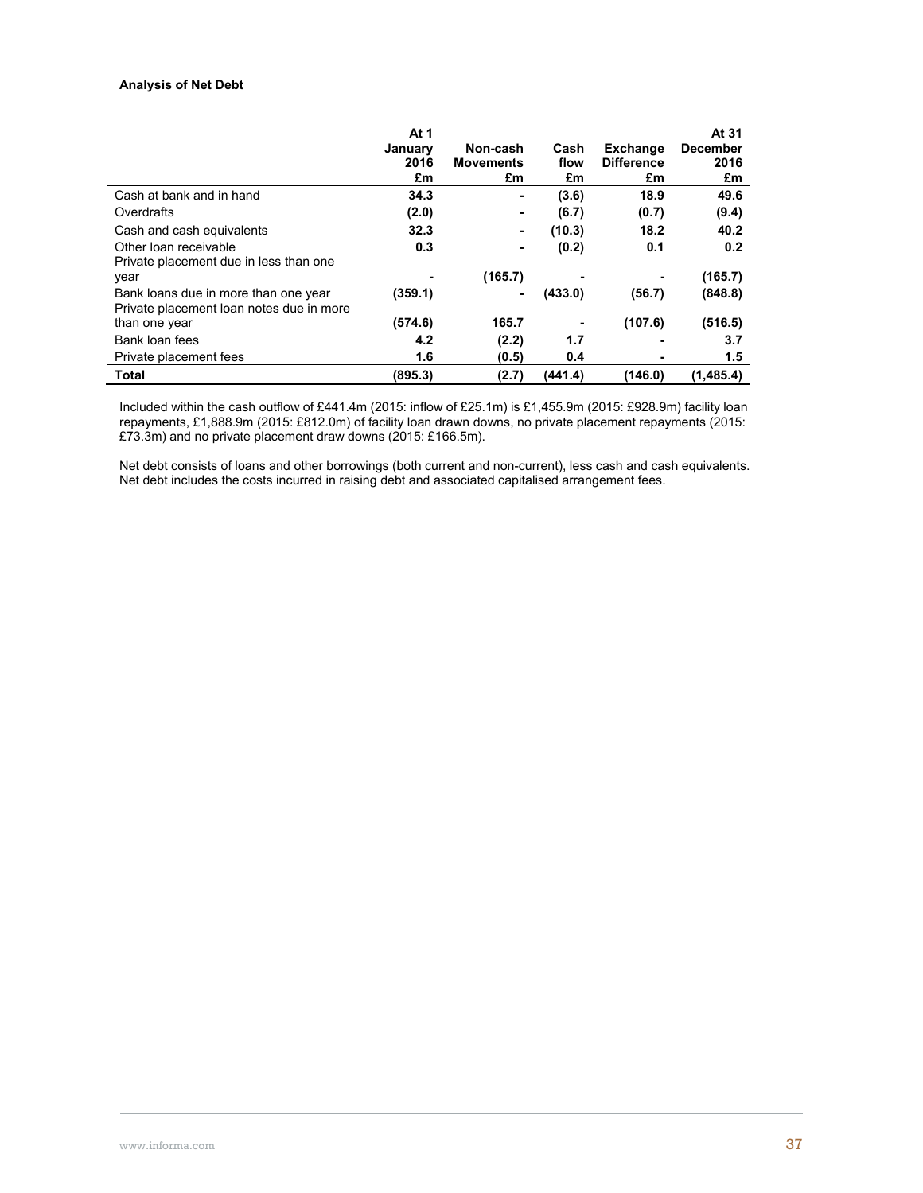**Analysis of Net Debt**

| | At 1 January 2016 £m | Non-cash Movements £m | Cash flow £m | Exchange Difference £m | At 31 December 2016 £m |
|---|---|---|---|---|---|
| Cash at bank and in hand | **34.3** | **-** | **(3.6)** | **18.9** | **49.6** |
| Overdrafts | **(2.0)** | **-** | **(6.7)** | **(0.7)** | **(9.4)** |
| Cash and cash equivalents | **32.3** | **-** | **(10.3)** | **18.2** | **40.2** |
| Other loan receivable | **0.3** | **-** | **(0.2)** | **0.1** | **0.2** |
| Private placement due in less than one year | **-** | **(165.7)** | **-** | **-** | **(165.7)** |
| Bank loans due in more than one year | **(359.1)** | **-** | **(433.0)** | **(56.7)** | **(848.8)** |
| Private placement loan notes due in more than one year | **(574.6)** | **165.7** | **-** | **(107.6)** | **(516.5)** |
| Bank loan fees | **4.2** | **(2.2)** | **1.7** | **-** | **3.7** |
| Private placement fees | **1.6** | **(0.5)** | **0.4** | **-** | **1.5** |
| **Total** | **(895.3)** | **(2.7)** | **(441.4)** | **(146.0)** | **(1,485.4)** |

Included within the cash outflow of £441.4m (2015: inflow of £25.1m) is £1,455.9m (2015: £928.9m) facility loan repayments, £1,888.9m (2015: £812.0m) of facility loan drawn downs, no private placement repayments (2015: £73.3m) and no private placement draw downs (2015: £166.5m).

Net debt consists of loans and other borrowings (both current and non-current), less cash and cash equivalents. Net debt includes the costs incurred in raising debt and associated capitalised arrangement fees.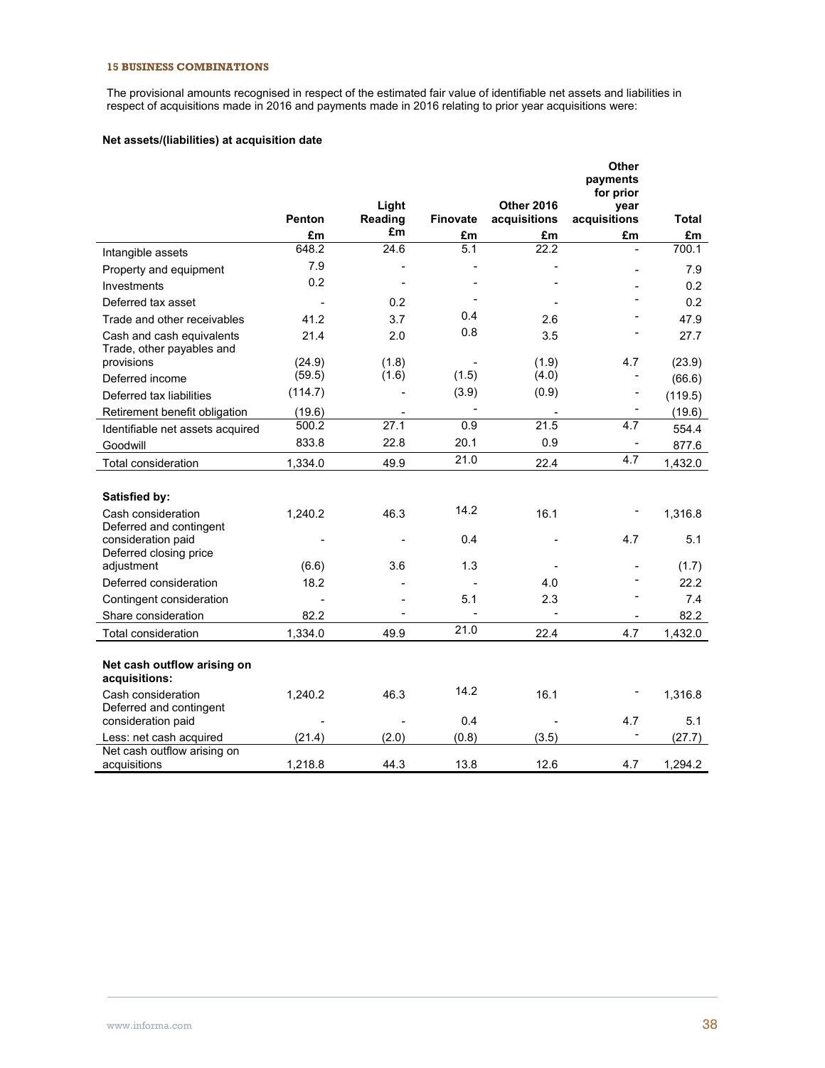## 15 BUSINESS COMBINATIONS

The provisional amounts recognised in respect of the estimated fair value of identifiable net assets and liabilities in respect of acquisitions made in 2016 and payments made in 2016 relating to prior year acquisitions were:

**Net assets/(liabilities) at acquisition date**

| | Penton | Light Reading | Finovate | Other 2016 acquisitions | Other payments for prior year acquisitions | Total |
|---|---|---|---|---|---|---|
| | £m | £m | £m | £m | £m | £m |
| Intangible assets | 648.2 | 24.6 | 5.1 | 22.2 | - | 700.1 |
| Property and equipment | 7.9 | - | - | - | - | 7.9 |
| Investments | 0.2 | - | - | - | - | 0.2 |
| Deferred tax asset | - | 0.2 | - | - | - | 0.2 |
| Trade and other receivables | 41.2 | 3.7 | 0.4 | 2.6 | - | 47.9 |
| Cash and cash equivalents | 21.4 | 2.0 | 0.8 | 3.5 | - | 27.7 |
| Trade, other payables and provisions | (24.9) | (1.8) | - | (1.9) | 4.7 | (23.9) |
| Deferred income | (59.5) | (1.6) | (1.5) | (4.0) | - | (66.6) |
| Deferred tax liabilities | (114.7) | - | (3.9) | (0.9) | - | (119.5) |
| Retirement benefit obligation | (19.6) | - | - | - | - | (19.6) |
| Identifiable net assets acquired | 500.2 | 27.1 | 0.9 | 21.5 | 4.7 | 554.4 |
| Goodwill | 833.8 | 22.8 | 20.1 | 0.9 | - | 877.6 |
| Total consideration | 1,334.0 | 49.9 | 21.0 | 22.4 | 4.7 | 1,432.0 |
| | | | | | | |
| **Satisfied by:** | | | | | | |
| Cash consideration | 1,240.2 | 46.3 | 14.2 | 16.1 | - | 1,316.8 |
| Deferred and contingent consideration paid | - | - | 0.4 | - | 4.7 | 5.1 |
| Deferred closing price adjustment | (6.6) | 3.6 | 1.3 | - | - | (1.7) |
| Deferred consideration | 18.2 | - | - | 4.0 | - | 22.2 |
| Contingent consideration | - | - | 5.1 | 2.3 | - | 7.4 |
| Share consideration | 82.2 | - | - | - | - | 82.2 |
| Total consideration | 1,334.0 | 49.9 | 21.0 | 22.4 | 4.7 | 1,432.0 |
| | | | | | | |
| **Net cash outflow arising on acquisitions:** | | | | | | |
| Cash consideration | 1,240.2 | 46.3 | 14.2 | 16.1 | - | 1,316.8 |
| Deferred and contingent consideration paid | - | - | 0.4 | - | 4.7 | 5.1 |
| Less: net cash acquired | (21.4) | (2.0) | (0.8) | (3.5) | - | (27.7) |
| Net cash outflow arising on acquisitions | 1,218.8 | 44.3 | 13.8 | 12.6 | 4.7 | 1,294.2 |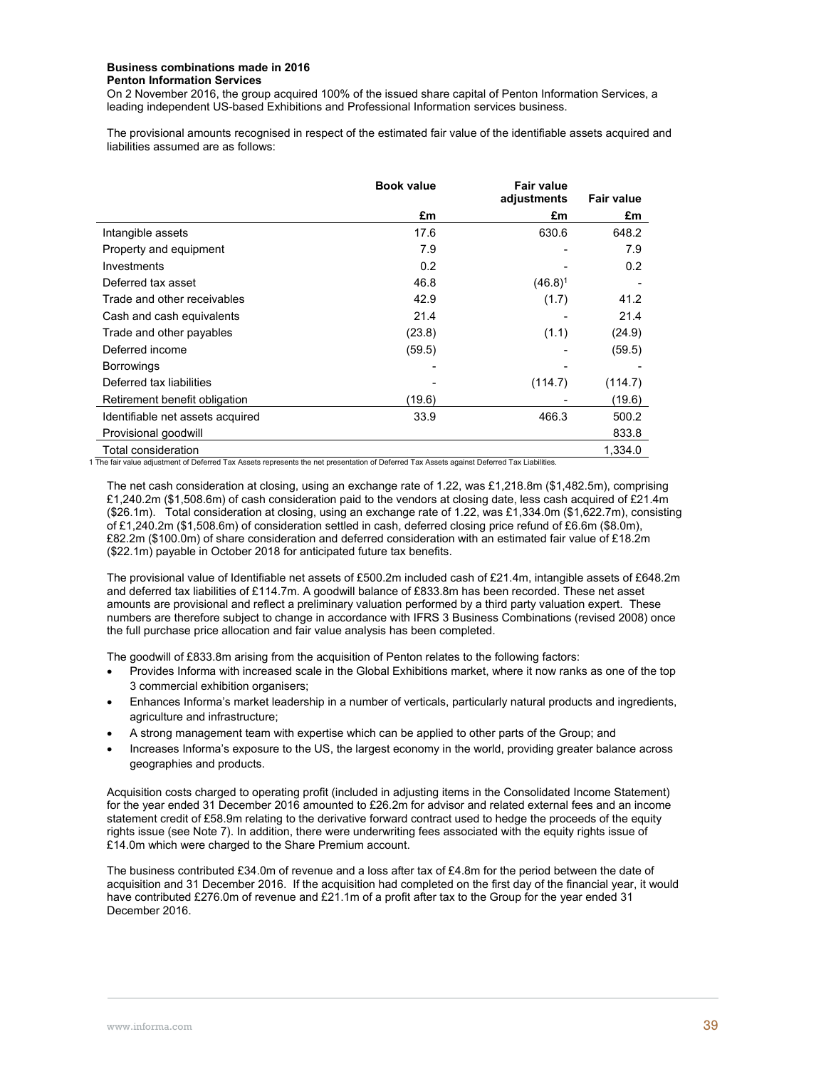**Business combinations made in 2016**
**Penton Information Services**

On 2 November 2016, the group acquired 100% of the issued share capital of Penton Information Services, a leading independent US-based Exhibitions and Professional Information services business.

The provisional amounts recognised in respect of the estimated fair value of the identifiable assets acquired and liabilities assumed are as follows:

| | Book value | Fair value adjustments | Fair value |
|---|---|---|---|
| | £m | £m | £m |
| Intangible assets | 17.6 | 630.6 | 648.2 |
| Property and equipment | 7.9 | - | 7.9 |
| Investments | 0.2 | - | 0.2 |
| Deferred tax asset | 46.8 | (46.8)[1] | - |
| Trade and other receivables | 42.9 | (1.7) | 41.2 |
| Cash and cash equivalents | 21.4 | - | 21.4 |
| Trade and other payables | (23.8) | (1.1) | (24.9) |
| Deferred income | (59.5) | - | (59.5) |
| Borrowings | - | - | - |
| Deferred tax liabilities | - | (114.7) | (114.7) |
| Retirement benefit obligation | (19.6) | - | (19.6) |
| Identifiable net assets acquired | 33.9 | 466.3 | 500.2 |
| Provisional goodwill | | | 833.8 |
| Total consideration | | | 1,334.0 |

1 The fair value adjustment of Deferred Tax Assets represents the net presentation of Deferred Tax Assets against Deferred Tax Liabilities.

The net cash consideration at closing, using an exchange rate of 1.22, was £1,218.8m ($1,482.5m), comprising £1,240.2m ($1,508.6m) of cash consideration paid to the vendors at closing date, less cash acquired of £21.4m ($26.1m). Total consideration at closing, using an exchange rate of 1.22, was £1,334.0m ($1,622.7m), consisting of £1,240.2m ($1,508.6m) of consideration settled in cash, deferred closing price refund of £6.6m ($8.0m), £82.2m ($100.0m) of share consideration and deferred consideration with an estimated fair value of £18.2m ($22.1m) payable in October 2018 for anticipated future tax benefits.

The provisional value of Identifiable net assets of £500.2m included cash of £21.4m, intangible assets of £648.2m and deferred tax liabilities of £114.7m. A goodwill balance of £833.8m has been recorded. These net asset amounts are provisional and reflect a preliminary valuation performed by a third party valuation expert. These numbers are therefore subject to change in accordance with IFRS 3 Business Combinations (revised 2008) once the full purchase price allocation and fair value analysis has been completed.

The goodwill of £833.8m arising from the acquisition of Penton relates to the following factors:

- Provides Informa with increased scale in the Global Exhibitions market, where it now ranks as one of the top 3 commercial exhibition organisers;
- Enhances Informa's market leadership in a number of verticals, particularly natural products and ingredients, agriculture and infrastructure;
- A strong management team with expertise which can be applied to other parts of the Group; and
- Increases Informa's exposure to the US, the largest economy in the world, providing greater balance across geographies and products.

Acquisition costs charged to operating profit (included in adjusting items in the Consolidated Income Statement) for the year ended 31 December 2016 amounted to £26.2m for advisor and related external fees and an income statement credit of £58.9m relating to the derivative forward contract used to hedge the proceeds of the equity rights issue (see Note 7). In addition, there were underwriting fees associated with the equity rights issue of £14.0m which were charged to the Share Premium account.

The business contributed £34.0m of revenue and a loss after tax of £4.8m for the period between the date of acquisition and 31 December 2016. If the acquisition had completed on the first day of the financial year, it would have contributed £276.0m of revenue and £21.1m of a profit after tax to the Group for the year ended 31 December 2016.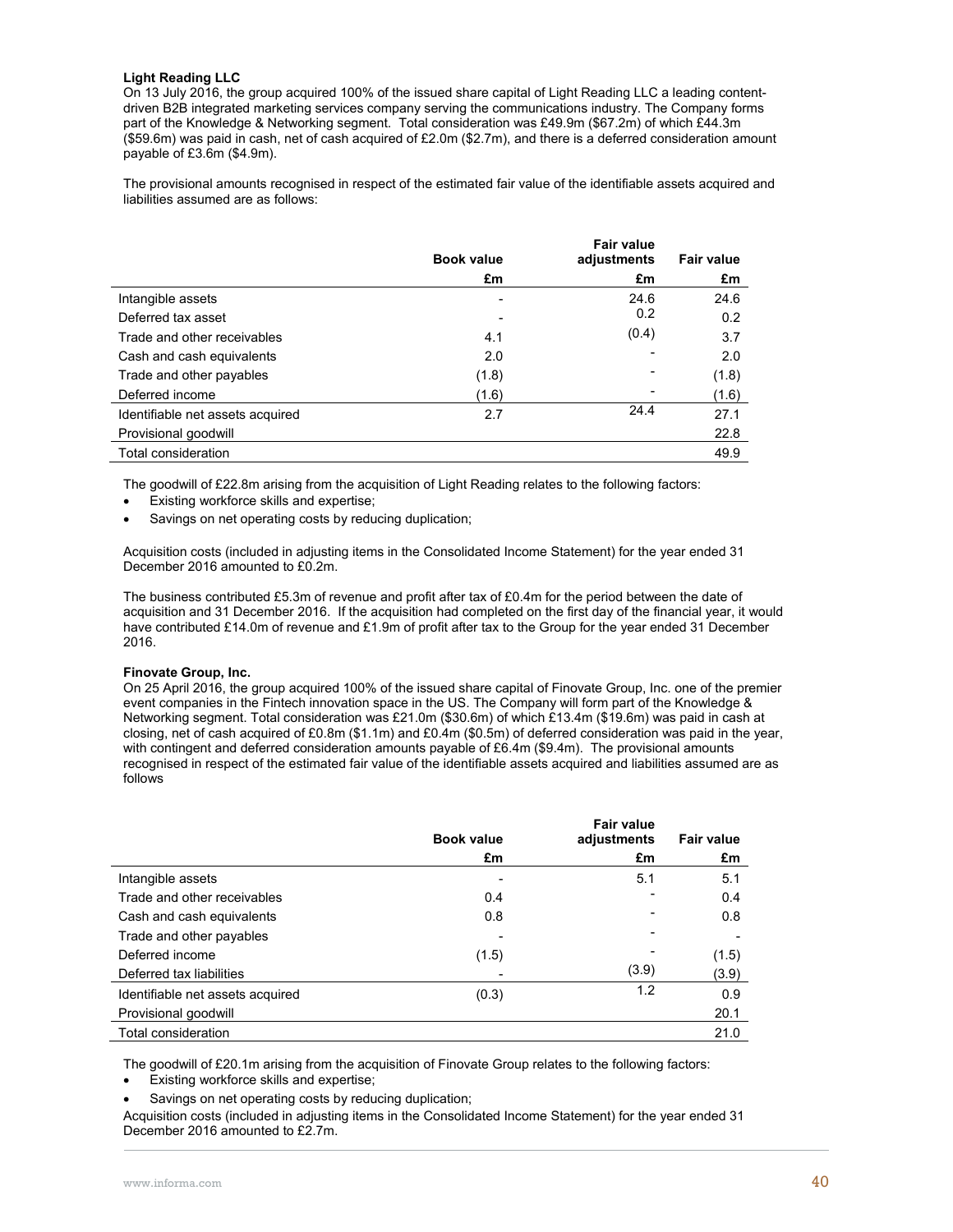**Light Reading LLC**

On 13 July 2016, the group acquired 100% of the issued share capital of Light Reading LLC a leading content-driven B2B integrated marketing services company serving the communications industry. The Company forms part of the Knowledge & Networking segment. Total consideration was £49.9m ($67.2m) of which £44.3m ($59.6m) was paid in cash, net of cash acquired of £2.0m ($2.7m), and there is a deferred consideration amount payable of £3.6m ($4.9m).

The provisional amounts recognised in respect of the estimated fair value of the identifiable assets acquired and liabilities assumed are as follows:

| | Book value | Fair value adjustments | Fair value |
|---|---|---|---|
| | £m | £m | £m |
| Intangible assets | - | 24.6 | 24.6 |
| Deferred tax asset | - | 0.2 | 0.2 |
| Trade and other receivables | 4.1 | (0.4) | 3.7 |
| Cash and cash equivalents | 2.0 | - | 2.0 |
| Trade and other payables | (1.8) | - | (1.8) |
| Deferred income | (1.6) | - | (1.6) |
| Identifiable net assets acquired | 2.7 | 24.4 | 27.1 |
| Provisional goodwill | | | 22.8 |
| Total consideration | | | 49.9 |

The goodwill of £22.8m arising from the acquisition of Light Reading relates to the following factors:

- Existing workforce skills and expertise;
- Savings on net operating costs by reducing duplication;

Acquisition costs (included in adjusting items in the Consolidated Income Statement) for the year ended 31 December 2016 amounted to £0.2m.

The business contributed £5.3m of revenue and profit after tax of £0.4m for the period between the date of acquisition and 31 December 2016. If the acquisition had completed on the first day of the financial year, it would have contributed £14.0m of revenue and £1.9m of profit after tax to the Group for the year ended 31 December 2016.

**Finovate Group, Inc.**

On 25 April 2016, the group acquired 100% of the issued share capital of Finovate Group, Inc. one of the premier event companies in the Fintech innovation space in the US. The Company will form part of the Knowledge & Networking segment. Total consideration was £21.0m ($30.6m) of which £13.4m ($19.6m) was paid in cash at closing, net of cash acquired of £0.8m ($1.1m) and £0.4m ($0.5m) of deferred consideration was paid in the year, with contingent and deferred consideration amounts payable of £6.4m ($9.4m). The provisional amounts recognised in respect of the estimated fair value of the identifiable assets acquired and liabilities assumed are as follows

| | Book value | Fair value adjustments | Fair value |
|---|---|---|---|
| | £m | £m | £m |
| Intangible assets | - | 5.1 | 5.1 |
| Trade and other receivables | 0.4 | - | 0.4 |
| Cash and cash equivalents | 0.8 | - | 0.8 |
| Trade and other payables | - | - | - |
| Deferred income | (1.5) | - | (1.5) |
| Deferred tax liabilities | - | (3.9) | (3.9) |
| Identifiable net assets acquired | (0.3) | 1.2 | 0.9 |
| Provisional goodwill | | | 20.1 |
| Total consideration | | | 21.0 |

The goodwill of £20.1m arising from the acquisition of Finovate Group relates to the following factors:

- Existing workforce skills and expertise;
- Savings on net operating costs by reducing duplication;

Acquisition costs (included in adjusting items in the Consolidated Income Statement) for the year ended 31 December 2016 amounted to £2.7m.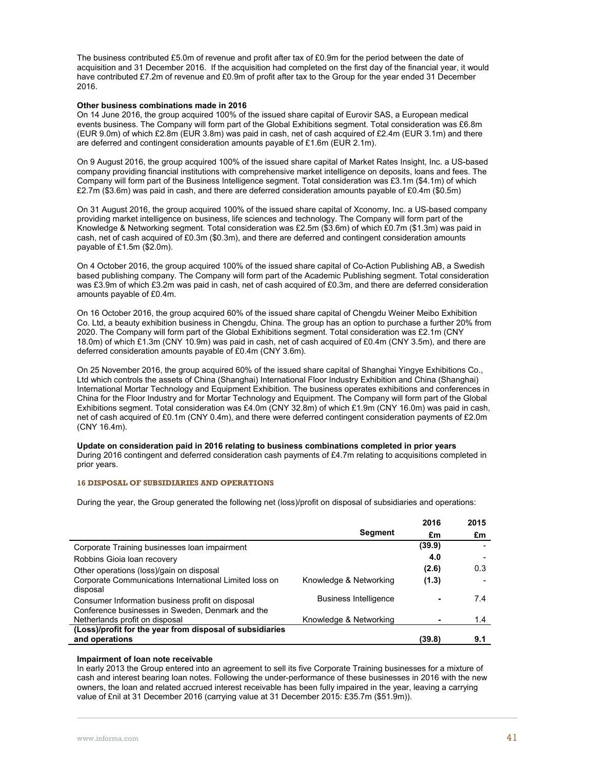The business contributed £5.0m of revenue and profit after tax of £0.9m for the period between the date of acquisition and 31 December 2016. If the acquisition had completed on the first day of the financial year, it would have contributed £7.2m of revenue and £0.9m of profit after tax to the Group for the year ended 31 December 2016.

**Other business combinations made in 2016**

On 14 June 2016, the group acquired 100% of the issued share capital of Eurovir SAS, a European medical events business. The Company will form part of the Global Exhibitions segment. Total consideration was £6.8m (EUR 9.0m) of which £2.8m (EUR 3.8m) was paid in cash, net of cash acquired of £2.4m (EUR 3.1m) and there are deferred and contingent consideration amounts payable of £1.6m (EUR 2.1m).

On 9 August 2016, the group acquired 100% of the issued share capital of Market Rates Insight, Inc. a US-based company providing financial institutions with comprehensive market intelligence on deposits, loans and fees. The Company will form part of the Business Intelligence segment. Total consideration was £3.1m ($4.1m) of which £2.7m ($3.6m) was paid in cash, and there are deferred consideration amounts payable of £0.4m ($0.5m)

On 31 August 2016, the group acquired 100% of the issued share capital of Xconomy, Inc. a US-based company providing market intelligence on business, life sciences and technology. The Company will form part of the Knowledge & Networking segment. Total consideration was £2.5m ($3.6m) of which £0.7m ($1.3m) was paid in cash, net of cash acquired of £0.3m ($0.3m), and there are deferred and contingent consideration amounts payable of £1.5m ($2.0m).

On 4 October 2016, the group acquired 100% of the issued share capital of Co-Action Publishing AB, a Swedish based publishing company. The Company will form part of the Academic Publishing segment. Total consideration was £3.9m of which £3.2m was paid in cash, net of cash acquired of £0.3m, and there are deferred consideration amounts payable of £0.4m.

On 16 October 2016, the group acquired 60% of the issued share capital of Chengdu Weiner Meibo Exhibition Co. Ltd, a beauty exhibition business in Chengdu, China. The group has an option to purchase a further 20% from 2020. The Company will form part of the Global Exhibitions segment. Total consideration was £2.1m (CNY 18.0m) of which £1.3m (CNY 10.9m) was paid in cash, net of cash acquired of £0.4m (CNY 3.5m), and there are deferred consideration amounts payable of £0.4m (CNY 3.6m).

On 25 November 2016, the group acquired 60% of the issued share capital of Shanghai Yingye Exhibitions Co., Ltd which controls the assets of China (Shanghai) International Floor Industry Exhibition and China (Shanghai) International Mortar Technology and Equipment Exhibition. The business operates exhibitions and conferences in China for the Floor Industry and for Mortar Technology and Equipment. The Company will form part of the Global Exhibitions segment. Total consideration was £4.0m (CNY 32.8m) of which £1.9m (CNY 16.0m) was paid in cash, net of cash acquired of £0.1m (CNY 0.4m), and there were deferred contingent consideration payments of £2.0m (CNY 16.4m).

**Update on consideration paid in 2016 relating to business combinations completed in prior years**

During 2016 contingent and deferred consideration cash payments of £4.7m relating to acquisitions completed in prior years.

## 16 DISPOSAL OF SUBSIDIARIES AND OPERATIONS

During the year, the Group generated the following net (loss)/profit on disposal of subsidiaries and operations:

| | Segment | 2016 £m | 2015 £m |
|---|---|---|---|
| Corporate Training businesses loan impairment | | **(39.9)** | - |
| Robbins Gioia loan recovery | | **4.0** | - |
| Other operations (loss)/gain on disposal | | **(2.6)** | 0.3 |
| Corporate Communications International Limited loss on disposal | Knowledge & Networking | **(1.3)** | - |
| Consumer Information business profit on disposal | Business Intelligence | **-** | 7.4 |
| Conference businesses in Sweden, Denmark and the Netherlands profit on disposal | Knowledge & Networking | **-** | 1.4 |
| **(Loss)/profit for the year from disposal of subsidiaries and operations** | | **(39.8)** | **9.1** |

**Impairment of loan note receivable**

In early 2013 the Group entered into an agreement to sell its five Corporate Training businesses for a mixture of cash and interest bearing loan notes. Following the under-performance of these businesses in 2016 with the new owners, the loan and related accrued interest receivable has been fully impaired in the year, leaving a carrying value of £nil at 31 December 2016 (carrying value at 31 December 2015: £35.7m ($51.9m)).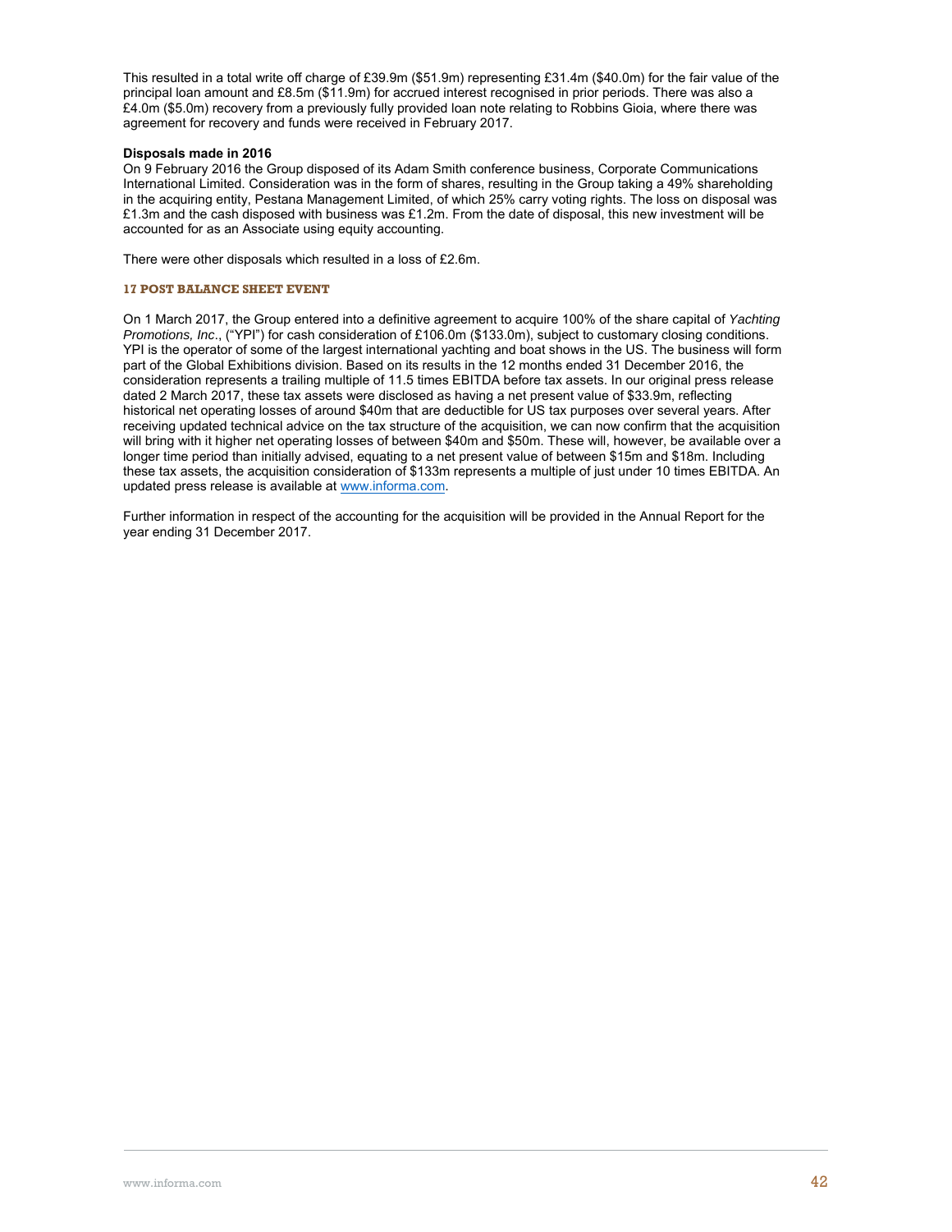This resulted in a total write off charge of £39.9m ($51.9m) representing £31.4m ($40.0m) for the fair value of the principal loan amount and £8.5m ($11.9m) for accrued interest recognised in prior periods. There was also a £4.0m ($5.0m) recovery from a previously fully provided loan note relating to Robbins Gioia, where there was agreement for recovery and funds were received in February 2017.

**Disposals made in 2016**

On 9 February 2016 the Group disposed of its Adam Smith conference business, Corporate Communications International Limited. Consideration was in the form of shares, resulting in the Group taking a 49% shareholding in the acquiring entity, Pestana Management Limited, of which 25% carry voting rights. The loss on disposal was £1.3m and the cash disposed with business was £1.2m. From the date of disposal, this new investment will be accounted for as an Associate using equity accounting.

There were other disposals which resulted in a loss of £2.6m.

## 17 POST BALANCE SHEET EVENT

On 1 March 2017, the Group entered into a definitive agreement to acquire 100% of the share capital of *Yachting Promotions, Inc*., ("YPI") for cash consideration of £106.0m ($133.0m), subject to customary closing conditions. YPI is the operator of some of the largest international yachting and boat shows in the US. The business will form part of the Global Exhibitions division. Based on its results in the 12 months ended 31 December 2016, the consideration represents a trailing multiple of 11.5 times EBITDA before tax assets. In our original press release dated 2 March 2017, these tax assets were disclosed as having a net present value of $33.9m, reflecting historical net operating losses of around $40m that are deductible for US tax purposes over several years. After receiving updated technical advice on the tax structure of the acquisition, we can now confirm that the acquisition will bring with it higher net operating losses of between $40m and $50m. These will, however, be available over a longer time period than initially advised, equating to a net present value of between $15m and $18m. Including these tax assets, the acquisition consideration of $133m represents a multiple of just under 10 times EBITDA. An updated press release is available at www.informa.com.

Further information in respect of the accounting for the acquisition will be provided in the Annual Report for the year ending 31 December 2017.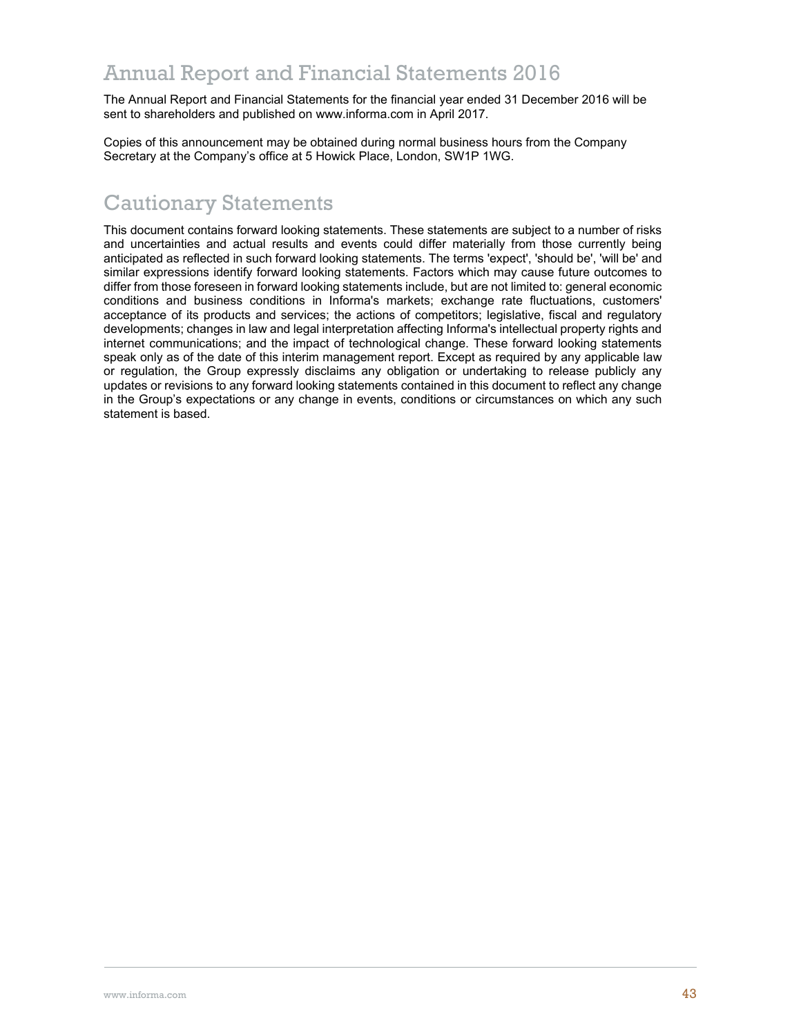## Annual Report and Financial Statements 2016

The Annual Report and Financial Statements for the financial year ended 31 December 2016 will be sent to shareholders and published on www.informa.com in April 2017.

Copies of this announcement may be obtained during normal business hours from the Company Secretary at the Company's office at 5 Howick Place, London, SW1P 1WG.

## Cautionary Statements

This document contains forward looking statements. These statements are subject to a number of risks and uncertainties and actual results and events could differ materially from those currently being anticipated as reflected in such forward looking statements. The terms 'expect', 'should be', 'will be' and similar expressions identify forward looking statements. Factors which may cause future outcomes to differ from those foreseen in forward looking statements include, but are not limited to: general economic conditions and business conditions in Informa's markets; exchange rate fluctuations, customers' acceptance of its products and services; the actions of competitors; legislative, fiscal and regulatory developments; changes in law and legal interpretation affecting Informa's intellectual property rights and internet communications; and the impact of technological change. These forward looking statements speak only as of the date of this interim management report. Except as required by any applicable law or regulation, the Group expressly disclaims any obligation or undertaking to release publicly any updates or revisions to any forward looking statements contained in this document to reflect any change in the Group's expectations or any change in events, conditions or circumstances on which any such statement is based.